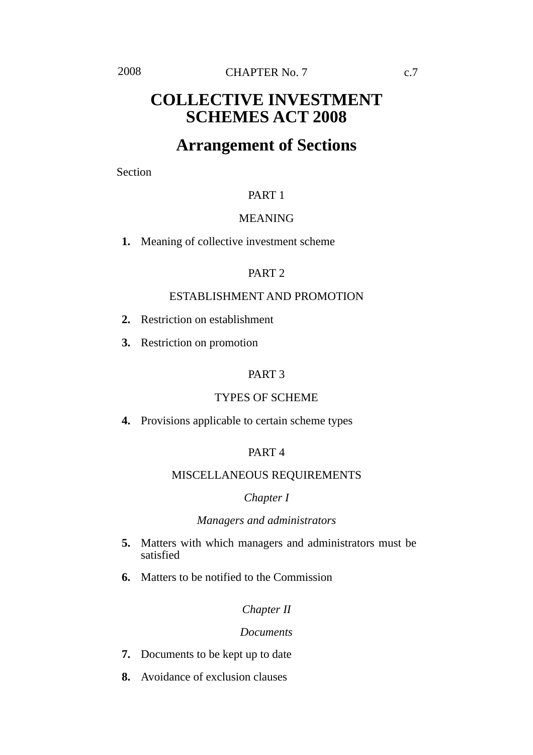# COLLECTIVE INVESTMENT SCHEMES ACT 2008

## Arrangement of Sections

Section

PART 1

MEANING

**1.** Meaning of collective investment scheme

PART 2

ESTABLISHMENT AND PROMOTION

**2.** Restriction on establishment

**3.** Restriction on promotion

PART 3

TYPES OF SCHEME

**4.** Provisions applicable to certain scheme types

PART 4

MISCELLANEOUS REQUIREMENTS

*Chapter I*

*Managers and administrators*

**5.** Matters with which managers and administrators must be satisfied

**6.** Matters to be notified to the Commission

*Chapter II*

*Documents*

**7.** Documents to be kept up to date

**8.** Avoidance of exclusion clauses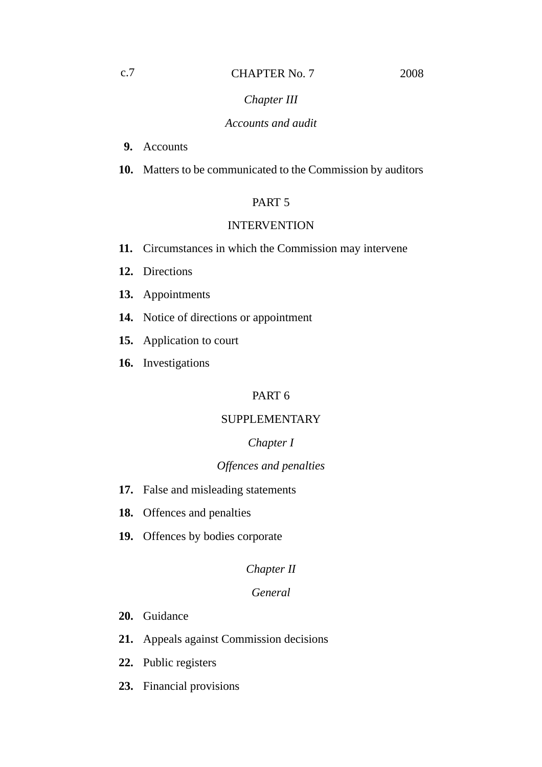*Chapter III*

*Accounts and audit*

**9.** Accounts

**10.** Matters to be communicated to the Commission by auditors

PART 5

INTERVENTION

**11.** Circumstances in which the Commission may intervene

**12.** Directions

**13.** Appointments

**14.** Notice of directions or appointment

**15.** Application to court

**16.** Investigations

PART 6

SUPPLEMENTARY

*Chapter I*

*Offences and penalties*

**17.** False and misleading statements

**18.** Offences and penalties

**19.** Offences by bodies corporate

*Chapter II*

*General*

**20.** Guidance

**21.** Appeals against Commission decisions

**22.** Public registers

**23.** Financial provisions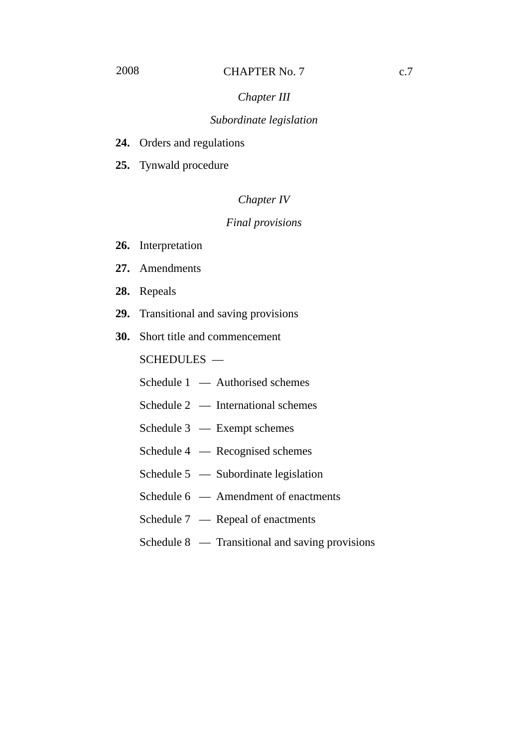*Chapter III*

*Subordinate legislation*

**24.** Orders and regulations

**25.** Tynwald procedure

*Chapter IV*

*Final provisions*

**26.** Interpretation

**27.** Amendments

**28.** Repeals

**29.** Transitional and saving provisions

**30.** Short title and commencement

SCHEDULES —

Schedule 1 — Authorised schemes

Schedule 2 — International schemes

Schedule 3 — Exempt schemes

Schedule 4 — Recognised schemes

Schedule 5 — Subordinate legislation

Schedule 6 — Amendment of enactments

Schedule 7 — Repeal of enactments

Schedule 8 — Transitional and saving provisions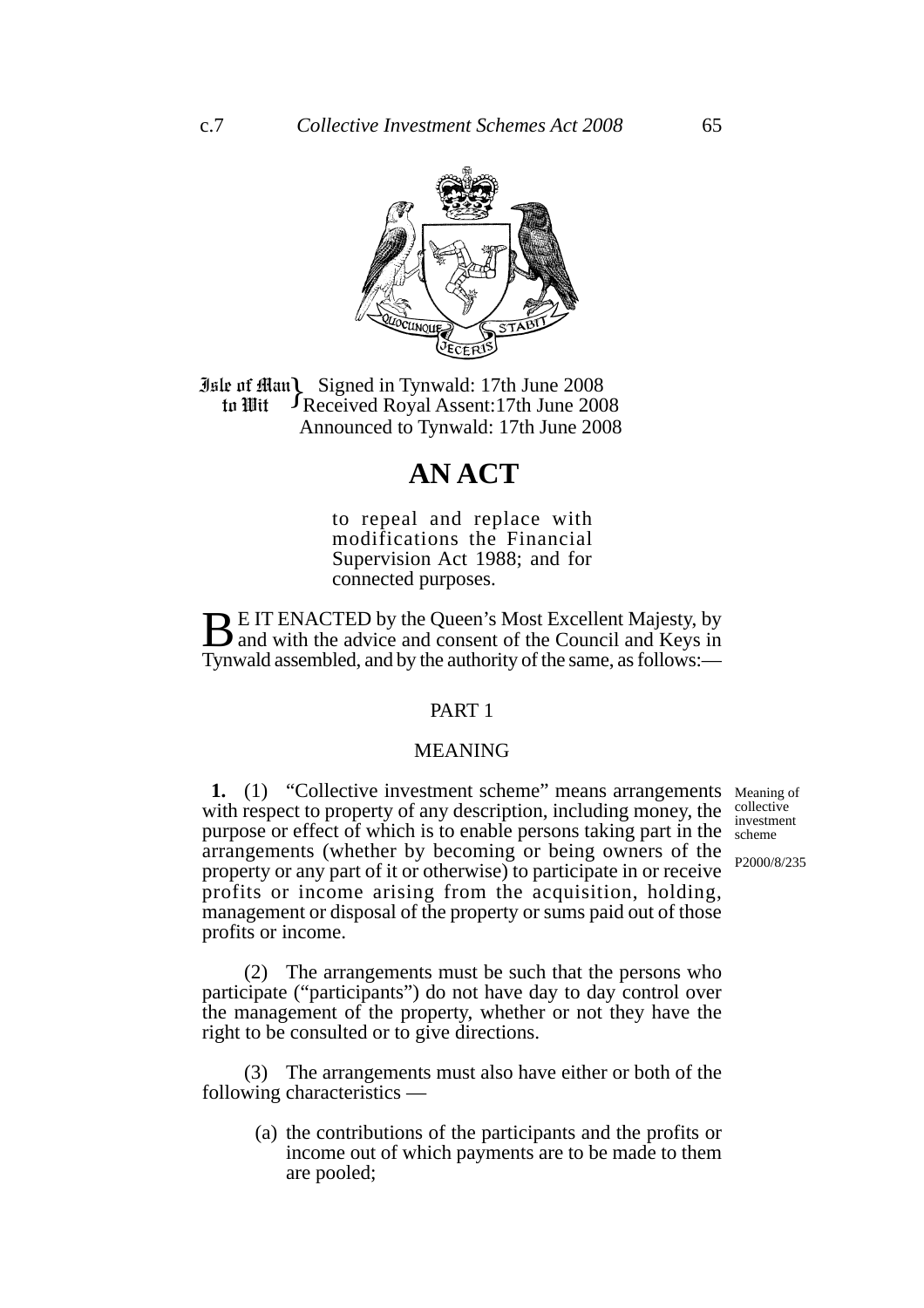Isle of Man to Wit } Signed in Tynwald: 17th June 2008
Received Royal Assent: 17th June 2008
Announced to Tynwald: 17th June 2008

# AN ACT

to repeal and replace with modifications the Financial Supervision Act 1988; and for connected purposes.

BE IT ENACTED by the Queen's Most Excellent Majesty, by and with the advice and consent of the Council and Keys in Tynwald assembled, and by the authority of the same, as follows:—

## PART 1

## MEANING

*Meaning of collective investment scheme*

*P2000/8/235*

**1.** (1) "Collective investment scheme" means arrangements with respect to property of any description, including money, the purpose or effect of which is to enable persons taking part in the arrangements (whether by becoming or being owners of the property or any part of it or otherwise) to participate in or receive profits or income arising from the acquisition, holding, management or disposal of the property or sums paid out of those profits or income.

(2) The arrangements must be such that the persons who participate ("participants") do not have day to day control over the management of the property, whether or not they have the right to be consulted or to give directions.

(3) The arrangements must also have either or both of the following characteristics —

(a) the contributions of the participants and the profits or income out of which payments are to be made to them are pooled;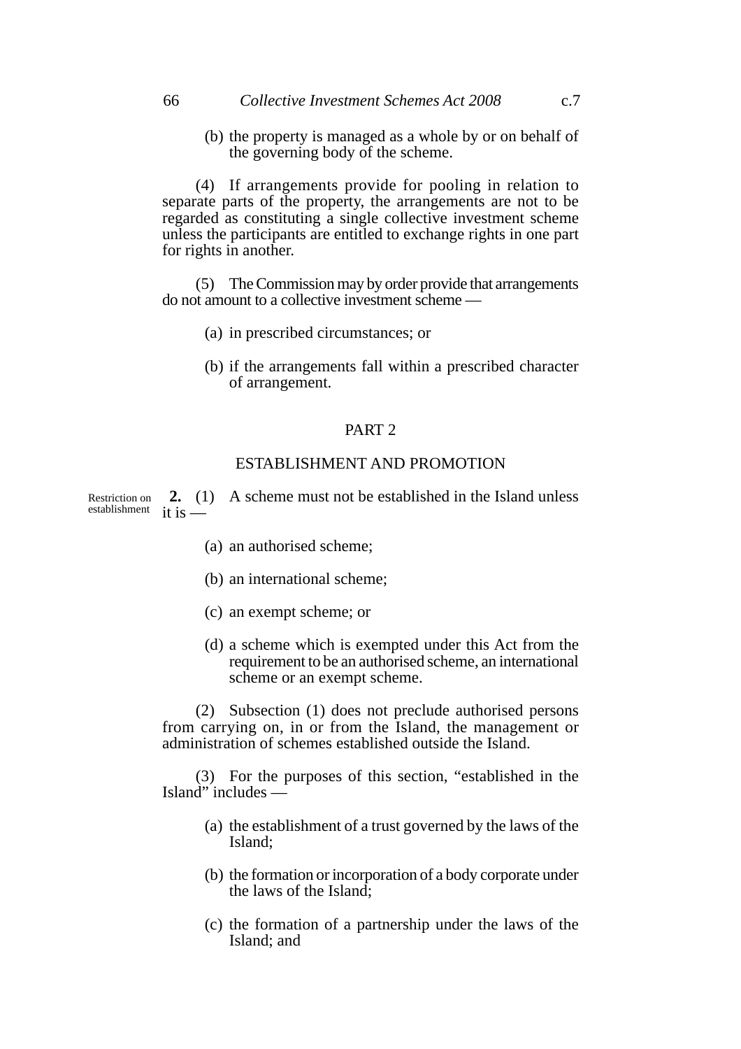(b) the property is managed as a whole by or on behalf of the governing body of the scheme.

(4) If arrangements provide for pooling in relation to separate parts of the property, the arrangements are not to be regarded as constituting a single collective investment scheme unless the participants are entitled to exchange rights in one part for rights in another.

(5) The Commission may by order provide that arrangements do not amount to a collective investment scheme —

(a) in prescribed circumstances; or

(b) if the arrangements fall within a prescribed character of arrangement.

## PART 2

## ESTABLISHMENT AND PROMOTION

Restriction on establishment

**2.** (1) A scheme must not be established in the Island unless it is —

(a) an authorised scheme;

(b) an international scheme;

(c) an exempt scheme; or

(d) a scheme which is exempted under this Act from the requirement to be an authorised scheme, an international scheme or an exempt scheme.

(2) Subsection (1) does not preclude authorised persons from carrying on, in or from the Island, the management or administration of schemes established outside the Island.

(3) For the purposes of this section, "established in the Island" includes —

(a) the establishment of a trust governed by the laws of the Island;

(b) the formation or incorporation of a body corporate under the laws of the Island;

(c) the formation of a partnership under the laws of the Island; and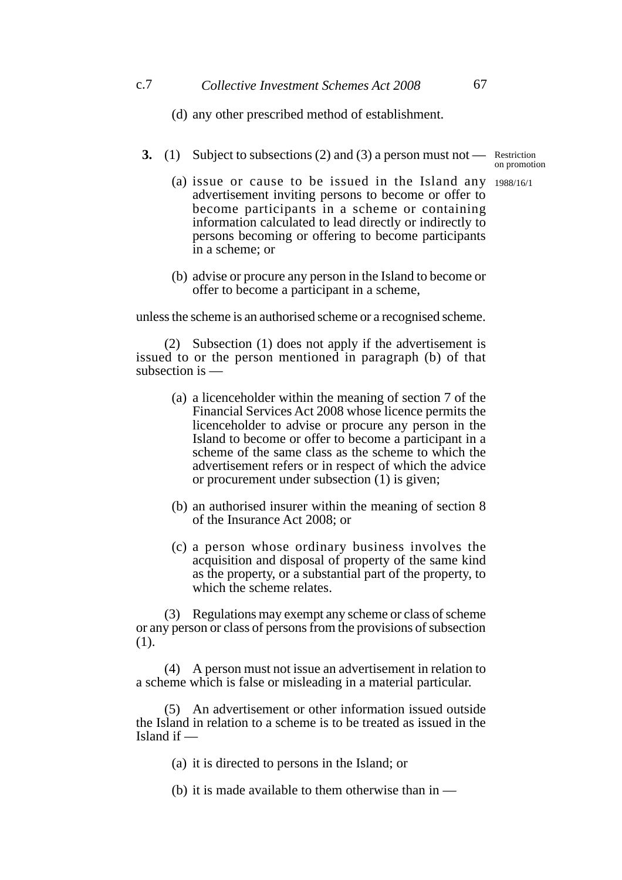(d) any other prescribed method of establishment.

**3.** (1) Subject to subsections (2) and (3) a person must not — Restriction on promotion

1988/16/1

(a) issue or cause to be issued in the Island any advertisement inviting persons to become or offer to become participants in a scheme or containing information calculated to lead directly or indirectly to persons becoming or offering to become participants in a scheme; or

(b) advise or procure any person in the Island to become or offer to become a participant in a scheme,

unless the scheme is an authorised scheme or a recognised scheme.

(2) Subsection (1) does not apply if the advertisement is issued to or the person mentioned in paragraph (b) of that subsection is —

(a) a licenceholder within the meaning of section 7 of the Financial Services Act 2008 whose licence permits the licenceholder to advise or procure any person in the Island to become or offer to become a participant in a scheme of the same class as the scheme to which the advertisement refers or in respect of which the advice or procurement under subsection (1) is given;

(b) an authorised insurer within the meaning of section 8 of the Insurance Act 2008; or

(c) a person whose ordinary business involves the acquisition and disposal of property of the same kind as the property, or a substantial part of the property, to which the scheme relates.

(3) Regulations may exempt any scheme or class of scheme or any person or class of persons from the provisions of subsection (1).

(4) A person must not issue an advertisement in relation to a scheme which is false or misleading in a material particular.

(5) An advertisement or other information issued outside the Island in relation to a scheme is to be treated as issued in the Island if —

(a) it is directed to persons in the Island; or

(b) it is made available to them otherwise than in —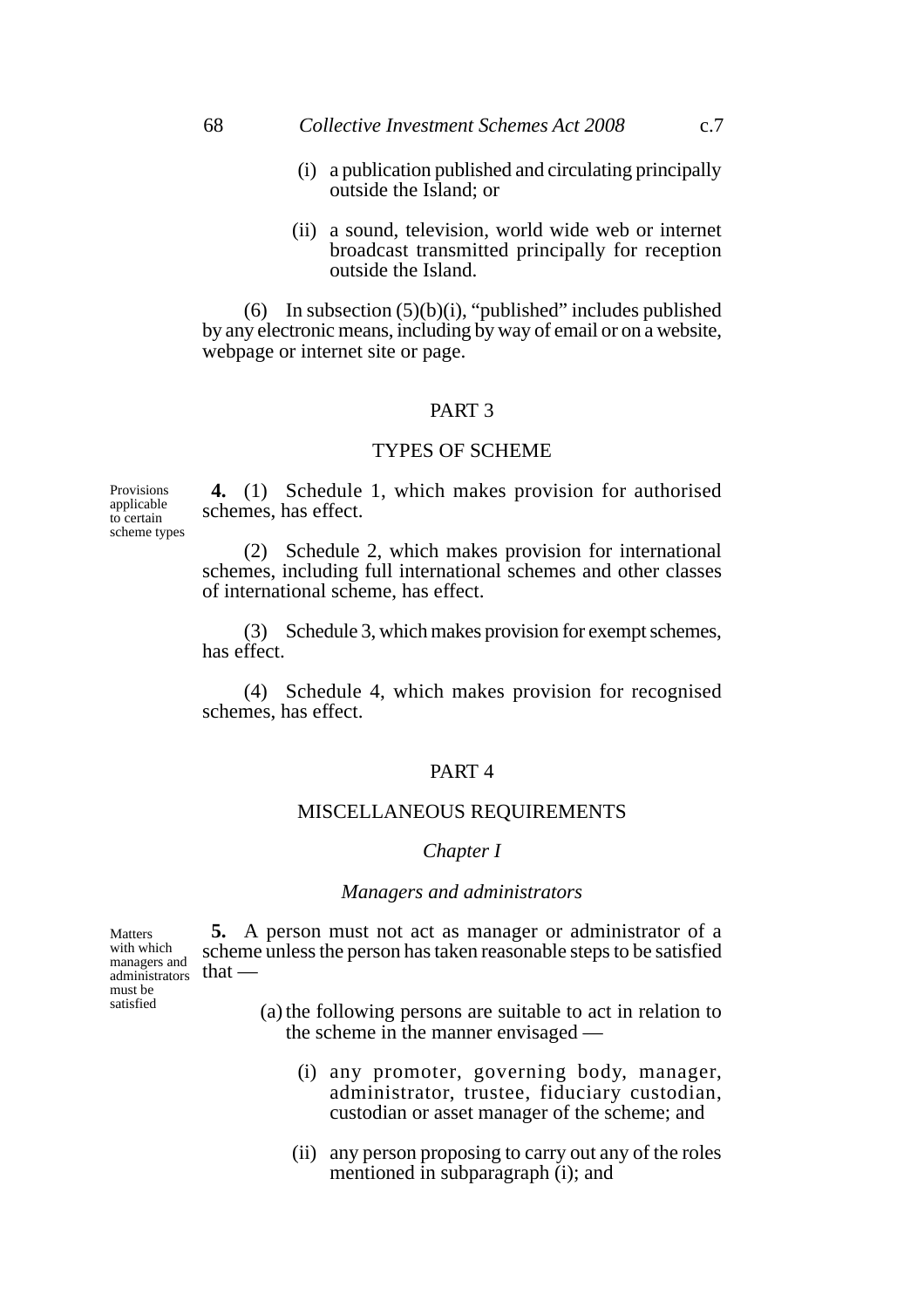(i) a publication published and circulating principally outside the Island; or

(ii) a sound, television, world wide web or internet broadcast transmitted principally for reception outside the Island.

(6) In subsection (5)(b)(i), "published" includes published by any electronic means, including by way of email or on a website, webpage or internet site or page.

## PART 3

## TYPES OF SCHEME

*Provisions applicable to certain scheme types*

**4.** (1) Schedule 1, which makes provision for authorised schemes, has effect.

(2) Schedule 2, which makes provision for international schemes, including full international schemes and other classes of international scheme, has effect.

(3) Schedule 3, which makes provision for exempt schemes, has effect.

(4) Schedule 4, which makes provision for recognised schemes, has effect.

## PART 4

## MISCELLANEOUS REQUIREMENTS

### *Chapter I*

### *Managers and administrators*

*Matters with which managers and administrators must be satisfied*

**5.** A person must not act as manager or administrator of a scheme unless the person has taken reasonable steps to be satisfied that —

(a) the following persons are suitable to act in relation to the scheme in the manner envisaged —

(i) any promoter, governing body, manager, administrator, trustee, fiduciary custodian, custodian or asset manager of the scheme; and

(ii) any person proposing to carry out any of the roles mentioned in subparagraph (i); and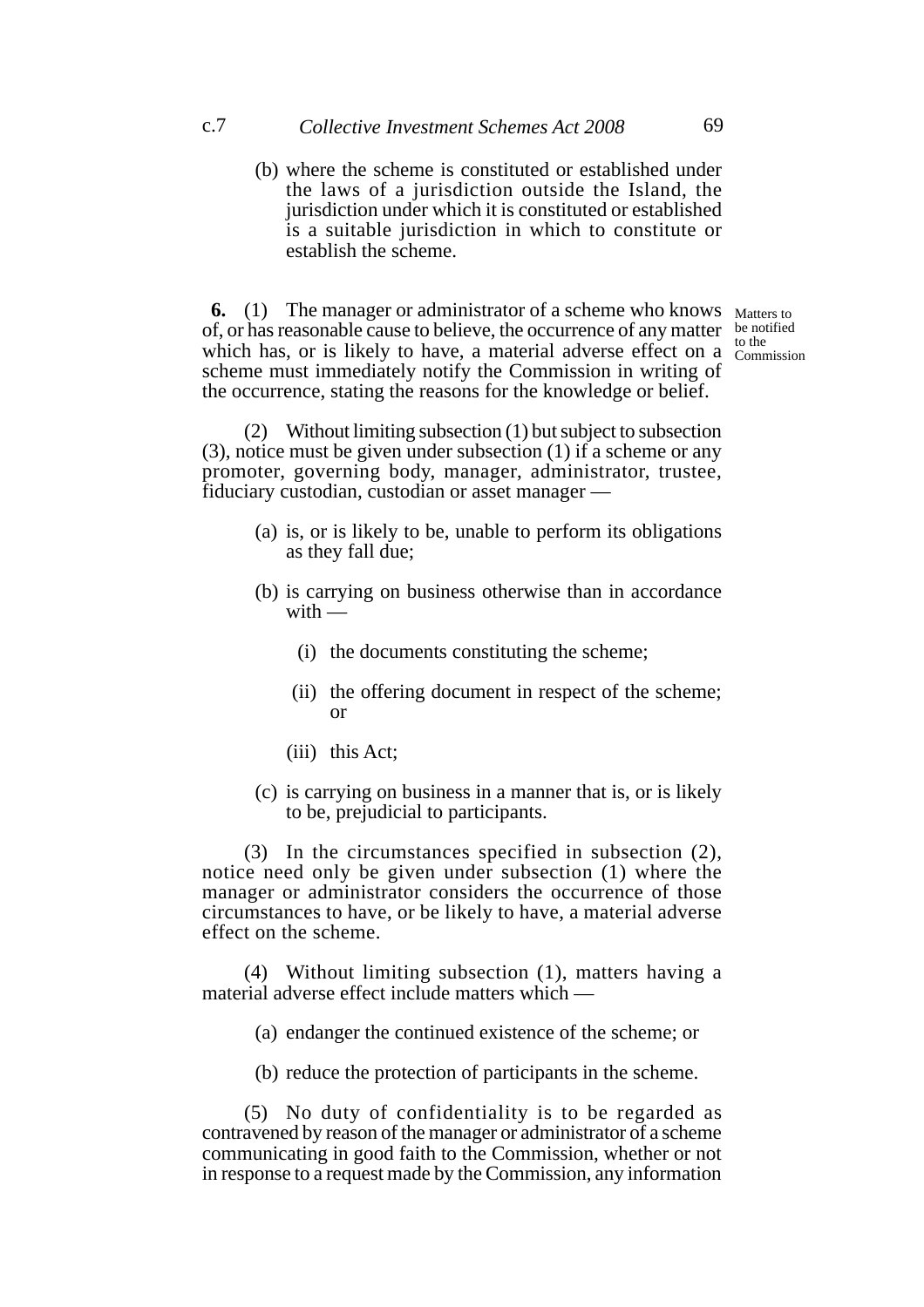(b) where the scheme is constituted or established under the laws of a jurisdiction outside the Island, the jurisdiction under which it is constituted or established is a suitable jurisdiction in which to constitute or establish the scheme.

**6.** (1) The manager or administrator of a scheme who knows of, or has reasonable cause to believe, the occurrence of any matter which has, or is likely to have, a material adverse effect on a scheme must immediately notify the Commission in writing of the occurrence, stating the reasons for the knowledge or belief.

Matters to be notified to the Commission

(2) Without limiting subsection (1) but subject to subsection (3), notice must be given under subsection (1) if a scheme or any promoter, governing body, manager, administrator, trustee, fiduciary custodian, custodian or asset manager —

(a) is, or is likely to be, unable to perform its obligations as they fall due;

(b) is carrying on business otherwise than in accordance with —

(i) the documents constituting the scheme;

(ii) the offering document in respect of the scheme; or

(iii) this Act;

(c) is carrying on business in a manner that is, or is likely to be, prejudicial to participants.

(3) In the circumstances specified in subsection (2), notice need only be given under subsection (1) where the manager or administrator considers the occurrence of those circumstances to have, or be likely to have, a material adverse effect on the scheme.

(4) Without limiting subsection (1), matters having a material adverse effect include matters which —

(a) endanger the continued existence of the scheme; or

(b) reduce the protection of participants in the scheme.

(5) No duty of confidentiality is to be regarded as contravened by reason of the manager or administrator of a scheme communicating in good faith to the Commission, whether or not in response to a request made by the Commission, any information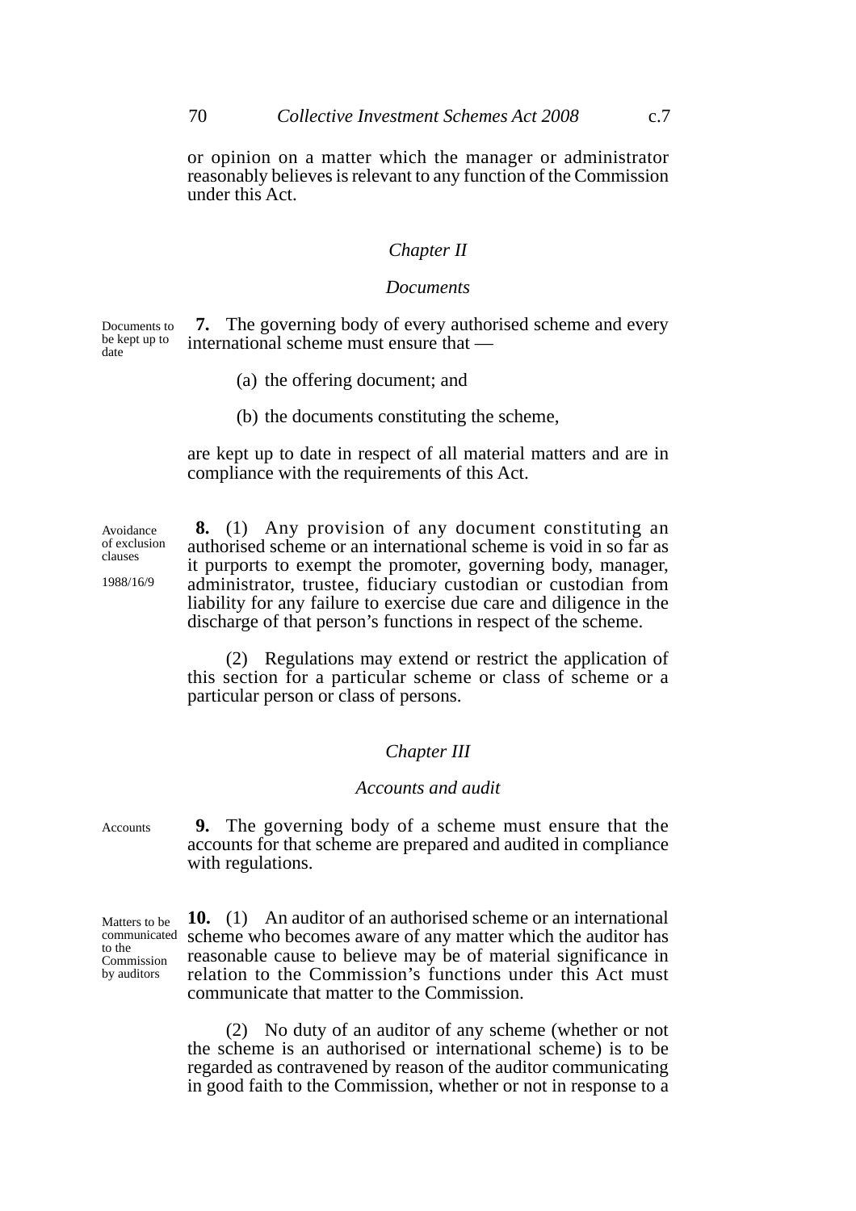or opinion on a matter which the manager or administrator reasonably believes is relevant to any function of the Commission under this Act.

## *Chapter II*

### *Documents*

Documents to be kept up to date

**7.** The governing body of every authorised scheme and every international scheme must ensure that —

(a) the offering document; and

(b) the documents constituting the scheme,

are kept up to date in respect of all material matters and are in compliance with the requirements of this Act.

Avoidance of exclusion clauses

1988/16/9

**8.** (1) Any provision of any document constituting an authorised scheme or an international scheme is void in so far as it purports to exempt the promoter, governing body, manager, administrator, trustee, fiduciary custodian or custodian from liability for any failure to exercise due care and diligence in the discharge of that person's functions in respect of the scheme.

(2) Regulations may extend or restrict the application of this section for a particular scheme or class of scheme or a particular person or class of persons.

## *Chapter III*

### *Accounts and audit*

Accounts

**9.** The governing body of a scheme must ensure that the accounts for that scheme are prepared and audited in compliance with regulations.

Matters to be communicated to the Commission by auditors

**10.** (1) An auditor of an authorised scheme or an international scheme who becomes aware of any matter which the auditor has reasonable cause to believe may be of material significance in relation to the Commission's functions under this Act must communicate that matter to the Commission.

(2) No duty of an auditor of any scheme (whether or not the scheme is an authorised or international scheme) is to be regarded as contravened by reason of the auditor communicating in good faith to the Commission, whether or not in response to a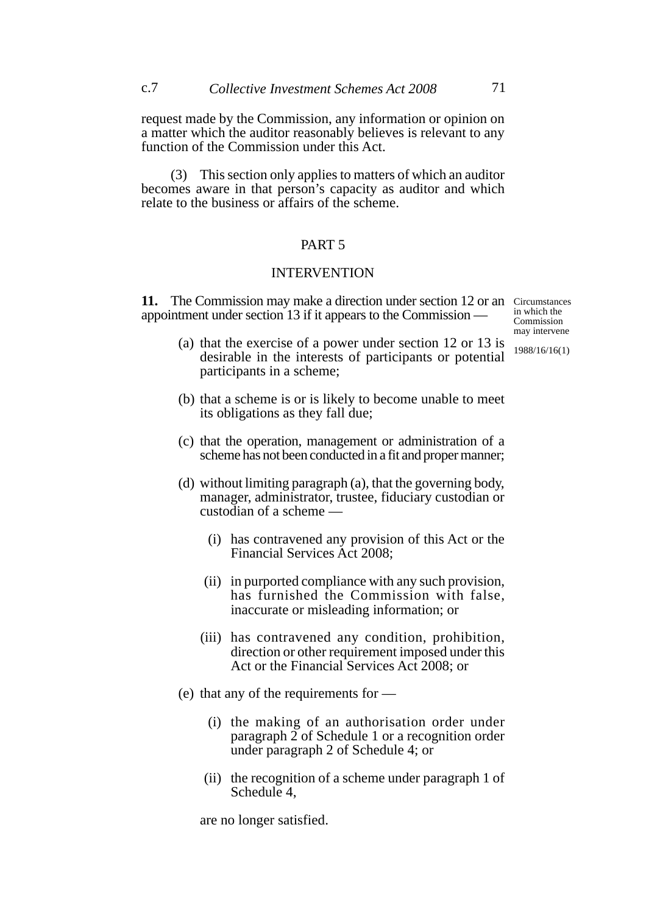request made by the Commission, any information or opinion on a matter which the auditor reasonably believes is relevant to any function of the Commission under this Act.

(3) This section only applies to matters of which an auditor becomes aware in that person's capacity as auditor and which relate to the business or affairs of the scheme.

## PART 5

## INTERVENTION

Circumstances in which the Commission may intervene

1988/16/16(1)

**11.** The Commission may make a direction under section 12 or an appointment under section 13 if it appears to the Commission —

(a) that the exercise of a power under section 12 or 13 is desirable in the interests of participants or potential participants in a scheme;

(b) that a scheme is or is likely to become unable to meet its obligations as they fall due;

(c) that the operation, management or administration of a scheme has not been conducted in a fit and proper manner;

(d) without limiting paragraph (a), that the governing body, manager, administrator, trustee, fiduciary custodian or custodian of a scheme —

(i) has contravened any provision of this Act or the Financial Services Act 2008;

(ii) in purported compliance with any such provision, has furnished the Commission with false, inaccurate or misleading information; or

(iii) has contravened any condition, prohibition, direction or other requirement imposed under this Act or the Financial Services Act 2008; or

(e) that any of the requirements for —

(i) the making of an authorisation order under paragraph 2 of Schedule 1 or a recognition order under paragraph 2 of Schedule 4; or

(ii) the recognition of a scheme under paragraph 1 of Schedule 4,

are no longer satisfied.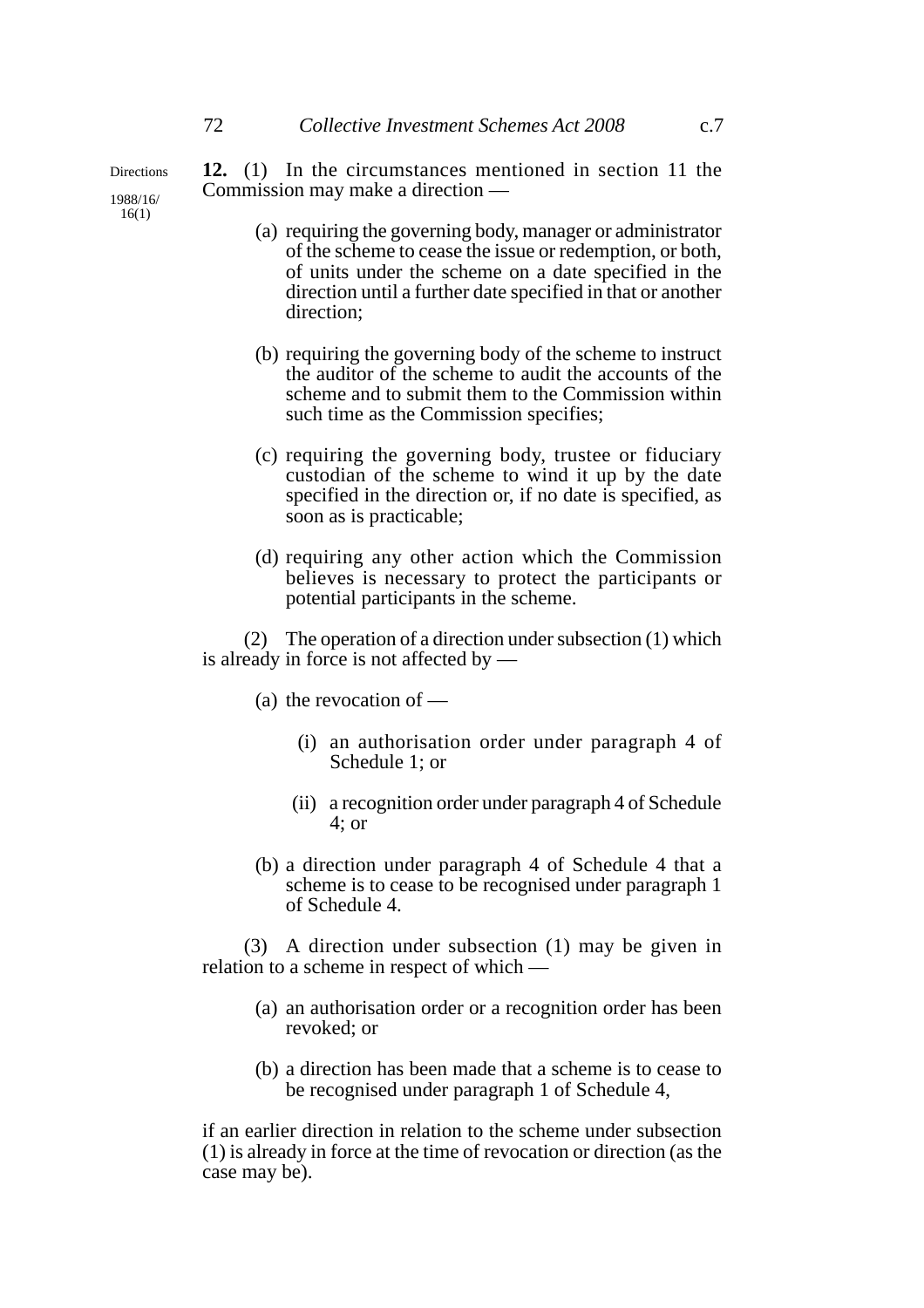Directions

1988/16/16(1)

**12.** (1) In the circumstances mentioned in section 11 the Commission may make a direction —

(a) requiring the governing body, manager or administrator of the scheme to cease the issue or redemption, or both, of units under the scheme on a date specified in the direction until a further date specified in that or another direction;

(b) requiring the governing body of the scheme to instruct the auditor of the scheme to audit the accounts of the scheme and to submit them to the Commission within such time as the Commission specifies;

(c) requiring the governing body, trustee or fiduciary custodian of the scheme to wind it up by the date specified in the direction or, if no date is specified, as soon as is practicable;

(d) requiring any other action which the Commission believes is necessary to protect the participants or potential participants in the scheme.

(2) The operation of a direction under subsection (1) which is already in force is not affected by —

(a) the revocation of —

(i) an authorisation order under paragraph 4 of Schedule 1; or

(ii) a recognition order under paragraph 4 of Schedule 4; or

(b) a direction under paragraph 4 of Schedule 4 that a scheme is to cease to be recognised under paragraph 1 of Schedule 4.

(3) A direction under subsection (1) may be given in relation to a scheme in respect of which —

(a) an authorisation order or a recognition order has been revoked; or

(b) a direction has been made that a scheme is to cease to be recognised under paragraph 1 of Schedule 4,

if an earlier direction in relation to the scheme under subsection (1) is already in force at the time of revocation or direction (as the case may be).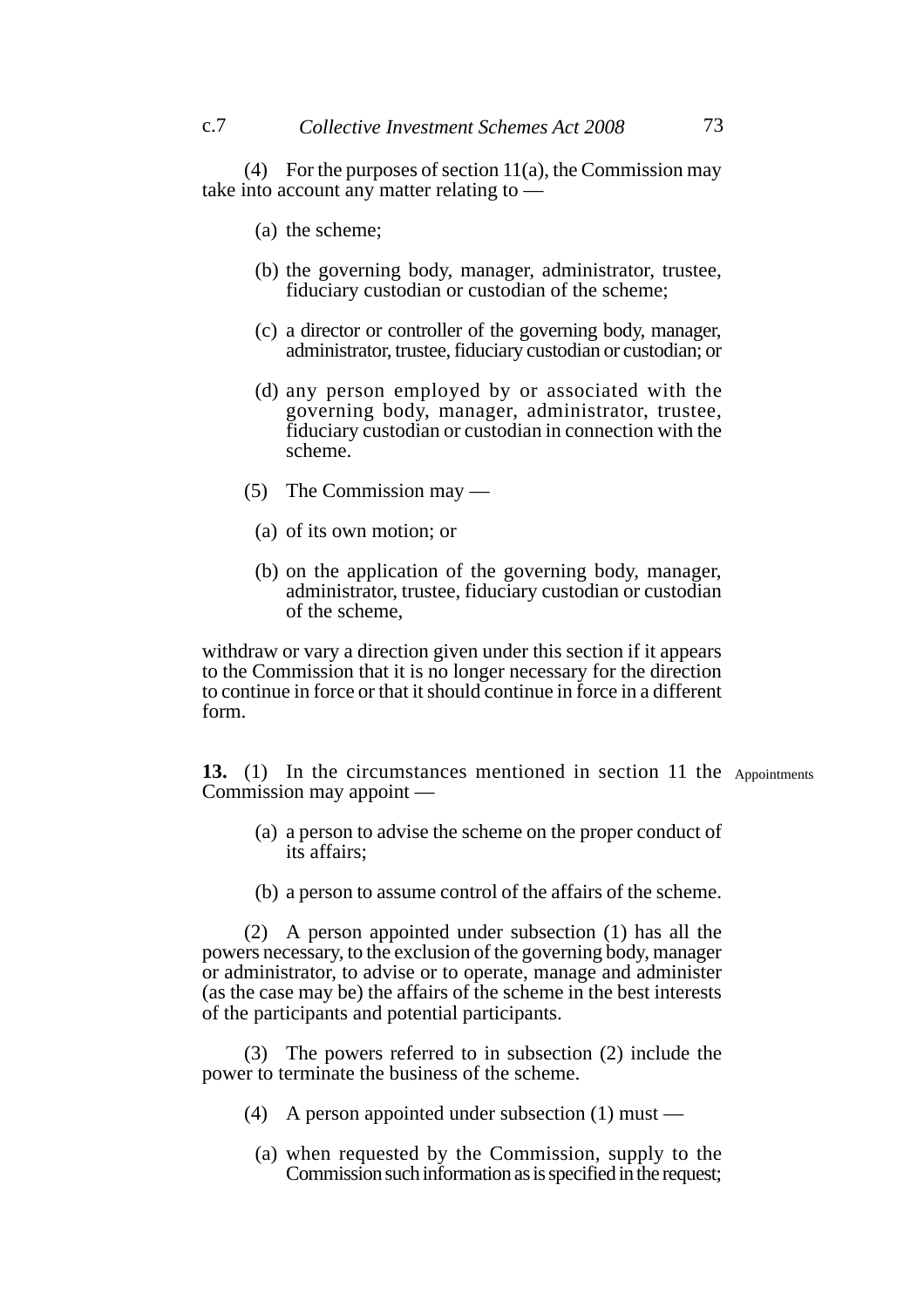(4) For the purposes of section 11(a), the Commission may take into account any matter relating to —

(a) the scheme;

(b) the governing body, manager, administrator, trustee, fiduciary custodian or custodian of the scheme;

(c) a director or controller of the governing body, manager, administrator, trustee, fiduciary custodian or custodian; or

(d) any person employed by or associated with the governing body, manager, administrator, trustee, fiduciary custodian or custodian in connection with the scheme.

(5) The Commission may —

(a) of its own motion; or

(b) on the application of the governing body, manager, administrator, trustee, fiduciary custodian or custodian of the scheme,

withdraw or vary a direction given under this section if it appears to the Commission that it is no longer necessary for the direction to continue in force or that it should continue in force in a different form.

**13.** (1) In the circumstances mentioned in section 11 the Commission may appoint — Appointments

(a) a person to advise the scheme on the proper conduct of its affairs;

(b) a person to assume control of the affairs of the scheme.

(2) A person appointed under subsection (1) has all the powers necessary, to the exclusion of the governing body, manager or administrator, to advise or to operate, manage and administer (as the case may be) the affairs of the scheme in the best interests of the participants and potential participants.

(3) The powers referred to in subsection (2) include the power to terminate the business of the scheme.

(4) A person appointed under subsection (1) must —

(a) when requested by the Commission, supply to the Commission such information as is specified in the request;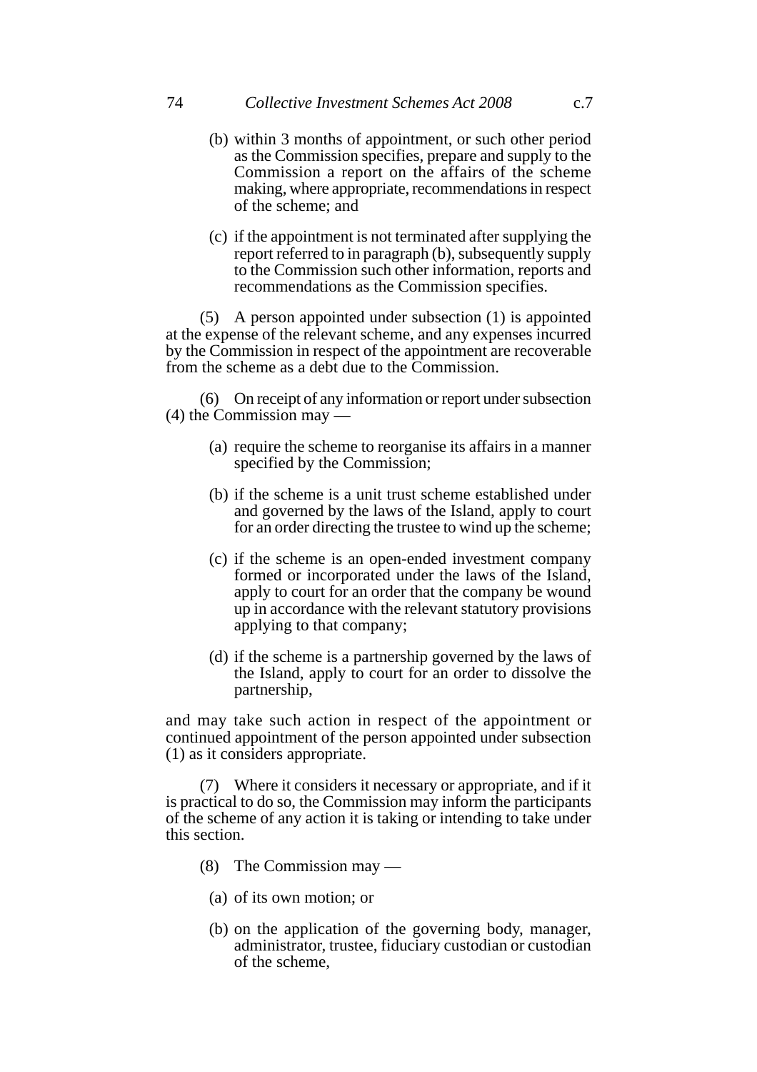(b) within 3 months of appointment, or such other period as the Commission specifies, prepare and supply to the Commission a report on the affairs of the scheme making, where appropriate, recommendations in respect of the scheme; and

(c) if the appointment is not terminated after supplying the report referred to in paragraph (b), subsequently supply to the Commission such other information, reports and recommendations as the Commission specifies.

(5) A person appointed under subsection (1) is appointed at the expense of the relevant scheme, and any expenses incurred by the Commission in respect of the appointment are recoverable from the scheme as a debt due to the Commission.

(6) On receipt of any information or report under subsection (4) the Commission may —

(a) require the scheme to reorganise its affairs in a manner specified by the Commission;

(b) if the scheme is a unit trust scheme established under and governed by the laws of the Island, apply to court for an order directing the trustee to wind up the scheme;

(c) if the scheme is an open-ended investment company formed or incorporated under the laws of the Island, apply to court for an order that the company be wound up in accordance with the relevant statutory provisions applying to that company;

(d) if the scheme is a partnership governed by the laws of the Island, apply to court for an order to dissolve the partnership,

and may take such action in respect of the appointment or continued appointment of the person appointed under subsection (1) as it considers appropriate.

(7) Where it considers it necessary or appropriate, and if it is practical to do so, the Commission may inform the participants of the scheme of any action it is taking or intending to take under this section.

(8) The Commission may —

(a) of its own motion; or

(b) on the application of the governing body, manager, administrator, trustee, fiduciary custodian or custodian of the scheme,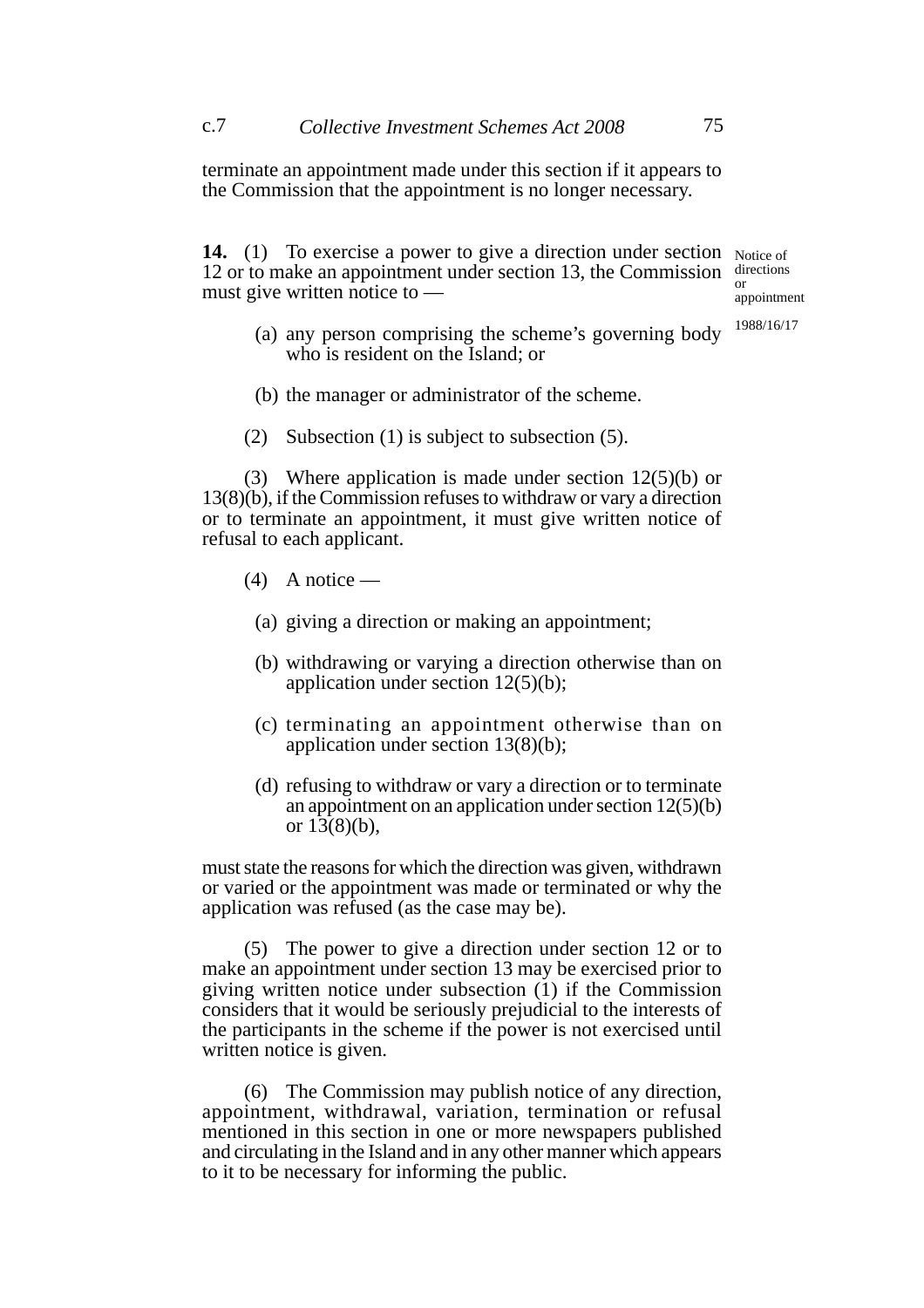terminate an appointment made under this section if it appears to the Commission that the appointment is no longer necessary.

**14.** (1) To exercise a power to give a direction under section 12 or to make an appointment under section 13, the Commission must give written notice to —

Notice of directions or appointment

1988/16/17

(a) any person comprising the scheme's governing body who is resident on the Island; or

(b) the manager or administrator of the scheme.

(2) Subsection (1) is subject to subsection (5).

(3) Where application is made under section 12(5)(b) or 13(8)(b), if the Commission refuses to withdraw or vary a direction or to terminate an appointment, it must give written notice of refusal to each applicant.

(4) A notice —

(a) giving a direction or making an appointment;

(b) withdrawing or varying a direction otherwise than on application under section 12(5)(b);

(c) terminating an appointment otherwise than on application under section 13(8)(b);

(d) refusing to withdraw or vary a direction or to terminate an appointment on an application under section 12(5)(b) or 13(8)(b),

must state the reasons for which the direction was given, withdrawn or varied or the appointment was made or terminated or why the application was refused (as the case may be).

(5) The power to give a direction under section 12 or to make an appointment under section 13 may be exercised prior to giving written notice under subsection (1) if the Commission considers that it would be seriously prejudicial to the interests of the participants in the scheme if the power is not exercised until written notice is given.

(6) The Commission may publish notice of any direction, appointment, withdrawal, variation, termination or refusal mentioned in this section in one or more newspapers published and circulating in the Island and in any other manner which appears to it to be necessary for informing the public.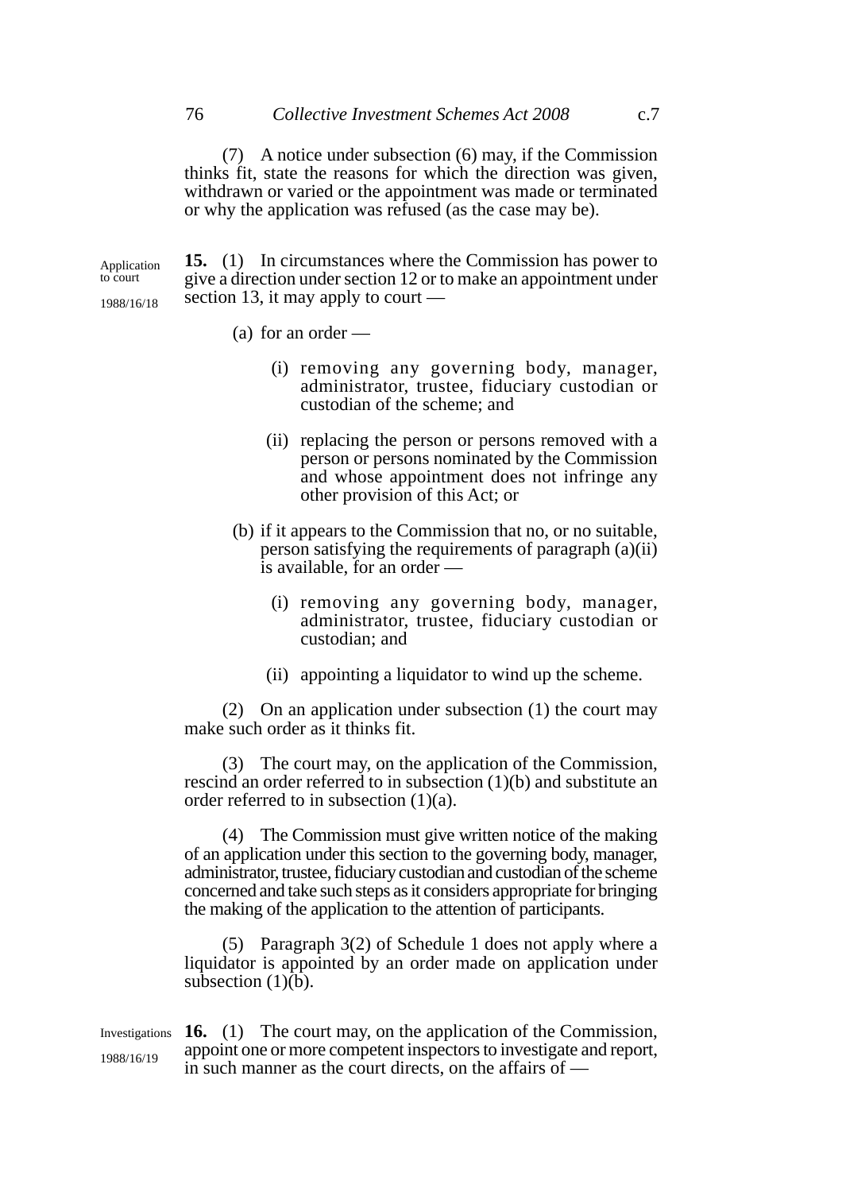(7) A notice under subsection (6) may, if the Commission thinks fit, state the reasons for which the direction was given, withdrawn or varied or the appointment was made or terminated or why the application was refused (as the case may be).

Application to court

1988/16/18

**15.** (1) In circumstances where the Commission has power to give a direction under section 12 or to make an appointment under section 13, it may apply to court —

(a) for an order —

(i) removing any governing body, manager, administrator, trustee, fiduciary custodian or custodian of the scheme; and

(ii) replacing the person or persons removed with a person or persons nominated by the Commission and whose appointment does not infringe any other provision of this Act; or

(b) if it appears to the Commission that no, or no suitable, person satisfying the requirements of paragraph (a)(ii) is available, for an order —

(i) removing any governing body, manager, administrator, trustee, fiduciary custodian or custodian; and

(ii) appointing a liquidator to wind up the scheme.

(2) On an application under subsection (1) the court may make such order as it thinks fit.

(3) The court may, on the application of the Commission, rescind an order referred to in subsection (1)(b) and substitute an order referred to in subsection (1)(a).

(4) The Commission must give written notice of the making of an application under this section to the governing body, manager, administrator, trustee, fiduciary custodian and custodian of the scheme concerned and take such steps as it considers appropriate for bringing the making of the application to the attention of participants.

(5) Paragraph 3(2) of Schedule 1 does not apply where a liquidator is appointed by an order made on application under subsection (1)(b).

Investigations

1988/16/19

**16.** (1) The court may, on the application of the Commission, appoint one or more competent inspectors to investigate and report, in such manner as the court directs, on the affairs of —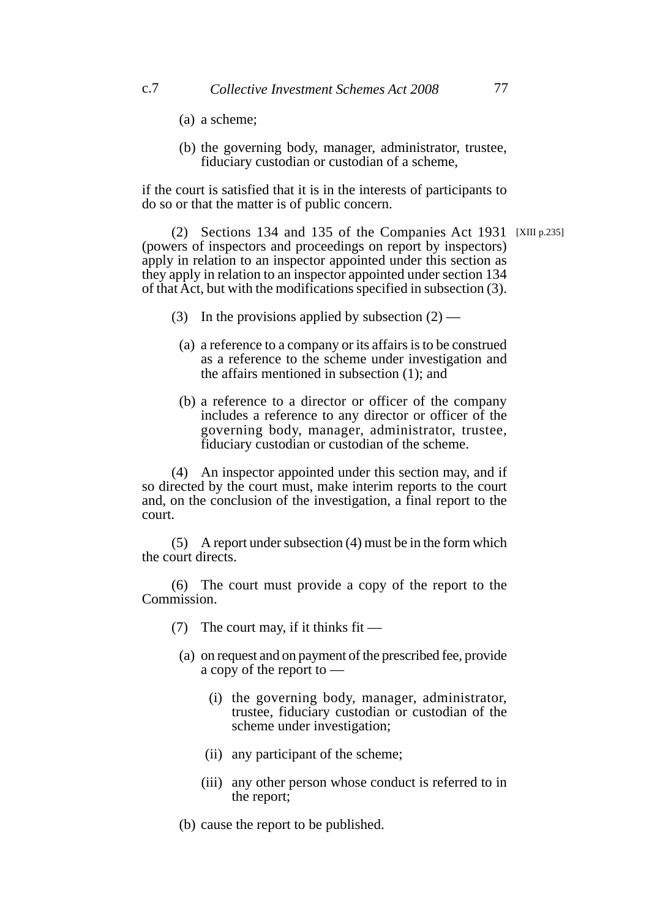(a) a scheme;

(b) the governing body, manager, administrator, trustee, fiduciary custodian or custodian of a scheme,

if the court is satisfied that it is in the interests of participants to do so or that the matter is of public concern.

(2) Sections 134 and 135 of the Companies Act 1931 (powers of inspectors and proceedings on report by inspectors) apply in relation to an inspector appointed under this section as they apply in relation to an inspector appointed under section 134 of that Act, but with the modifications specified in subsection (3). [XIII p.235]

(3) In the provisions applied by subsection (2) —

(a) a reference to a company or its affairs is to be construed as a reference to the scheme under investigation and the affairs mentioned in subsection (1); and

(b) a reference to a director or officer of the company includes a reference to any director or officer of the governing body, manager, administrator, trustee, fiduciary custodian or custodian of the scheme.

(4) An inspector appointed under this section may, and if so directed by the court must, make interim reports to the court and, on the conclusion of the investigation, a final report to the court.

(5) A report under subsection (4) must be in the form which the court directs.

(6) The court must provide a copy of the report to the Commission.

(7) The court may, if it thinks fit —

(a) on request and on payment of the prescribed fee, provide a copy of the report to —

(i) the governing body, manager, administrator, trustee, fiduciary custodian or custodian of the scheme under investigation;

(ii) any participant of the scheme;

(iii) any other person whose conduct is referred to in the report;

(b) cause the report to be published.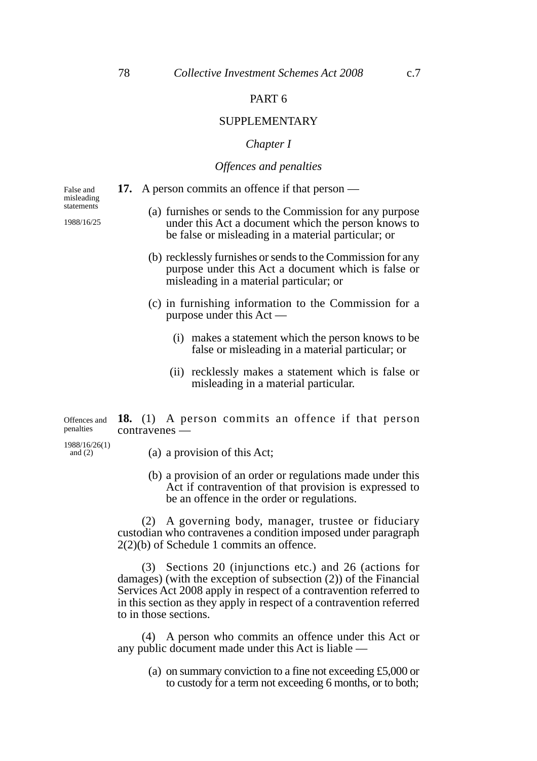# PART 6

## SUPPLEMENTARY

### *Chapter I*

### *Offences and penalties*

False and misleading statements

1988/16/25

**17.** A person commits an offence if that person —

(a) furnishes or sends to the Commission for any purpose under this Act a document which the person knows to be false or misleading in a material particular; or

(b) recklessly furnishes or sends to the Commission for any purpose under this Act a document which is false or misleading in a material particular; or

(c) in furnishing information to the Commission for a purpose under this Act —

(i) makes a statement which the person knows to be false or misleading in a material particular; or

(ii) recklessly makes a statement which is false or misleading in a material particular.

Offences and penalties

1988/16/26(1) and (2)

**18.** (1) A person commits an offence if that person contravenes —

(a) a provision of this Act;

(b) a provision of an order or regulations made under this Act if contravention of that provision is expressed to be an offence in the order or regulations.

(2) A governing body, manager, trustee or fiduciary custodian who contravenes a condition imposed under paragraph 2(2)(b) of Schedule 1 commits an offence.

(3) Sections 20 (injunctions etc.) and 26 (actions for damages) (with the exception of subsection (2)) of the Financial Services Act 2008 apply in respect of a contravention referred to in this section as they apply in respect of a contravention referred to in those sections.

(4) A person who commits an offence under this Act or any public document made under this Act is liable —

(a) on summary conviction to a fine not exceeding £5,000 or to custody for a term not exceeding 6 months, or to both;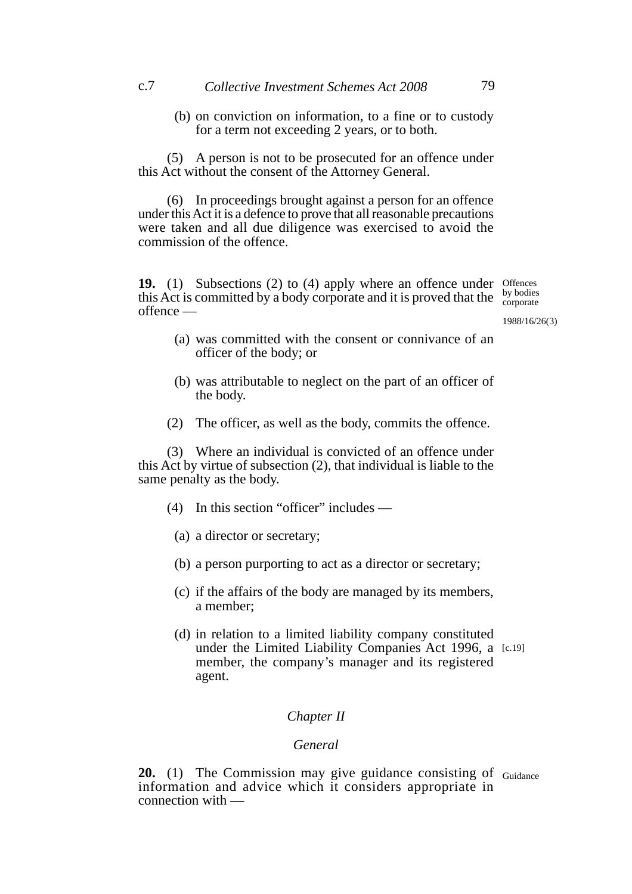(b) on conviction on information, to a fine or to custody for a term not exceeding 2 years, or to both.

(5) A person is not to be prosecuted for an offence under this Act without the consent of the Attorney General.

(6) In proceedings brought against a person for an offence under this Act it is a defence to prove that all reasonable precautions were taken and all due diligence was exercised to avoid the commission of the offence.

Offences by bodies corporate

1988/16/26(3)

**19.** (1) Subsections (2) to (4) apply where an offence under this Act is committed by a body corporate and it is proved that the offence —

(a) was committed with the consent or connivance of an officer of the body; or

(b) was attributable to neglect on the part of an officer of the body.

(2) The officer, as well as the body, commits the offence.

(3) Where an individual is convicted of an offence under this Act by virtue of subsection (2), that individual is liable to the same penalty as the body.

(4) In this section "officer" includes —

(a) a director or secretary;

(b) a person purporting to act as a director or secretary;

(c) if the affairs of the body are managed by its members, a member;

(d) in relation to a limited liability company constituted under the Limited Liability Companies Act 1996, a member, the company's manager and its registered agent. [c.19]

## *Chapter II*

## *General*

Guidance

**20.** (1) The Commission may give guidance consisting of information and advice which it considers appropriate in connection with —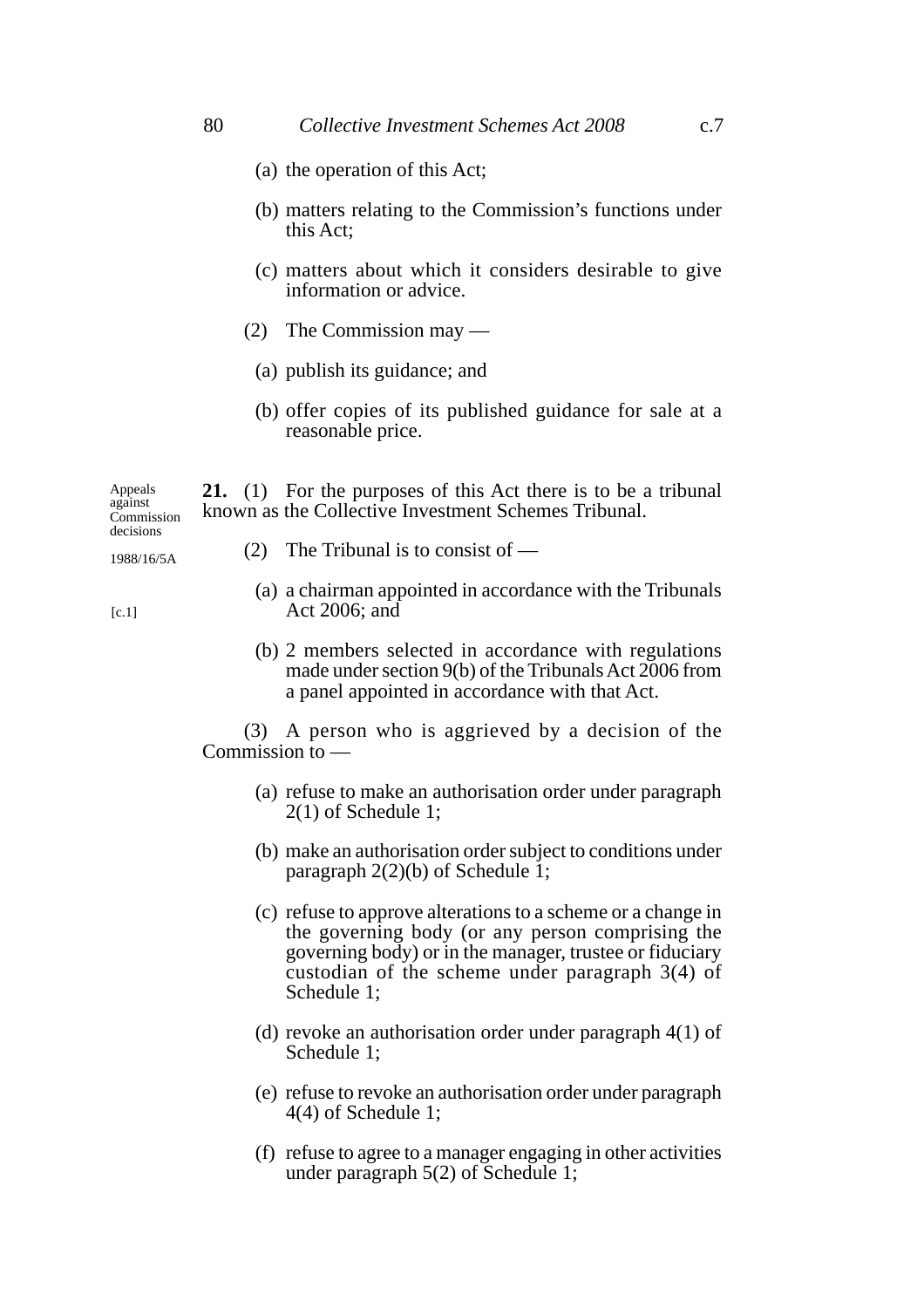(a) the operation of this Act;

(b) matters relating to the Commission's functions under this Act;

(c) matters about which it considers desirable to give information or advice.

(2) The Commission may —

(a) publish its guidance; and

(b) offer copies of its published guidance for sale at a reasonable price.

Appeals against Commission decisions

1988/16/5A

[c.1]

**21.** (1) For the purposes of this Act there is to be a tribunal known as the Collective Investment Schemes Tribunal.

(2) The Tribunal is to consist of —

(a) a chairman appointed in accordance with the Tribunals Act 2006; and

(b) 2 members selected in accordance with regulations made under section 9(b) of the Tribunals Act 2006 from a panel appointed in accordance with that Act.

(3) A person who is aggrieved by a decision of the Commission to —

(a) refuse to make an authorisation order under paragraph 2(1) of Schedule 1;

(b) make an authorisation order subject to conditions under paragraph 2(2)(b) of Schedule 1;

(c) refuse to approve alterations to a scheme or a change in the governing body (or any person comprising the governing body) or in the manager, trustee or fiduciary custodian of the scheme under paragraph 3(4) of Schedule 1;

(d) revoke an authorisation order under paragraph 4(1) of Schedule 1;

(e) refuse to revoke an authorisation order under paragraph 4(4) of Schedule 1;

(f) refuse to agree to a manager engaging in other activities under paragraph 5(2) of Schedule 1;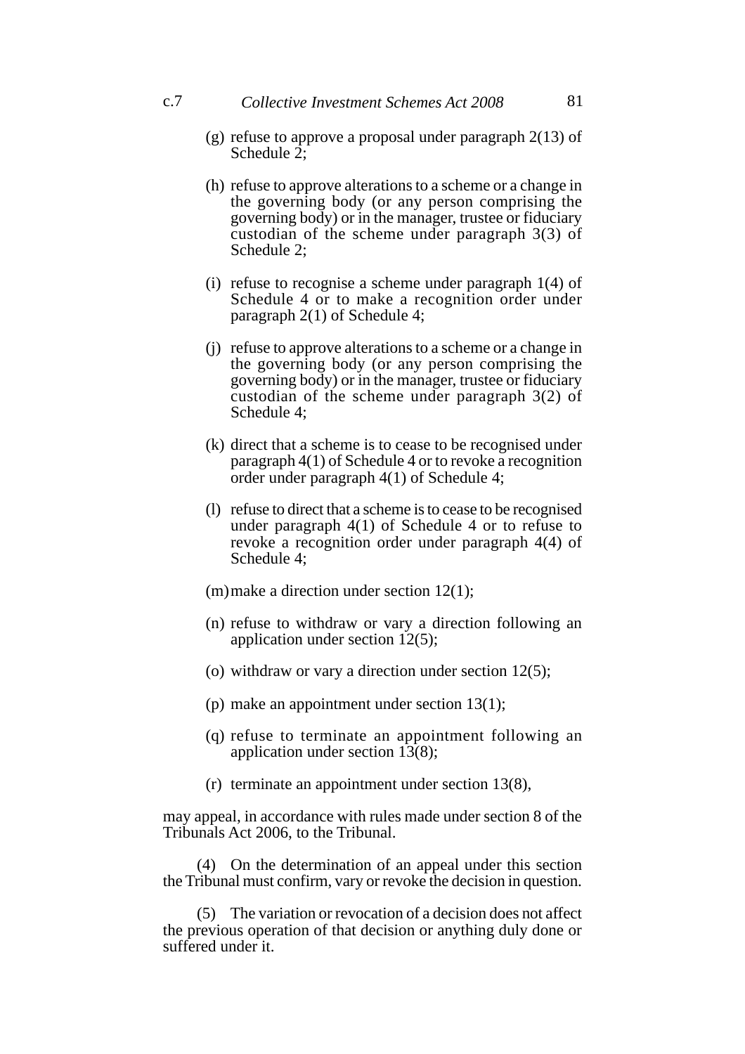(g) refuse to approve a proposal under paragraph 2(13) of Schedule 2;

(h) refuse to approve alterations to a scheme or a change in the governing body (or any person comprising the governing body) or in the manager, trustee or fiduciary custodian of the scheme under paragraph 3(3) of Schedule 2;

(i) refuse to recognise a scheme under paragraph 1(4) of Schedule 4 or to make a recognition order under paragraph 2(1) of Schedule 4;

(j) refuse to approve alterations to a scheme or a change in the governing body (or any person comprising the governing body) or in the manager, trustee or fiduciary custodian of the scheme under paragraph 3(2) of Schedule 4;

(k) direct that a scheme is to cease to be recognised under paragraph 4(1) of Schedule 4 or to revoke a recognition order under paragraph 4(1) of Schedule 4;

(l) refuse to direct that a scheme is to cease to be recognised under paragraph 4(1) of Schedule 4 or to refuse to revoke a recognition order under paragraph 4(4) of Schedule 4;

(m) make a direction under section 12(1);

(n) refuse to withdraw or vary a direction following an application under section 12(5);

(o) withdraw or vary a direction under section 12(5);

(p) make an appointment under section 13(1);

(q) refuse to terminate an appointment following an application under section 13(8);

(r) terminate an appointment under section 13(8),

may appeal, in accordance with rules made under section 8 of the Tribunals Act 2006, to the Tribunal.

(4) On the determination of an appeal under this section the Tribunal must confirm, vary or revoke the decision in question.

(5) The variation or revocation of a decision does not affect the previous operation of that decision or anything duly done or suffered under it.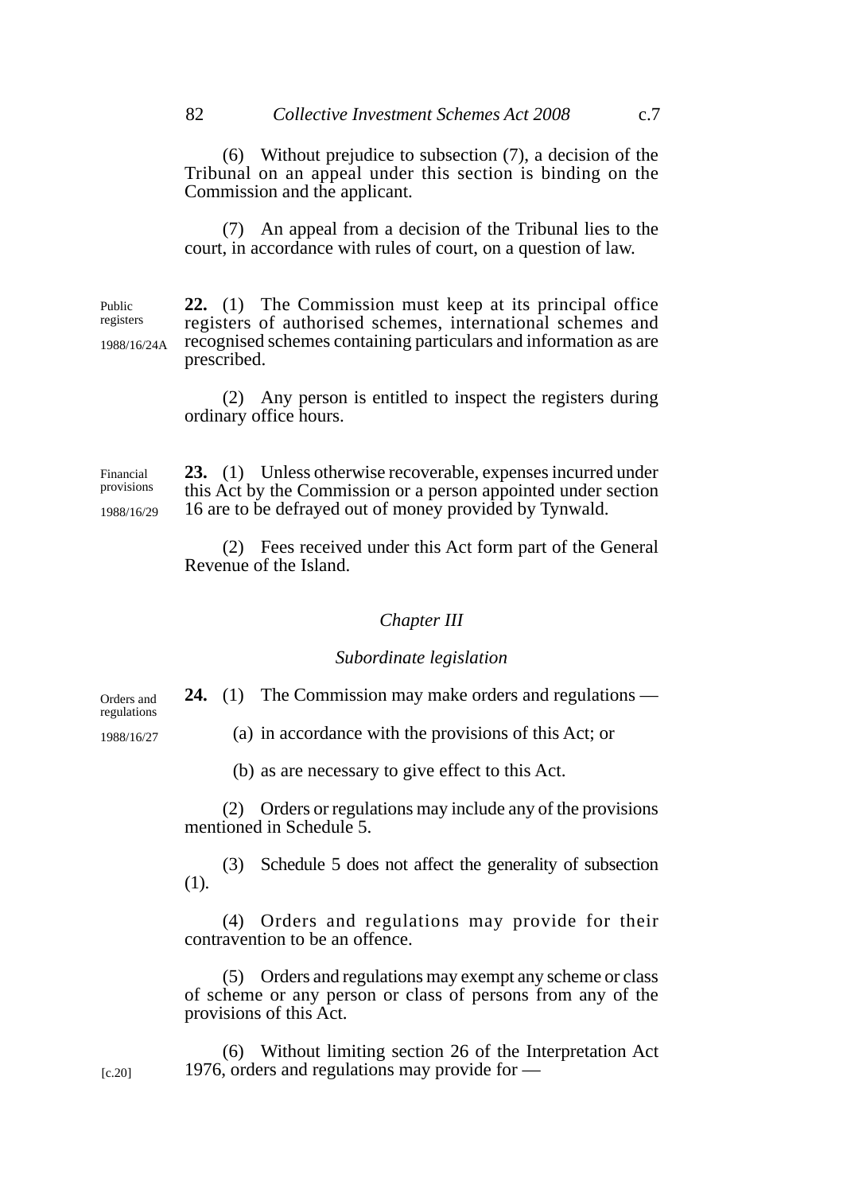(6) Without prejudice to subsection (7), a decision of the Tribunal on an appeal under this section is binding on the Commission and the applicant.

(7) An appeal from a decision of the Tribunal lies to the court, in accordance with rules of court, on a question of law.

Public registers

1988/16/24A

**22.** (1) The Commission must keep at its principal office registers of authorised schemes, international schemes and recognised schemes containing particulars and information as are prescribed.

(2) Any person is entitled to inspect the registers during ordinary office hours.

Financial provisions

1988/16/29

**23.** (1) Unless otherwise recoverable, expenses incurred under this Act by the Commission or a person appointed under section 16 are to be defrayed out of money provided by Tynwald.

(2) Fees received under this Act form part of the General Revenue of the Island.

## *Chapter III*

### *Subordinate legislation*

Orders and regulations

1988/16/27

**24.** (1) The Commission may make orders and regulations —

(a) in accordance with the provisions of this Act; or

(b) as are necessary to give effect to this Act.

(2) Orders or regulations may include any of the provisions mentioned in Schedule 5.

(3) Schedule 5 does not affect the generality of subsection (1).

(4) Orders and regulations may provide for their contravention to be an offence.

(5) Orders and regulations may exempt any scheme or class of scheme or any person or class of persons from any of the provisions of this Act.

[c.20]

(6) Without limiting section 26 of the Interpretation Act 1976, orders and regulations may provide for —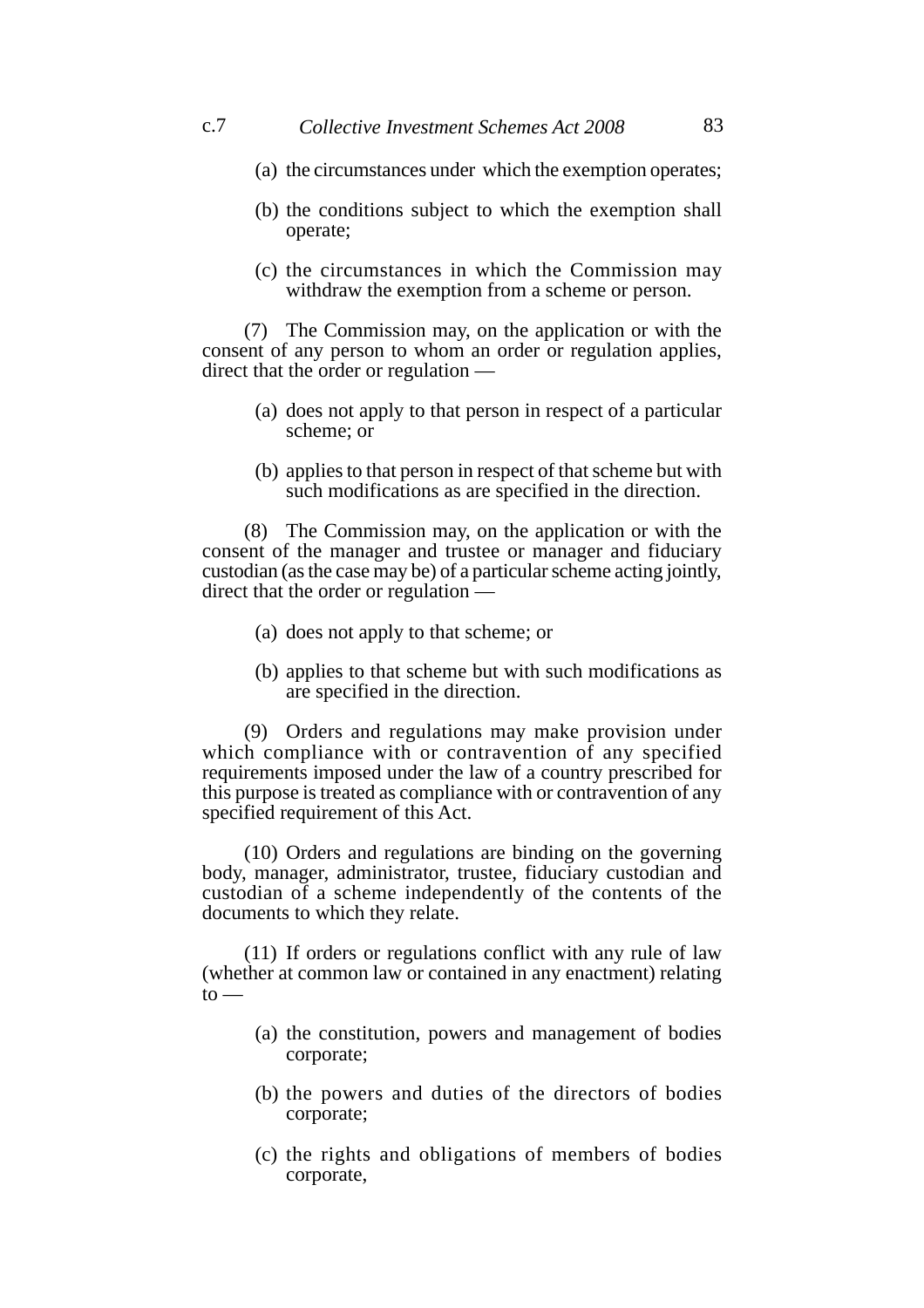(a) the circumstances under which the exemption operates;

(b) the conditions subject to which the exemption shall operate;

(c) the circumstances in which the Commission may withdraw the exemption from a scheme or person.

(7) The Commission may, on the application or with the consent of any person to whom an order or regulation applies, direct that the order or regulation —

(a) does not apply to that person in respect of a particular scheme; or

(b) applies to that person in respect of that scheme but with such modifications as are specified in the direction.

(8) The Commission may, on the application or with the consent of the manager and trustee or manager and fiduciary custodian (as the case may be) of a particular scheme acting jointly, direct that the order or regulation —

(a) does not apply to that scheme; or

(b) applies to that scheme but with such modifications as are specified in the direction.

(9) Orders and regulations may make provision under which compliance with or contravention of any specified requirements imposed under the law of a country prescribed for this purpose is treated as compliance with or contravention of any specified requirement of this Act.

(10) Orders and regulations are binding on the governing body, manager, administrator, trustee, fiduciary custodian and custodian of a scheme independently of the contents of the documents to which they relate.

(11) If orders or regulations conflict with any rule of law (whether at common law or contained in any enactment) relating to —

(a) the constitution, powers and management of bodies corporate;

(b) the powers and duties of the directors of bodies corporate;

(c) the rights and obligations of members of bodies corporate,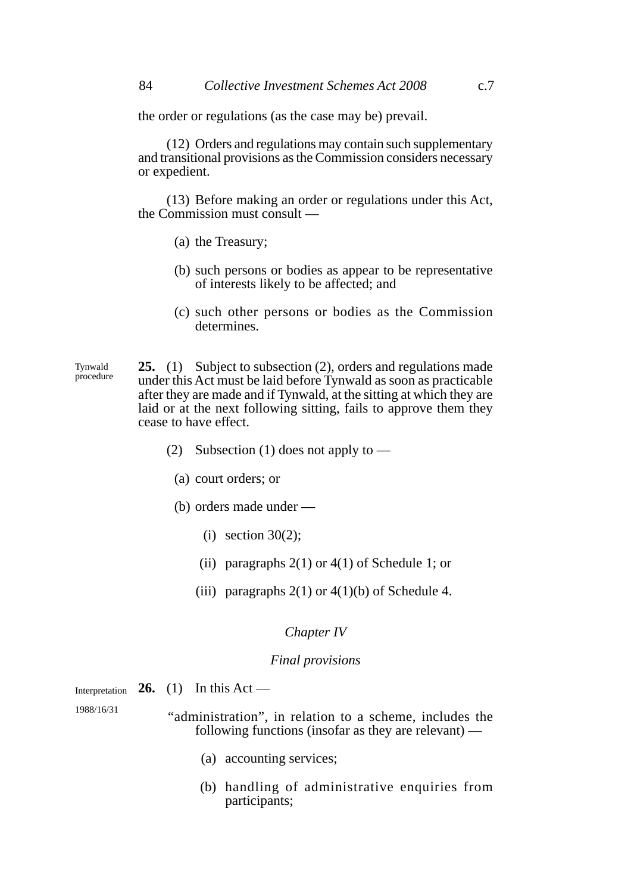the order or regulations (as the case may be) prevail.

(12) Orders and regulations may contain such supplementary and transitional provisions as the Commission considers necessary or expedient.

(13) Before making an order or regulations under this Act, the Commission must consult —

(a) the Treasury;

(b) such persons or bodies as appear to be representative of interests likely to be affected; and

(c) such other persons or bodies as the Commission determines.

Tynwald procedure

**25.** (1) Subject to subsection (2), orders and regulations made under this Act must be laid before Tynwald as soon as practicable after they are made and if Tynwald, at the sitting at which they are laid or at the next following sitting, fails to approve them they cease to have effect.

(2) Subsection (1) does not apply to —

(a) court orders; or

(b) orders made under —

(i) section 30(2);

(ii) paragraphs 2(1) or 4(1) of Schedule 1; or

(iii) paragraphs 2(1) or 4(1)(b) of Schedule 4.

*Chapter IV*

*Final provisions*

Interpretation

1988/16/31

**26.** (1) In this Act —

"administration", in relation to a scheme, includes the following functions (insofar as they are relevant) —

(a) accounting services;

(b) handling of administrative enquiries from participants;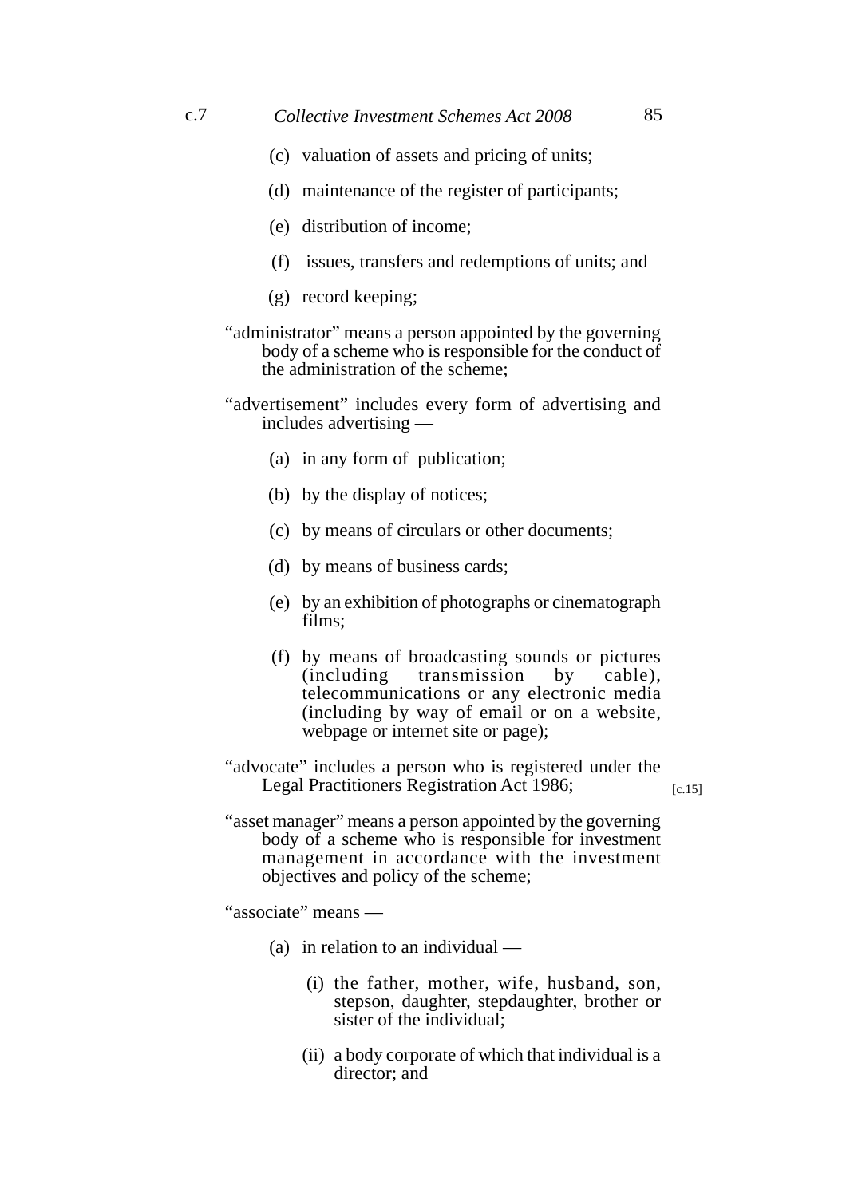(c) valuation of assets and pricing of units;

(d) maintenance of the register of participants;

(e) distribution of income;

(f) issues, transfers and redemptions of units; and

(g) record keeping;

"administrator" means a person appointed by the governing body of a scheme who is responsible for the conduct of the administration of the scheme;

"advertisement" includes every form of advertising and includes advertising —

(a) in any form of publication;

(b) by the display of notices;

(c) by means of circulars or other documents;

(d) by means of business cards;

(e) by an exhibition of photographs or cinematograph films;

(f) by means of broadcasting sounds or pictures (including transmission by cable), telecommunications or any electronic media (including by way of email or on a website, webpage or internet site or page);

"advocate" includes a person who is registered under the Legal Practitioners Registration Act 1986; [c.15]

"asset manager" means a person appointed by the governing body of a scheme who is responsible for investment management in accordance with the investment objectives and policy of the scheme;

"associate" means —

(a) in relation to an individual —

(i) the father, mother, wife, husband, son, stepson, daughter, stepdaughter, brother or sister of the individual;

(ii) a body corporate of which that individual is a director; and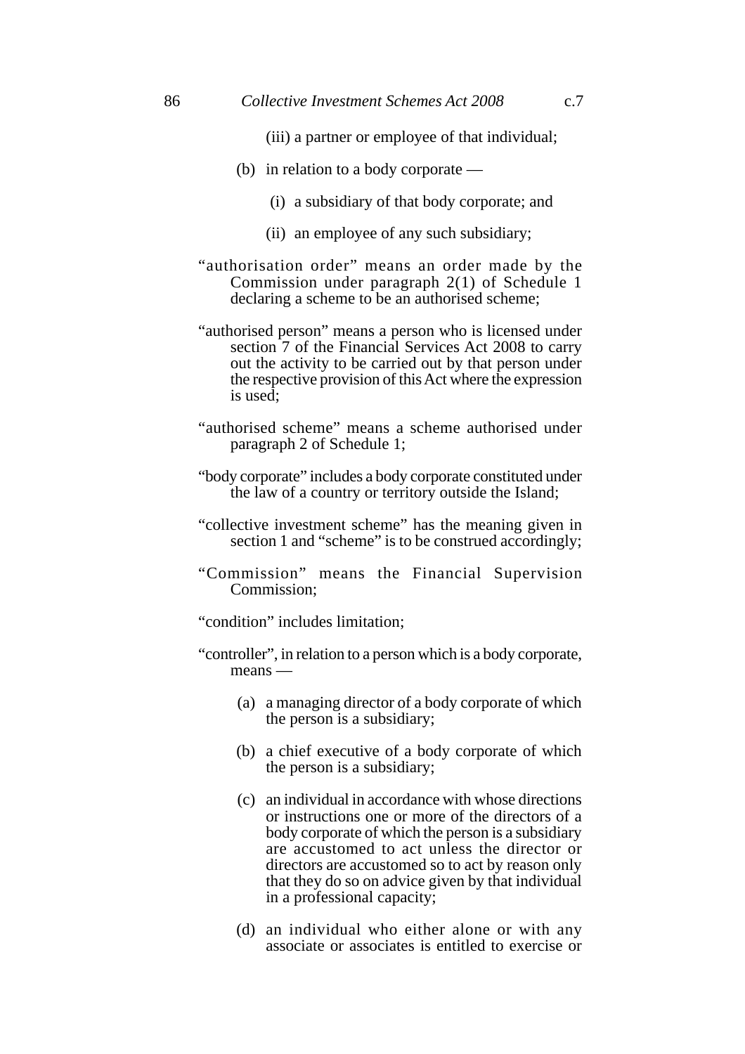(iii) a partner or employee of that individual;

(b) in relation to a body corporate —

(i) a subsidiary of that body corporate; and

(ii) an employee of any such subsidiary;

"authorisation order" means an order made by the Commission under paragraph 2(1) of Schedule 1 declaring a scheme to be an authorised scheme;

"authorised person" means a person who is licensed under section 7 of the Financial Services Act 2008 to carry out the activity to be carried out by that person under the respective provision of this Act where the expression is used;

"authorised scheme" means a scheme authorised under paragraph 2 of Schedule 1;

"body corporate" includes a body corporate constituted under the law of a country or territory outside the Island;

"collective investment scheme" has the meaning given in section 1 and "scheme" is to be construed accordingly;

"Commission" means the Financial Supervision Commission;

"condition" includes limitation;

"controller", in relation to a person which is a body corporate, means —

(a) a managing director of a body corporate of which the person is a subsidiary;

(b) a chief executive of a body corporate of which the person is a subsidiary;

(c) an individual in accordance with whose directions or instructions one or more of the directors of a body corporate of which the person is a subsidiary are accustomed to act unless the director or directors are accustomed so to act by reason only that they do so on advice given by that individual in a professional capacity;

(d) an individual who either alone or with any associate or associates is entitled to exercise or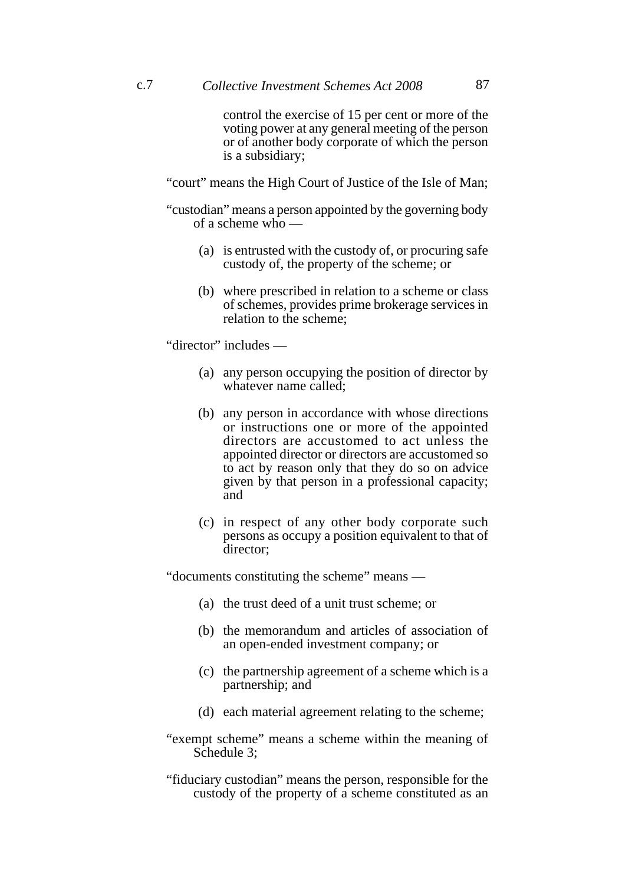control the exercise of 15 per cent or more of the voting power at any general meeting of the person or of another body corporate of which the person is a subsidiary;

"court" means the High Court of Justice of the Isle of Man;

"custodian" means a person appointed by the governing body of a scheme who —

(a) is entrusted with the custody of, or procuring safe custody of, the property of the scheme; or

(b) where prescribed in relation to a scheme or class of schemes, provides prime brokerage services in relation to the scheme;

"director" includes —

(a) any person occupying the position of director by whatever name called;

(b) any person in accordance with whose directions or instructions one or more of the appointed directors are accustomed to act unless the appointed director or directors are accustomed so to act by reason only that they do so on advice given by that person in a professional capacity; and

(c) in respect of any other body corporate such persons as occupy a position equivalent to that of director;

"documents constituting the scheme" means —

(a) the trust deed of a unit trust scheme; or

(b) the memorandum and articles of association of an open-ended investment company; or

(c) the partnership agreement of a scheme which is a partnership; and

(d) each material agreement relating to the scheme;

"exempt scheme" means a scheme within the meaning of Schedule 3;

"fiduciary custodian" means the person, responsible for the custody of the property of a scheme constituted as an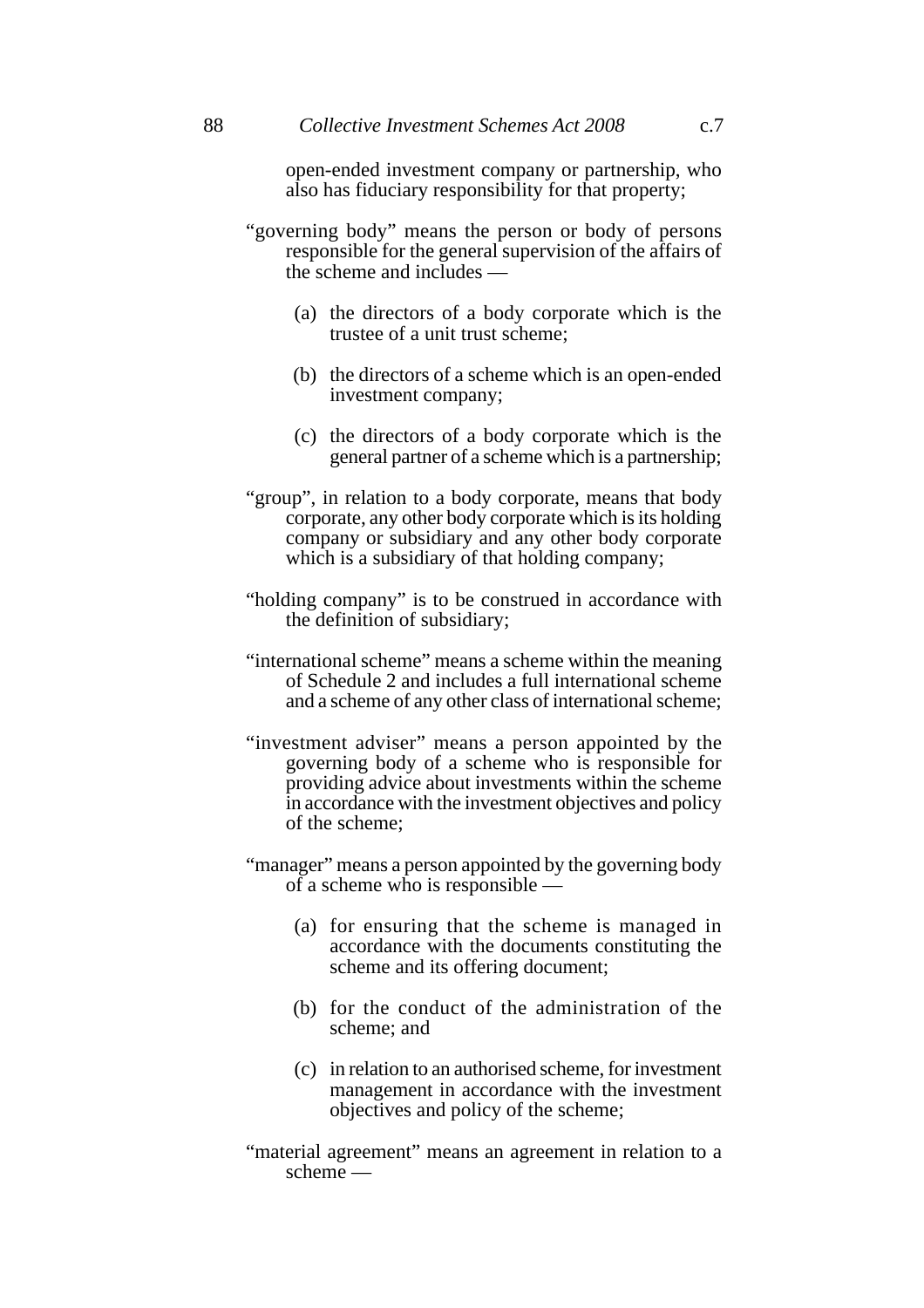open-ended investment company or partnership, who also has fiduciary responsibility for that property;

"governing body" means the person or body of persons responsible for the general supervision of the affairs of the scheme and includes —

(a) the directors of a body corporate which is the trustee of a unit trust scheme;

(b) the directors of a scheme which is an open-ended investment company;

(c) the directors of a body corporate which is the general partner of a scheme which is a partnership;

"group", in relation to a body corporate, means that body corporate, any other body corporate which is its holding company or subsidiary and any other body corporate which is a subsidiary of that holding company;

"holding company" is to be construed in accordance with the definition of subsidiary;

"international scheme" means a scheme within the meaning of Schedule 2 and includes a full international scheme and a scheme of any other class of international scheme;

"investment adviser" means a person appointed by the governing body of a scheme who is responsible for providing advice about investments within the scheme in accordance with the investment objectives and policy of the scheme;

"manager" means a person appointed by the governing body of a scheme who is responsible —

(a) for ensuring that the scheme is managed in accordance with the documents constituting the scheme and its offering document;

(b) for the conduct of the administration of the scheme; and

(c) in relation to an authorised scheme, for investment management in accordance with the investment objectives and policy of the scheme;

"material agreement" means an agreement in relation to a scheme —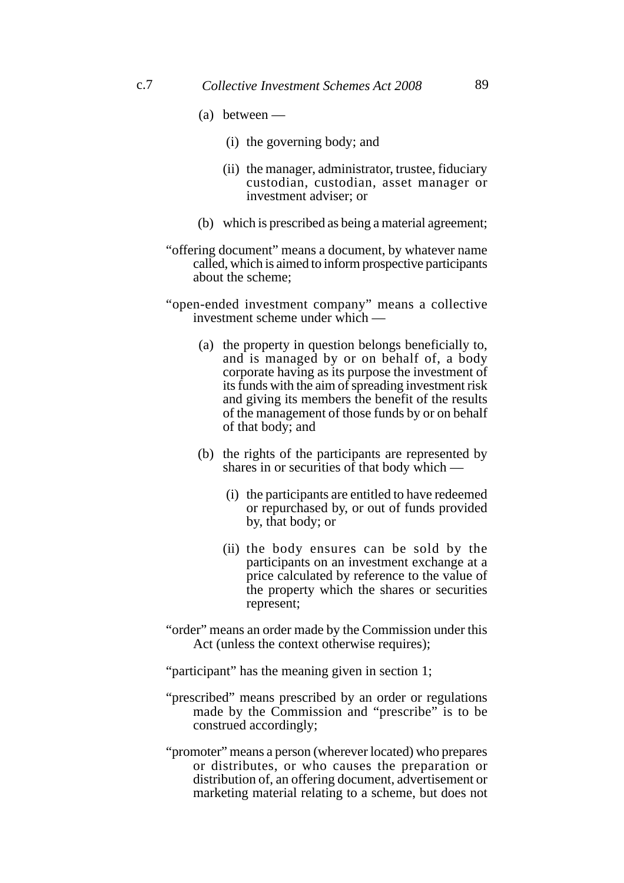(a) between —

   (i) the governing body; and

   (ii) the manager, administrator, trustee, fiduciary custodian, custodian, asset manager or investment adviser; or

(b) which is prescribed as being a material agreement;

"offering document" means a document, by whatever name called, which is aimed to inform prospective participants about the scheme;

"open-ended investment company" means a collective investment scheme under which —

(a) the property in question belongs beneficially to, and is managed by or on behalf of, a body corporate having as its purpose the investment of its funds with the aim of spreading investment risk and giving its members the benefit of the results of the management of those funds by or on behalf of that body; and

(b) the rights of the participants are represented by shares in or securities of that body which —

   (i) the participants are entitled to have redeemed or repurchased by, or out of funds provided by, that body; or

   (ii) the body ensures can be sold by the participants on an investment exchange at a price calculated by reference to the value of the property which the shares or securities represent;

"order" means an order made by the Commission under this Act (unless the context otherwise requires);

"participant" has the meaning given in section 1;

"prescribed" means prescribed by an order or regulations made by the Commission and "prescribe" is to be construed accordingly;

"promoter" means a person (wherever located) who prepares or distributes, or who causes the preparation or distribution of, an offering document, advertisement or marketing material relating to a scheme, but does not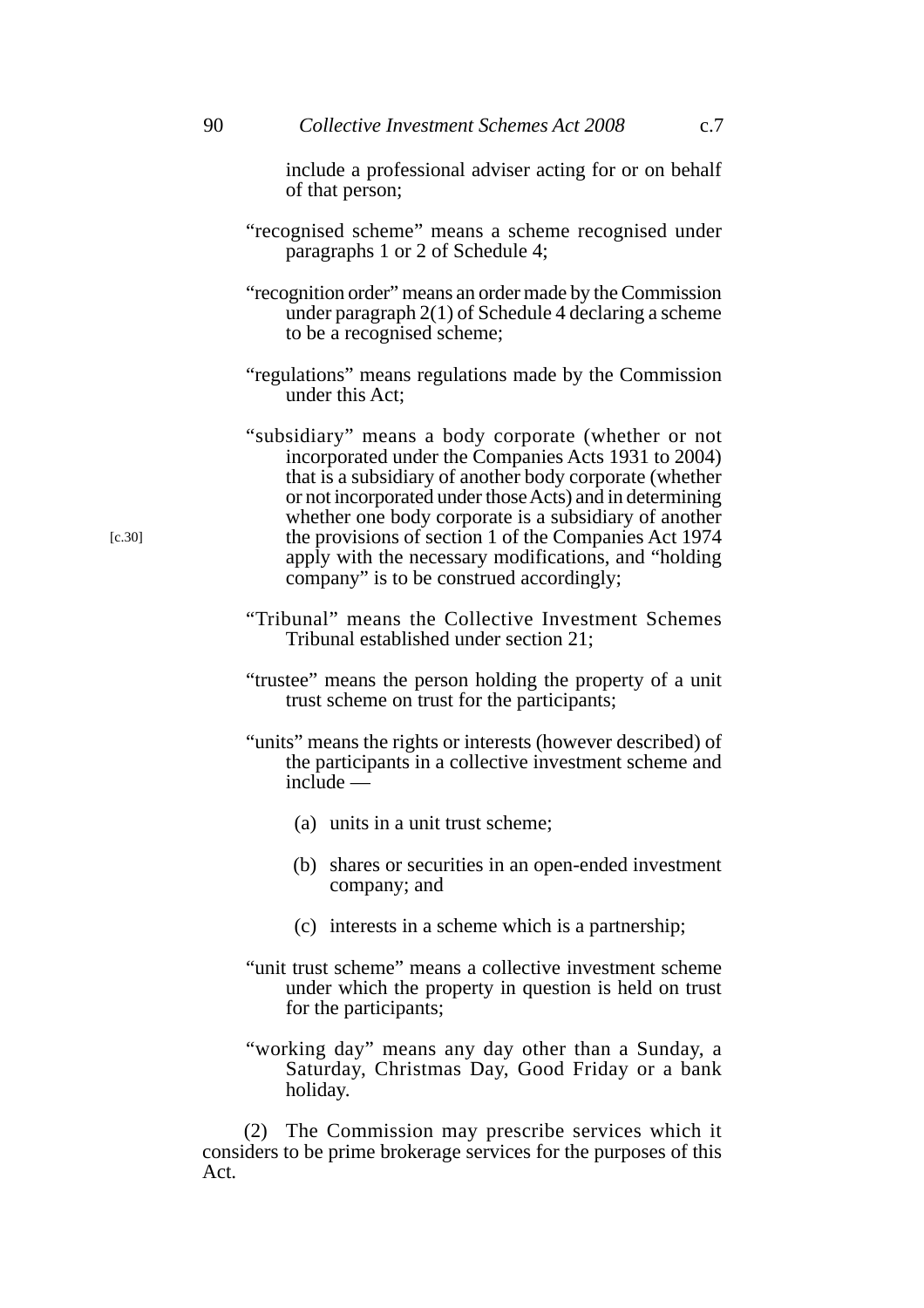include a professional adviser acting for or on behalf of that person;

"recognised scheme" means a scheme recognised under paragraphs 1 or 2 of Schedule 4;

"recognition order" means an order made by the Commission under paragraph 2(1) of Schedule 4 declaring a scheme to be a recognised scheme;

"regulations" means regulations made by the Commission under this Act;

"subsidiary" means a body corporate (whether or not incorporated under the Companies Acts 1931 to 2004) that is a subsidiary of another body corporate (whether or not incorporated under those Acts) and in determining whether one body corporate is a subsidiary of another the provisions of section 1 of the Companies Act 1974 [c.30] apply with the necessary modifications, and "holding company" is to be construed accordingly;

"Tribunal" means the Collective Investment Schemes Tribunal established under section 21;

"trustee" means the person holding the property of a unit trust scheme on trust for the participants;

"units" means the rights or interests (however described) of the participants in a collective investment scheme and include —

(a) units in a unit trust scheme;

(b) shares or securities in an open-ended investment company; and

(c) interests in a scheme which is a partnership;

"unit trust scheme" means a collective investment scheme under which the property in question is held on trust for the participants;

"working day" means any day other than a Sunday, a Saturday, Christmas Day, Good Friday or a bank holiday.

(2) The Commission may prescribe services which it considers to be prime brokerage services for the purposes of this Act.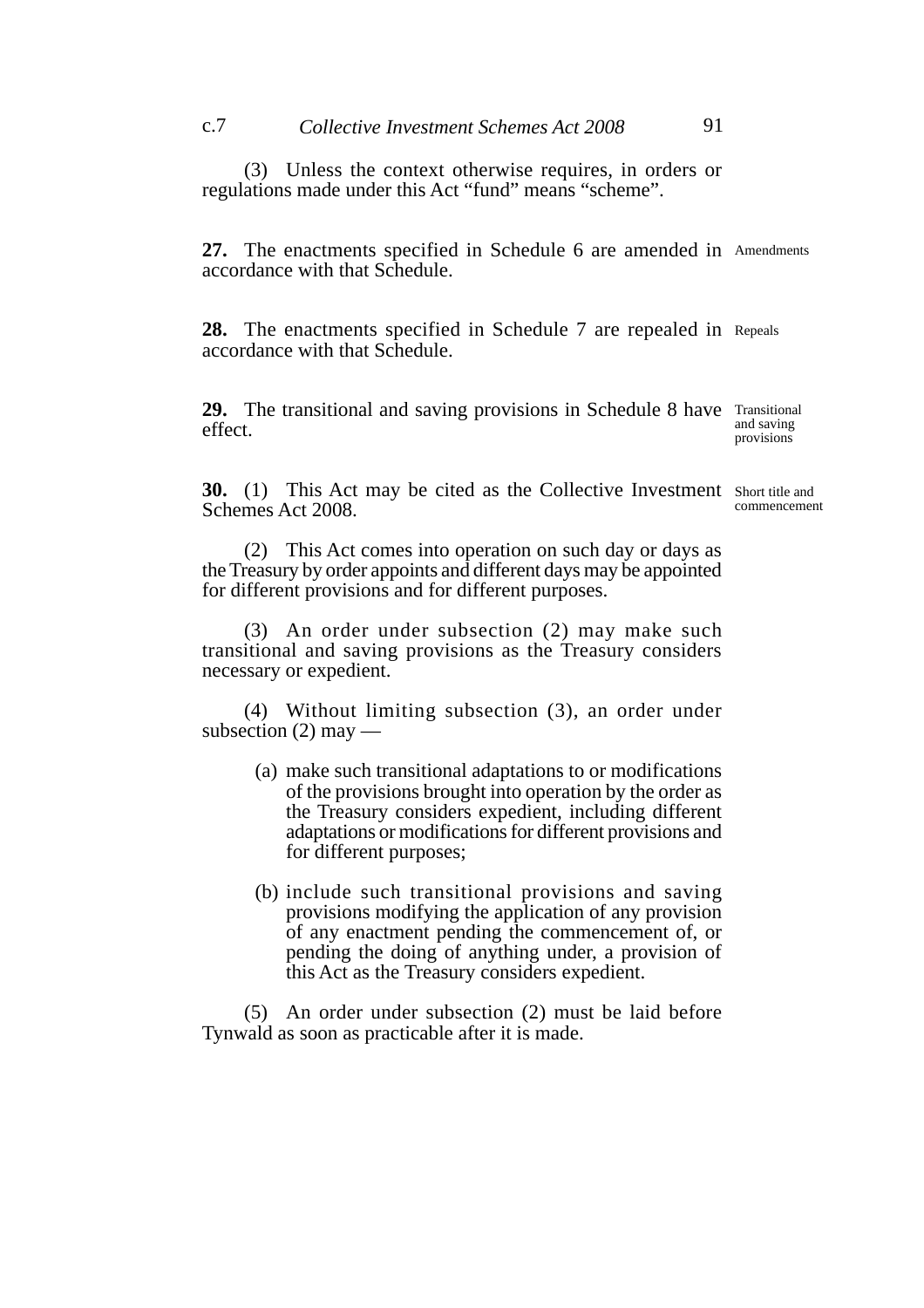(3) Unless the context otherwise requires, in orders or regulations made under this Act "fund" means "scheme".

**27.** The enactments specified in Schedule 6 are amended in accordance with that Schedule. Amendments

**28.** The enactments specified in Schedule 7 are repealed in accordance with that Schedule. Repeals

**29.** The transitional and saving provisions in Schedule 8 have effect. Transitional and saving provisions

**30.** (1) This Act may be cited as the Collective Investment Schemes Act 2008. Short title and commencement

(2) This Act comes into operation on such day or days as the Treasury by order appoints and different days may be appointed for different provisions and for different purposes.

(3) An order under subsection (2) may make such transitional and saving provisions as the Treasury considers necessary or expedient.

(4) Without limiting subsection (3), an order under subsection (2) may —

(a) make such transitional adaptations to or modifications of the provisions brought into operation by the order as the Treasury considers expedient, including different adaptations or modifications for different provisions and for different purposes;

(b) include such transitional provisions and saving provisions modifying the application of any provision of any enactment pending the commencement of, or pending the doing of anything under, a provision of this Act as the Treasury considers expedient.

(5) An order under subsection (2) must be laid before Tynwald as soon as practicable after it is made.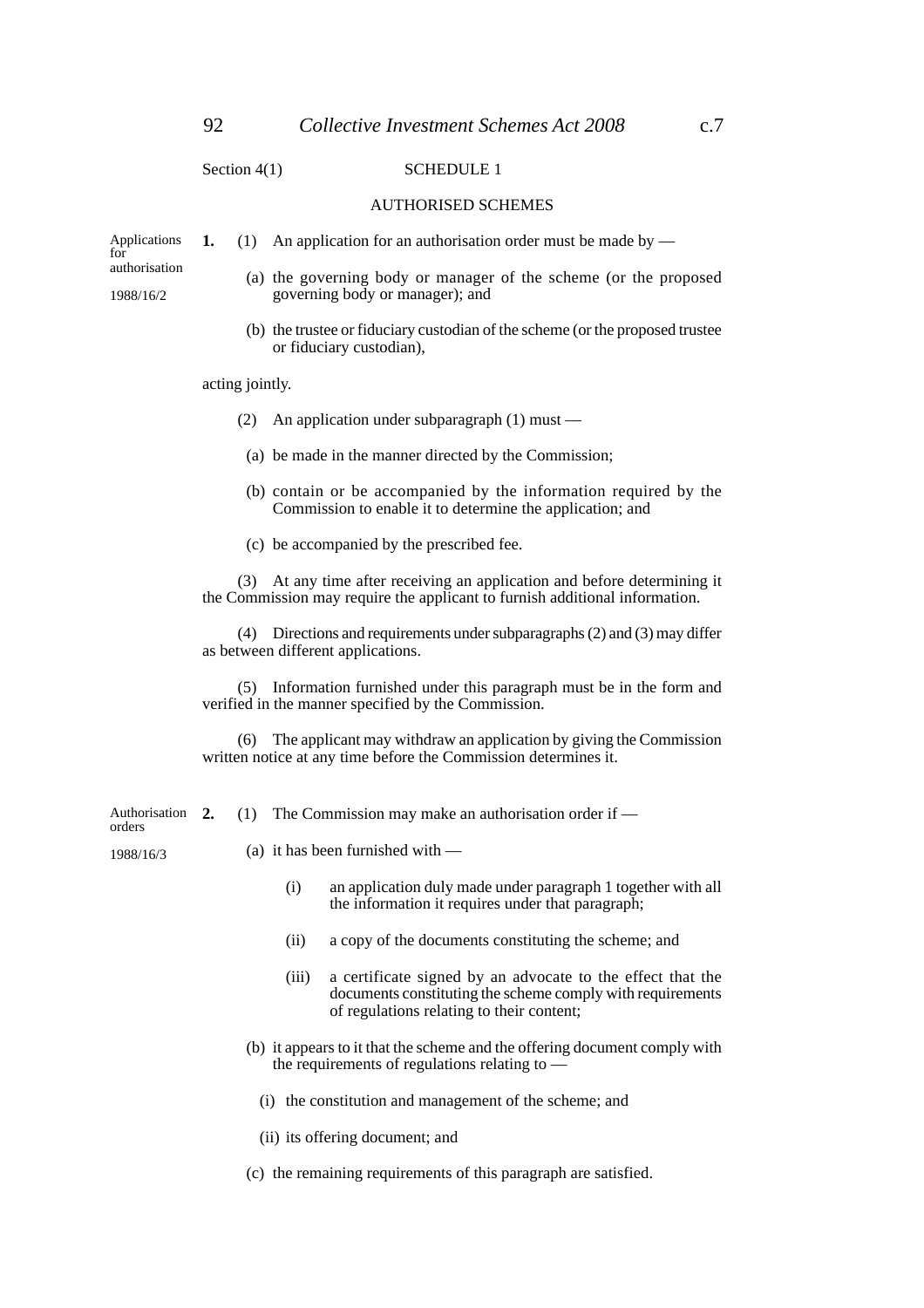Section 4(1)

## SCHEDULE 1

### AUTHORISED SCHEMES

*Applications for authorisation*

*1988/16/2*

**1.** (1) An application for an authorisation order must be made by —

(a) the governing body or manager of the scheme (or the proposed governing body or manager); and

(b) the trustee or fiduciary custodian of the scheme (or the proposed trustee or fiduciary custodian),

acting jointly.

(2) An application under subparagraph (1) must —

(a) be made in the manner directed by the Commission;

(b) contain or be accompanied by the information required by the Commission to enable it to determine the application; and

(c) be accompanied by the prescribed fee.

(3) At any time after receiving an application and before determining it the Commission may require the applicant to furnish additional information.

(4) Directions and requirements under subparagraphs (2) and (3) may differ as between different applications.

(5) Information furnished under this paragraph must be in the form and verified in the manner specified by the Commission.

(6) The applicant may withdraw an application by giving the Commission written notice at any time before the Commission determines it.

*Authorisation orders*

*1988/16/3*

**2.** (1) The Commission may make an authorisation order if —

(a) it has been furnished with —

(i) an application duly made under paragraph 1 together with all the information it requires under that paragraph;

(ii) a copy of the documents constituting the scheme; and

(iii) a certificate signed by an advocate to the effect that the documents constituting the scheme comply with requirements of regulations relating to their content;

(b) it appears to it that the scheme and the offering document comply with the requirements of regulations relating to —

(i) the constitution and management of the scheme; and

(ii) its offering document; and

(c) the remaining requirements of this paragraph are satisfied.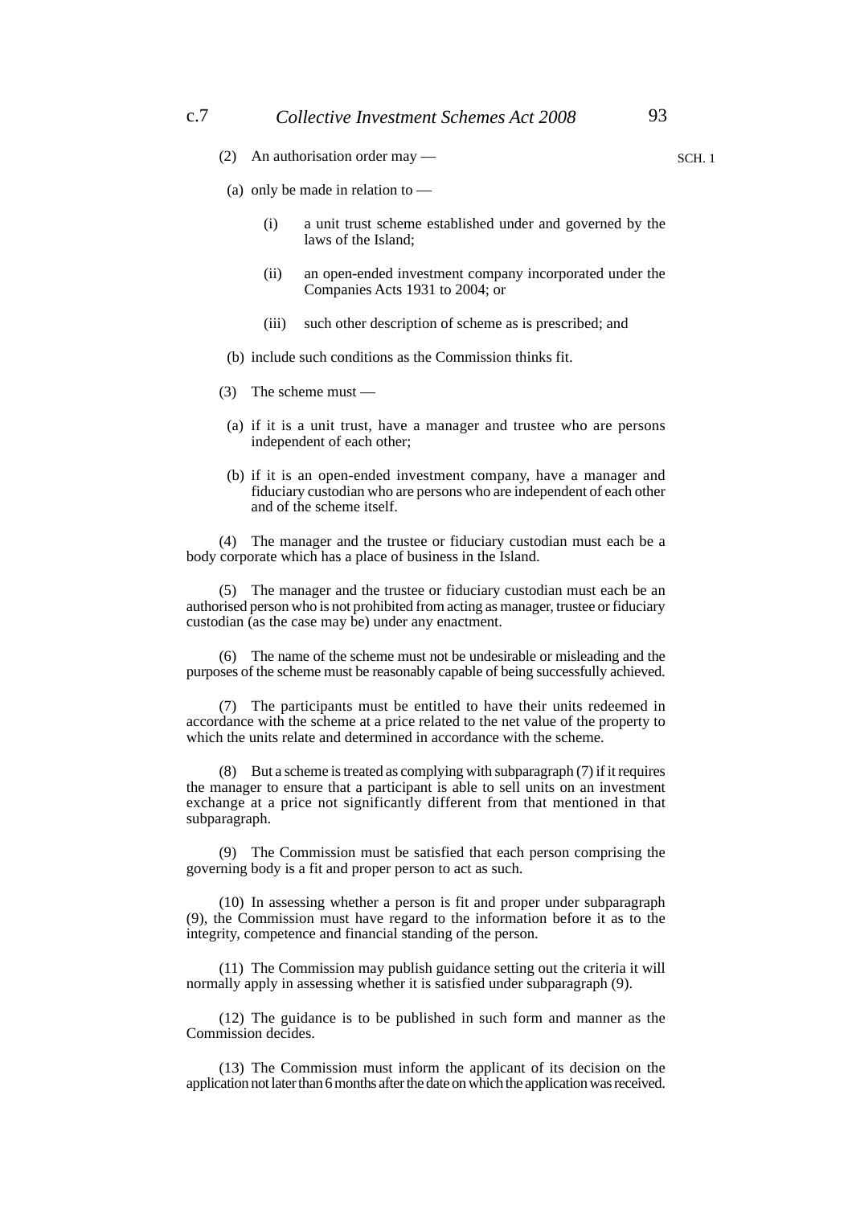(2) An authorisation order may —

(a) only be made in relation to —

(i) a unit trust scheme established under and governed by the laws of the Island;

(ii) an open-ended investment company incorporated under the Companies Acts 1931 to 2004; or

(iii) such other description of scheme as is prescribed; and

(b) include such conditions as the Commission thinks fit.

(3) The scheme must —

(a) if it is a unit trust, have a manager and trustee who are persons independent of each other;

(b) if it is an open-ended investment company, have a manager and fiduciary custodian who are persons who are independent of each other and of the scheme itself.

(4) The manager and the trustee or fiduciary custodian must each be a body corporate which has a place of business in the Island.

(5) The manager and the trustee or fiduciary custodian must each be an authorised person who is not prohibited from acting as manager, trustee or fiduciary custodian (as the case may be) under any enactment.

(6) The name of the scheme must not be undesirable or misleading and the purposes of the scheme must be reasonably capable of being successfully achieved.

(7) The participants must be entitled to have their units redeemed in accordance with the scheme at a price related to the net value of the property to which the units relate and determined in accordance with the scheme.

(8) But a scheme is treated as complying with subparagraph (7) if it requires the manager to ensure that a participant is able to sell units on an investment exchange at a price not significantly different from that mentioned in that subparagraph.

(9) The Commission must be satisfied that each person comprising the governing body is a fit and proper person to act as such.

(10) In assessing whether a person is fit and proper under subparagraph (9), the Commission must have regard to the information before it as to the integrity, competence and financial standing of the person.

(11) The Commission may publish guidance setting out the criteria it will normally apply in assessing whether it is satisfied under subparagraph (9).

(12) The guidance is to be published in such form and manner as the Commission decides.

(13) The Commission must inform the applicant of its decision on the application not later than 6 months after the date on which the application was received.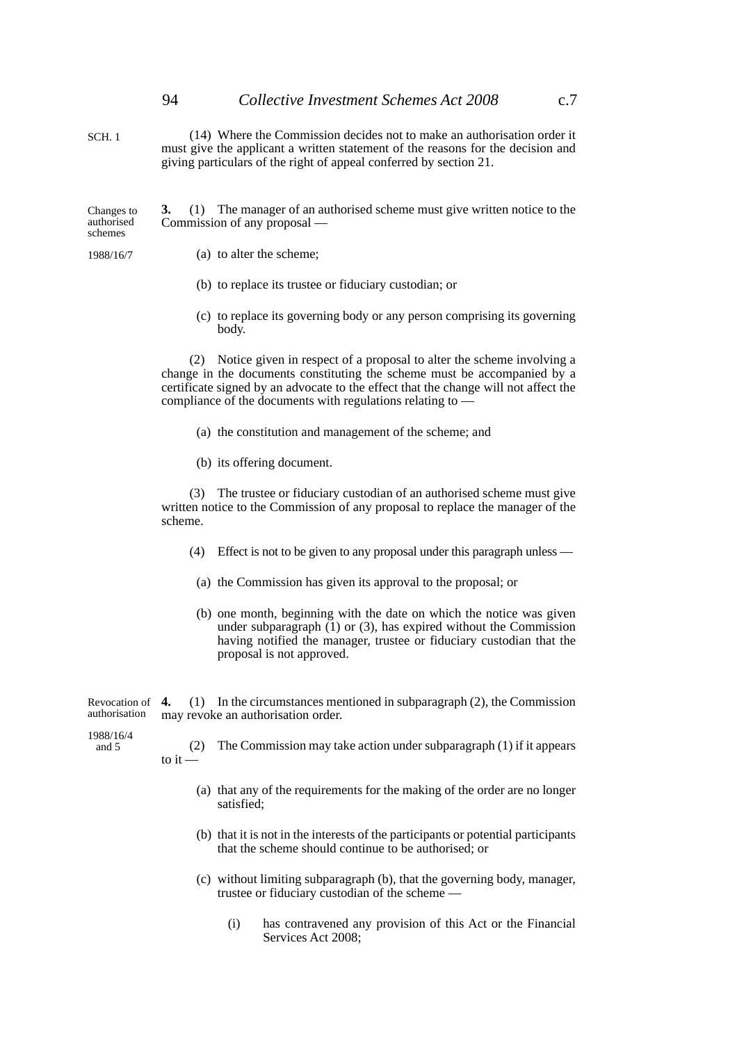(14) Where the Commission decides not to make an authorisation order it must give the applicant a written statement of the reasons for the decision and giving particulars of the right of appeal conferred by section 21.

Changes to authorised schemes

1988/16/7

**3.** (1) The manager of an authorised scheme must give written notice to the Commission of any proposal —

(a) to alter the scheme;

(b) to replace its trustee or fiduciary custodian; or

(c) to replace its governing body or any person comprising its governing body.

(2) Notice given in respect of a proposal to alter the scheme involving a change in the documents constituting the scheme must be accompanied by a certificate signed by an advocate to the effect that the change will not affect the compliance of the documents with regulations relating to —

(a) the constitution and management of the scheme; and

(b) its offering document.

(3) The trustee or fiduciary custodian of an authorised scheme must give written notice to the Commission of any proposal to replace the manager of the scheme.

(4) Effect is not to be given to any proposal under this paragraph unless —

(a) the Commission has given its approval to the proposal; or

(b) one month, beginning with the date on which the notice was given under subparagraph (1) or (3), has expired without the Commission having notified the manager, trustee or fiduciary custodian that the proposal is not approved.

Revocation of authorisation

1988/16/4 and 5

**4.** (1) In the circumstances mentioned in subparagraph (2), the Commission may revoke an authorisation order.

(2) The Commission may take action under subparagraph (1) if it appears to it —

(a) that any of the requirements for the making of the order are no longer satisfied;

(b) that it is not in the interests of the participants or potential participants that the scheme should continue to be authorised; or

(c) without limiting subparagraph (b), that the governing body, manager, trustee or fiduciary custodian of the scheme —

(i) has contravened any provision of this Act or the Financial Services Act 2008;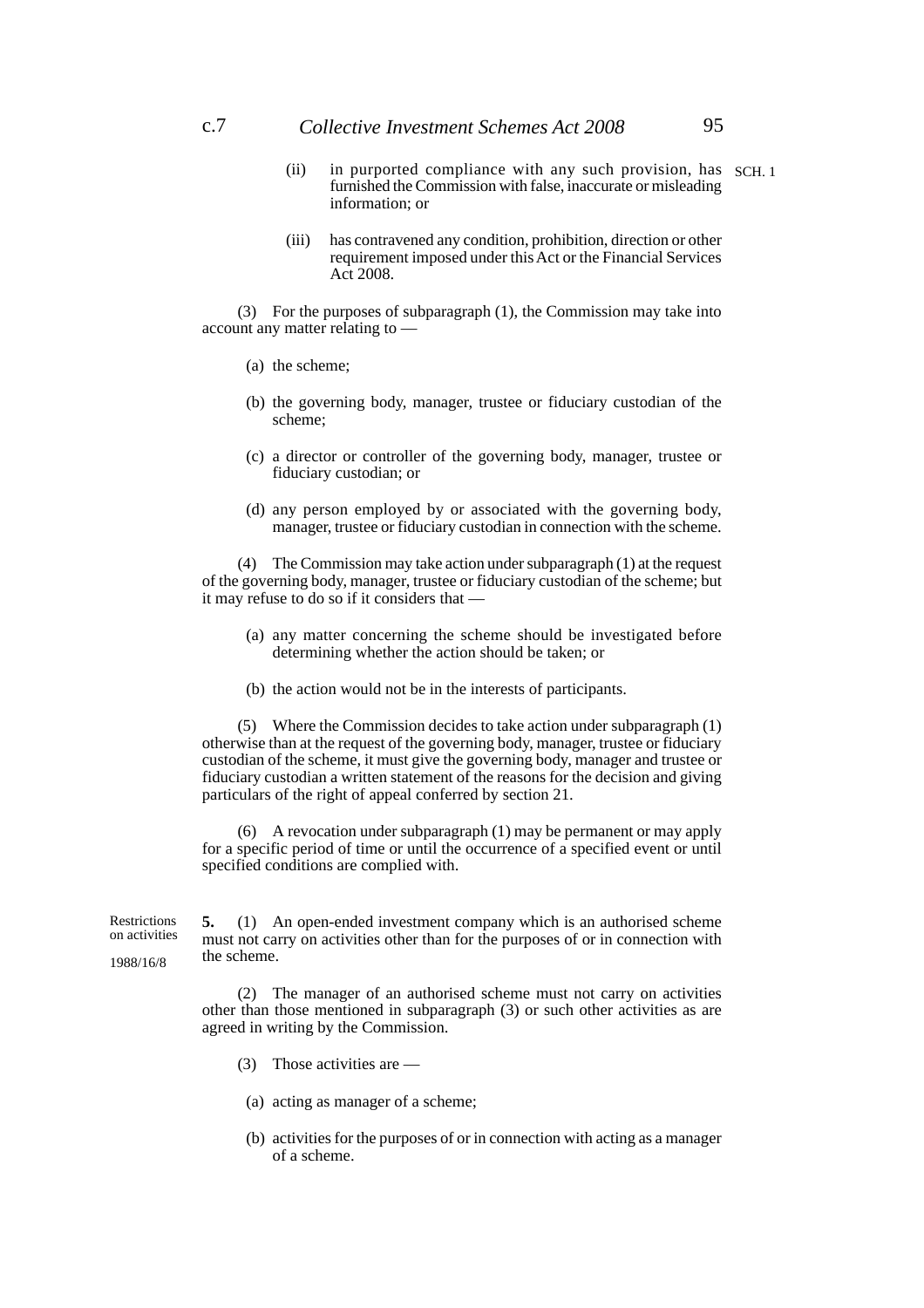(ii) in purported compliance with any such provision, has furnished the Commission with false, inaccurate or misleading information; or

(iii) has contravened any condition, prohibition, direction or other requirement imposed under this Act or the Financial Services Act 2008.

(3) For the purposes of subparagraph (1), the Commission may take into account any matter relating to —

(a) the scheme;

(b) the governing body, manager, trustee or fiduciary custodian of the scheme;

(c) a director or controller of the governing body, manager, trustee or fiduciary custodian; or

(d) any person employed by or associated with the governing body, manager, trustee or fiduciary custodian in connection with the scheme.

(4) The Commission may take action under subparagraph (1) at the request of the governing body, manager, trustee or fiduciary custodian of the scheme; but it may refuse to do so if it considers that —

(a) any matter concerning the scheme should be investigated before determining whether the action should be taken; or

(b) the action would not be in the interests of participants.

(5) Where the Commission decides to take action under subparagraph (1) otherwise than at the request of the governing body, manager, trustee or fiduciary custodian of the scheme, it must give the governing body, manager and trustee or fiduciary custodian a written statement of the reasons for the decision and giving particulars of the right of appeal conferred by section 21.

(6) A revocation under subparagraph (1) may be permanent or may apply for a specific period of time or until the occurrence of a specified event or until specified conditions are complied with.

Restrictions on activities

1988/16/8

**5.** (1) An open-ended investment company which is an authorised scheme must not carry on activities other than for the purposes of or in connection with the scheme.

(2) The manager of an authorised scheme must not carry on activities other than those mentioned in subparagraph (3) or such other activities as are agreed in writing by the Commission.

(3) Those activities are —

(a) acting as manager of a scheme;

(b) activities for the purposes of or in connection with acting as a manager of a scheme.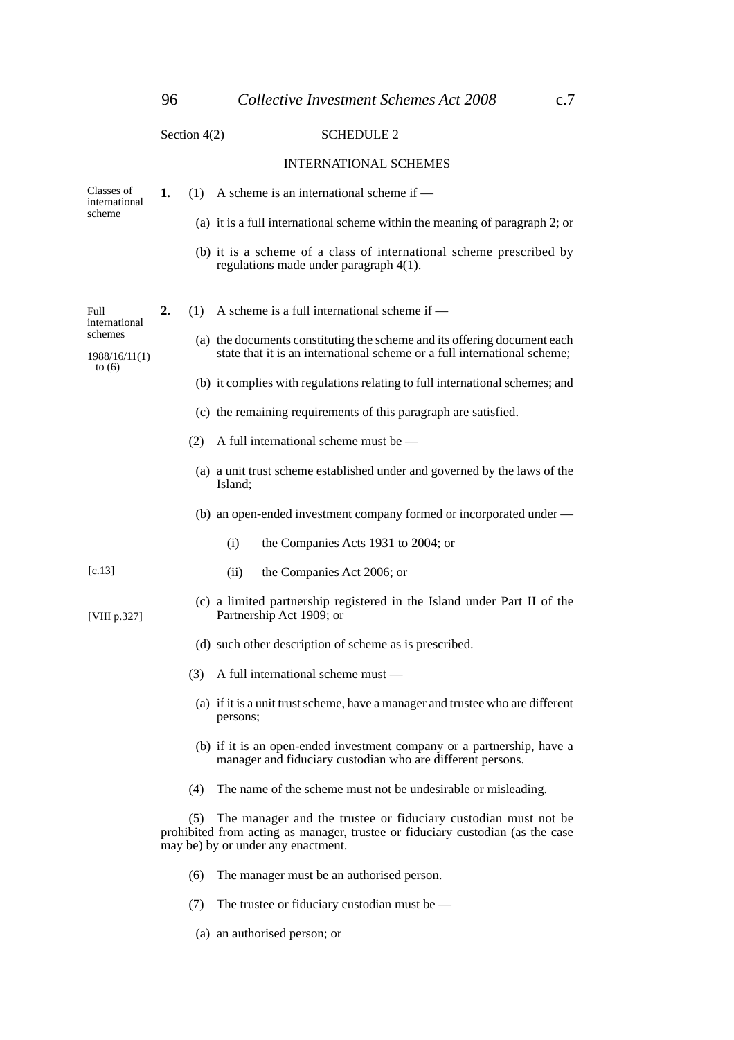Section 4(2)

## SCHEDULE 2

### INTERNATIONAL SCHEMES

*Classes of international scheme*

**1.** (1) A scheme is an international scheme if —

(a) it is a full international scheme within the meaning of paragraph 2; or

(b) it is a scheme of a class of international scheme prescribed by regulations made under paragraph 4(1).

*Full international schemes*

*1988/16/11(1) to (6)*

**2.** (1) A scheme is a full international scheme if —

(a) the documents constituting the scheme and its offering document each state that it is an international scheme or a full international scheme;

(b) it complies with regulations relating to full international schemes; and

(c) the remaining requirements of this paragraph are satisfied.

(2) A full international scheme must be —

(a) a unit trust scheme established under and governed by the laws of the Island;

(b) an open-ended investment company formed or incorporated under —

(i) the Companies Acts 1931 to 2004; or

(ii) the Companies Act 2006; or [c.13]

(c) a limited partnership registered in the Island under Part II of the Partnership Act 1909; or [VIII p.327]

(d) such other description of scheme as is prescribed.

(3) A full international scheme must —

(a) if it is a unit trust scheme, have a manager and trustee who are different persons;

(b) if it is an open-ended investment company or a partnership, have a manager and fiduciary custodian who are different persons.

(4) The name of the scheme must not be undesirable or misleading.

(5) The manager and the trustee or fiduciary custodian must not be prohibited from acting as manager, trustee or fiduciary custodian (as the case may be) by or under any enactment.

(6) The manager must be an authorised person.

(7) The trustee or fiduciary custodian must be —

(a) an authorised person; or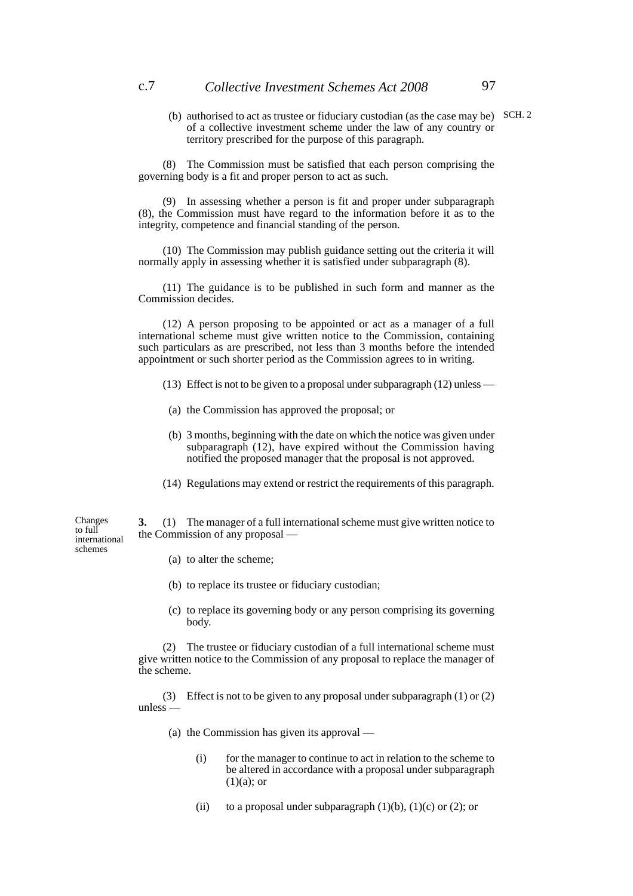(b) authorised to act as trustee or fiduciary custodian (as the case may be) of a collective investment scheme under the law of any country or territory prescribed for the purpose of this paragraph.

(8) The Commission must be satisfied that each person comprising the governing body is a fit and proper person to act as such.

(9) In assessing whether a person is fit and proper under subparagraph (8), the Commission must have regard to the information before it as to the integrity, competence and financial standing of the person.

(10) The Commission may publish guidance setting out the criteria it will normally apply in assessing whether it is satisfied under subparagraph (8).

(11) The guidance is to be published in such form and manner as the Commission decides.

(12) A person proposing to be appointed or act as a manager of a full international scheme must give written notice to the Commission, containing such particulars as are prescribed, not less than 3 months before the intended appointment or such shorter period as the Commission agrees to in writing.

(13) Effect is not to be given to a proposal under subparagraph (12) unless —

(a) the Commission has approved the proposal; or

(b) 3 months, beginning with the date on which the notice was given under subparagraph (12), have expired without the Commission having notified the proposed manager that the proposal is not approved.

(14) Regulations may extend or restrict the requirements of this paragraph.

**Changes to full international schemes**

**3.** (1) The manager of a full international scheme must give written notice to the Commission of any proposal —

(a) to alter the scheme;

(b) to replace its trustee or fiduciary custodian;

(c) to replace its governing body or any person comprising its governing body.

(2) The trustee or fiduciary custodian of a full international scheme must give written notice to the Commission of any proposal to replace the manager of the scheme.

(3) Effect is not to be given to any proposal under subparagraph (1) or (2) unless —

(a) the Commission has given its approval —

(i) for the manager to continue to act in relation to the scheme to be altered in accordance with a proposal under subparagraph (1)(a); or

(ii) to a proposal under subparagraph (1)(b), (1)(c) or (2); or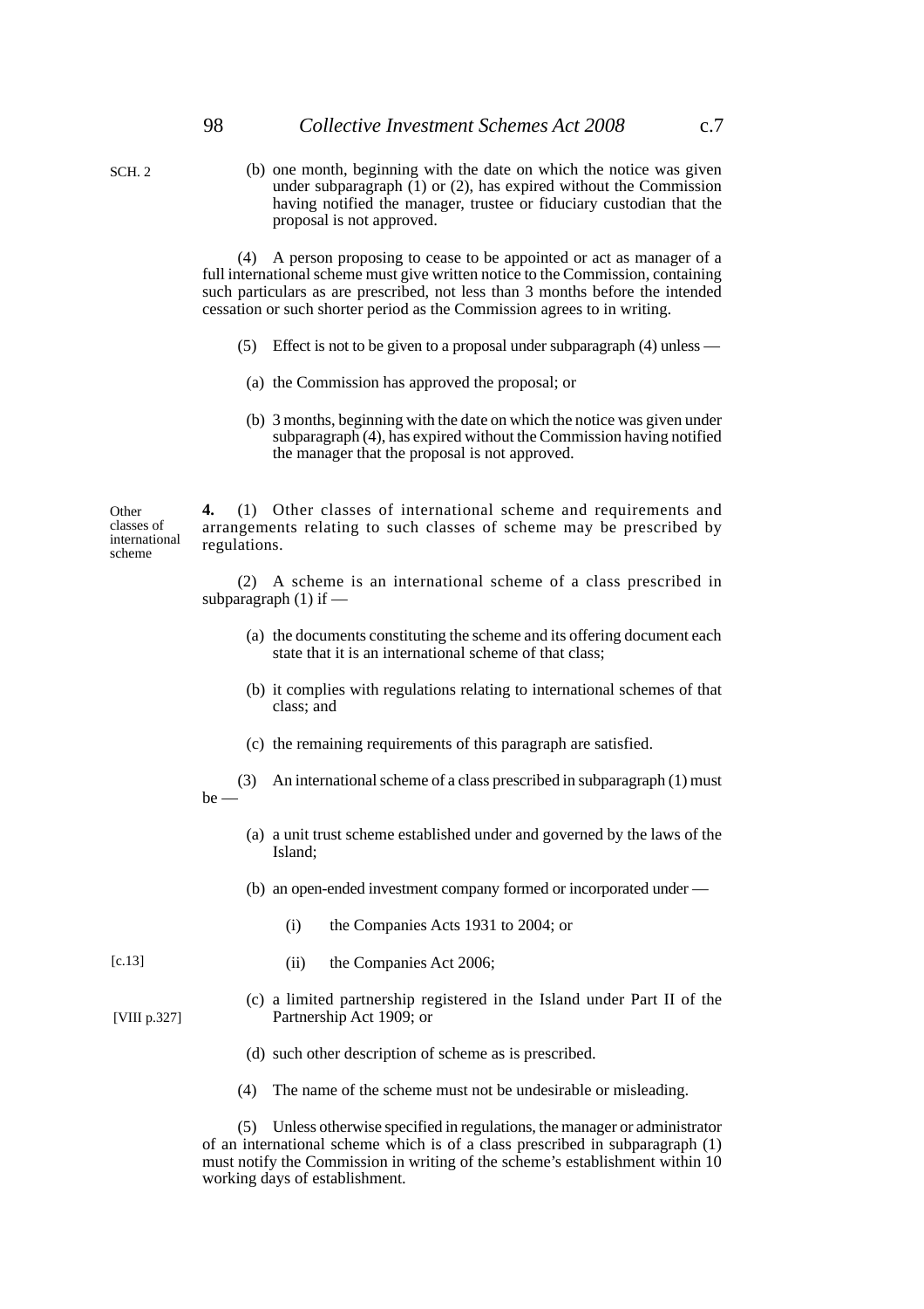(b) one month, beginning with the date on which the notice was given under subparagraph (1) or (2), has expired without the Commission having notified the manager, trustee or fiduciary custodian that the proposal is not approved.

(4) A person proposing to cease to be appointed or act as manager of a full international scheme must give written notice to the Commission, containing such particulars as are prescribed, not less than 3 months before the intended cessation or such shorter period as the Commission agrees to in writing.

(5) Effect is not to be given to a proposal under subparagraph (4) unless —

(a) the Commission has approved the proposal; or

(b) 3 months, beginning with the date on which the notice was given under subparagraph (4), has expired without the Commission having notified the manager that the proposal is not approved.

**Other classes of international scheme**

**4.** (1) Other classes of international scheme and requirements and arrangements relating to such classes of scheme may be prescribed by regulations.

(2) A scheme is an international scheme of a class prescribed in subparagraph (1) if —

(a) the documents constituting the scheme and its offering document each state that it is an international scheme of that class;

(b) it complies with regulations relating to international schemes of that class; and

(c) the remaining requirements of this paragraph are satisfied.

(3) An international scheme of a class prescribed in subparagraph (1) must be —

(a) a unit trust scheme established under and governed by the laws of the Island;

(b) an open-ended investment company formed or incorporated under —

(i) the Companies Acts 1931 to 2004; or

(ii) the Companies Act 2006; [c.13]

(c) a limited partnership registered in the Island under Part II of the Partnership Act 1909; or [VIII p.327]

(d) such other description of scheme as is prescribed.

(4) The name of the scheme must not be undesirable or misleading.

(5) Unless otherwise specified in regulations, the manager or administrator of an international scheme which is of a class prescribed in subparagraph (1) must notify the Commission in writing of the scheme's establishment within 10 working days of establishment.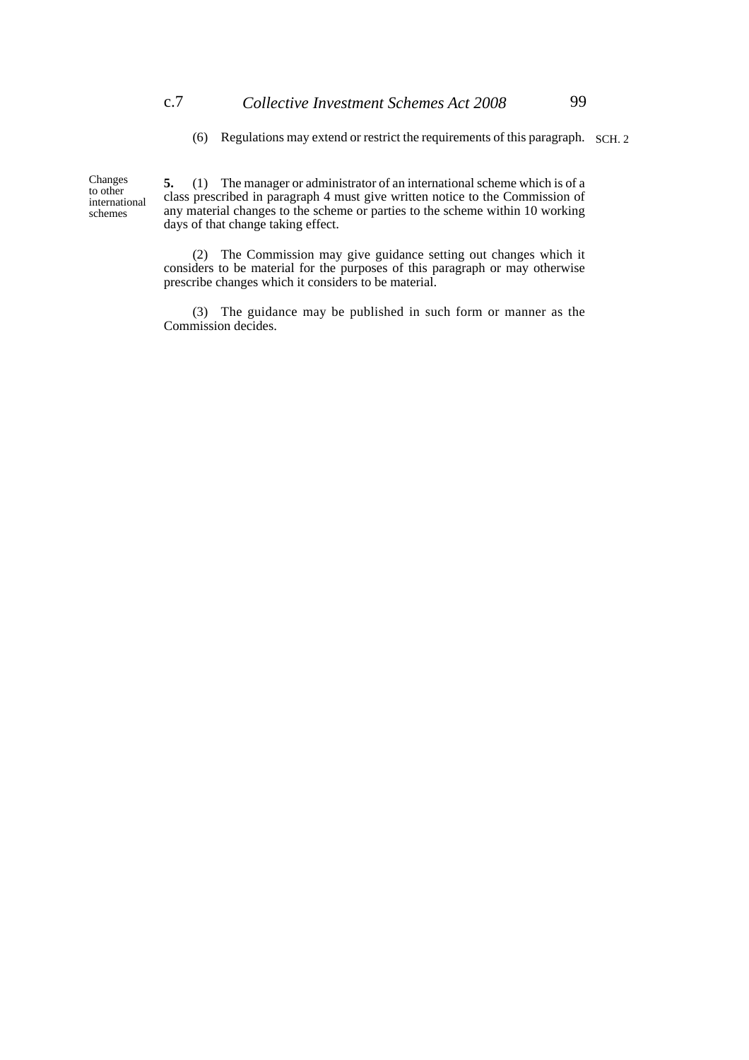(6) Regulations may extend or restrict the requirements of this paragraph.

**Changes to other international schemes**

**5.** (1) The manager or administrator of an international scheme which is of a class prescribed in paragraph 4 must give written notice to the Commission of any material changes to the scheme or parties to the scheme within 10 working days of that change taking effect.

(2) The Commission may give guidance setting out changes which it considers to be material for the purposes of this paragraph or may otherwise prescribe changes which it considers to be material.

(3) The guidance may be published in such form or manner as the Commission decides.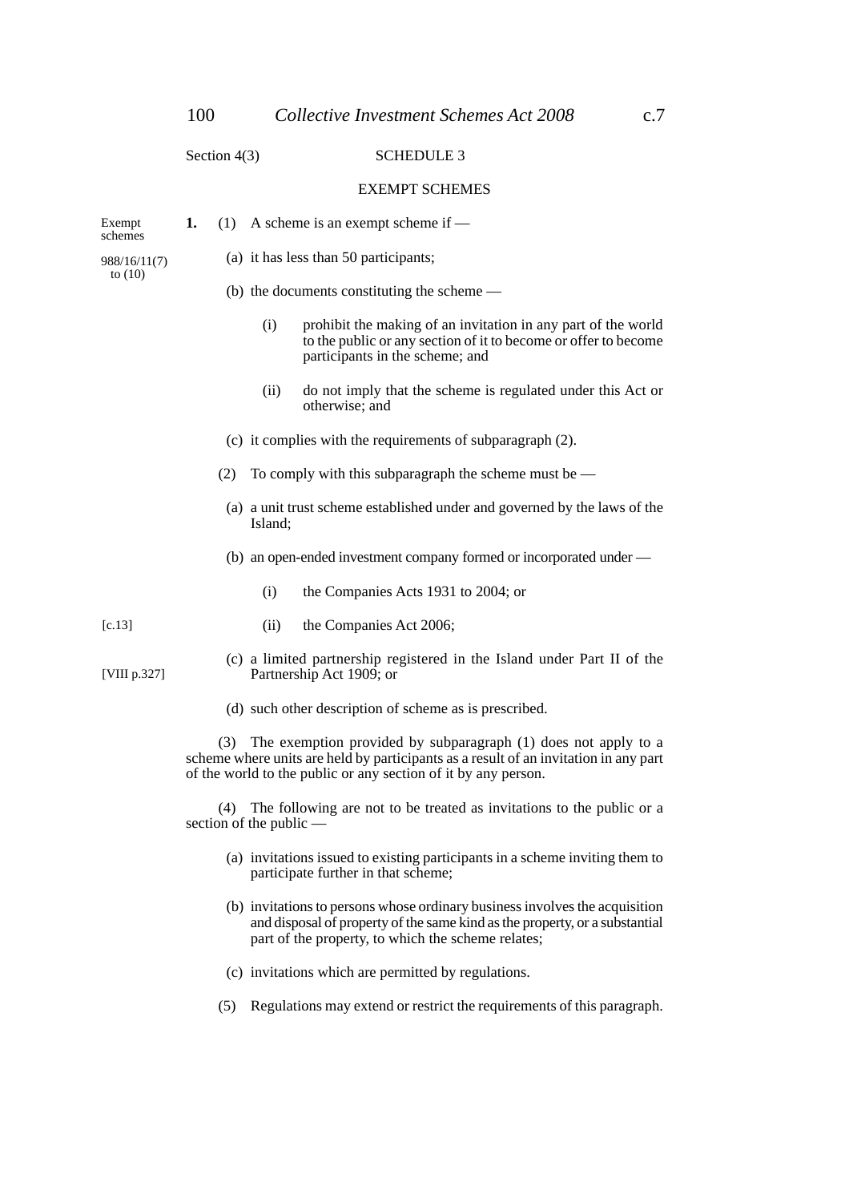Section 4(3)

## SCHEDULE 3

### EXEMPT SCHEMES

Exempt schemes

988/16/11(7) to (10)

**1.** (1) A scheme is an exempt scheme if —

(a) it has less than 50 participants;

(b) the documents constituting the scheme —

(i) prohibit the making of an invitation in any part of the world to the public or any section of it to become or offer to become participants in the scheme; and

(ii) do not imply that the scheme is regulated under this Act or otherwise; and

(c) it complies with the requirements of subparagraph (2).

(2) To comply with this subparagraph the scheme must be —

(a) a unit trust scheme established under and governed by the laws of the Island;

(b) an open-ended investment company formed or incorporated under —

(i) the Companies Acts 1931 to 2004; or

(ii) the Companies Act 2006; [c.13]

(c) a limited partnership registered in the Island under Part II of the Partnership Act 1909; or [VIII p.327]

(d) such other description of scheme as is prescribed.

(3) The exemption provided by subparagraph (1) does not apply to a scheme where units are held by participants as a result of an invitation in any part of the world to the public or any section of it by any person.

(4) The following are not to be treated as invitations to the public or a section of the public —

(a) invitations issued to existing participants in a scheme inviting them to participate further in that scheme;

(b) invitations to persons whose ordinary business involves the acquisition and disposal of property of the same kind as the property, or a substantial part of the property, to which the scheme relates;

(c) invitations which are permitted by regulations.

(5) Regulations may extend or restrict the requirements of this paragraph.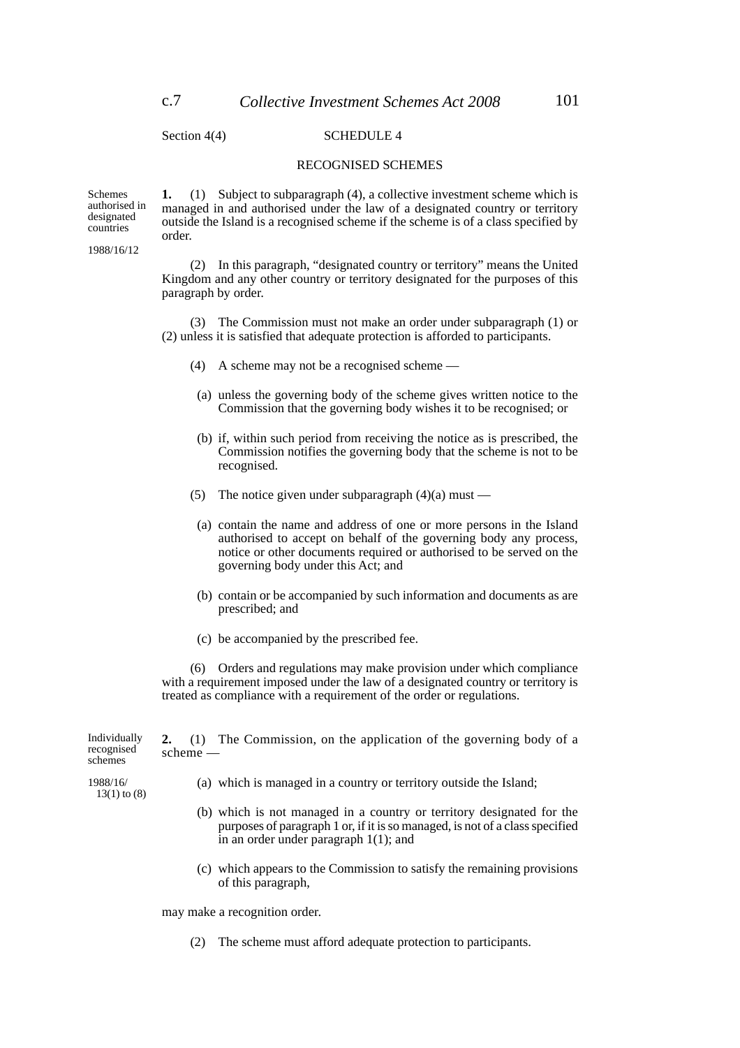Section 4(4)

# SCHEDULE 4

## RECOGNISED SCHEMES

*Schemes authorised in designated countries*

*1988/16/12*

**1.** (1) Subject to subparagraph (4), a collective investment scheme which is managed in and authorised under the law of a designated country or territory outside the Island is a recognised scheme if the scheme is of a class specified by order.

(2) In this paragraph, "designated country or territory" means the United Kingdom and any other country or territory designated for the purposes of this paragraph by order.

(3) The Commission must not make an order under subparagraph (1) or (2) unless it is satisfied that adequate protection is afforded to participants.

(4) A scheme may not be a recognised scheme —

(a) unless the governing body of the scheme gives written notice to the Commission that the governing body wishes it to be recognised; or

(b) if, within such period from receiving the notice as is prescribed, the Commission notifies the governing body that the scheme is not to be recognised.

(5) The notice given under subparagraph (4)(a) must —

(a) contain the name and address of one or more persons in the Island authorised to accept on behalf of the governing body any process, notice or other documents required or authorised to be served on the governing body under this Act; and

(b) contain or be accompanied by such information and documents as are prescribed; and

(c) be accompanied by the prescribed fee.

(6) Orders and regulations may make provision under which compliance with a requirement imposed under the law of a designated country or territory is treated as compliance with a requirement of the order or regulations.

*Individually recognised schemes*

*1988/16/ 13(1) to (8)*

**2.** (1) The Commission, on the application of the governing body of a scheme —

(a) which is managed in a country or territory outside the Island;

(b) which is not managed in a country or territory designated for the purposes of paragraph 1 or, if it is so managed, is not of a class specified in an order under paragraph 1(1); and

(c) which appears to the Commission to satisfy the remaining provisions of this paragraph,

may make a recognition order.

(2) The scheme must afford adequate protection to participants.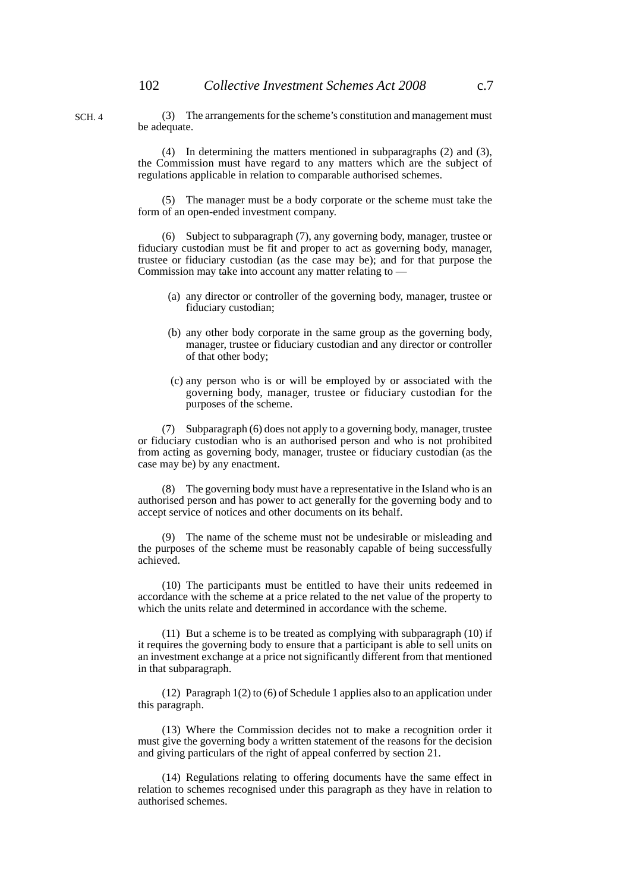(3) The arrangements for the scheme's constitution and management must be adequate.

(4) In determining the matters mentioned in subparagraphs (2) and (3), the Commission must have regard to any matters which are the subject of regulations applicable in relation to comparable authorised schemes.

(5) The manager must be a body corporate or the scheme must take the form of an open-ended investment company.

(6) Subject to subparagraph (7), any governing body, manager, trustee or fiduciary custodian must be fit and proper to act as governing body, manager, trustee or fiduciary custodian (as the case may be); and for that purpose the Commission may take into account any matter relating to —

(a) any director or controller of the governing body, manager, trustee or fiduciary custodian;

(b) any other body corporate in the same group as the governing body, manager, trustee or fiduciary custodian and any director or controller of that other body;

(c) any person who is or will be employed by or associated with the governing body, manager, trustee or fiduciary custodian for the purposes of the scheme.

(7) Subparagraph (6) does not apply to a governing body, manager, trustee or fiduciary custodian who is an authorised person and who is not prohibited from acting as governing body, manager, trustee or fiduciary custodian (as the case may be) by any enactment.

(8) The governing body must have a representative in the Island who is an authorised person and has power to act generally for the governing body and to accept service of notices and other documents on its behalf.

(9) The name of the scheme must not be undesirable or misleading and the purposes of the scheme must be reasonably capable of being successfully achieved.

(10) The participants must be entitled to have their units redeemed in accordance with the scheme at a price related to the net value of the property to which the units relate and determined in accordance with the scheme.

(11) But a scheme is to be treated as complying with subparagraph (10) if it requires the governing body to ensure that a participant is able to sell units on an investment exchange at a price not significantly different from that mentioned in that subparagraph.

(12) Paragraph 1(2) to (6) of Schedule 1 applies also to an application under this paragraph.

(13) Where the Commission decides not to make a recognition order it must give the governing body a written statement of the reasons for the decision and giving particulars of the right of appeal conferred by section 21.

(14) Regulations relating to offering documents have the same effect in relation to schemes recognised under this paragraph as they have in relation to authorised schemes.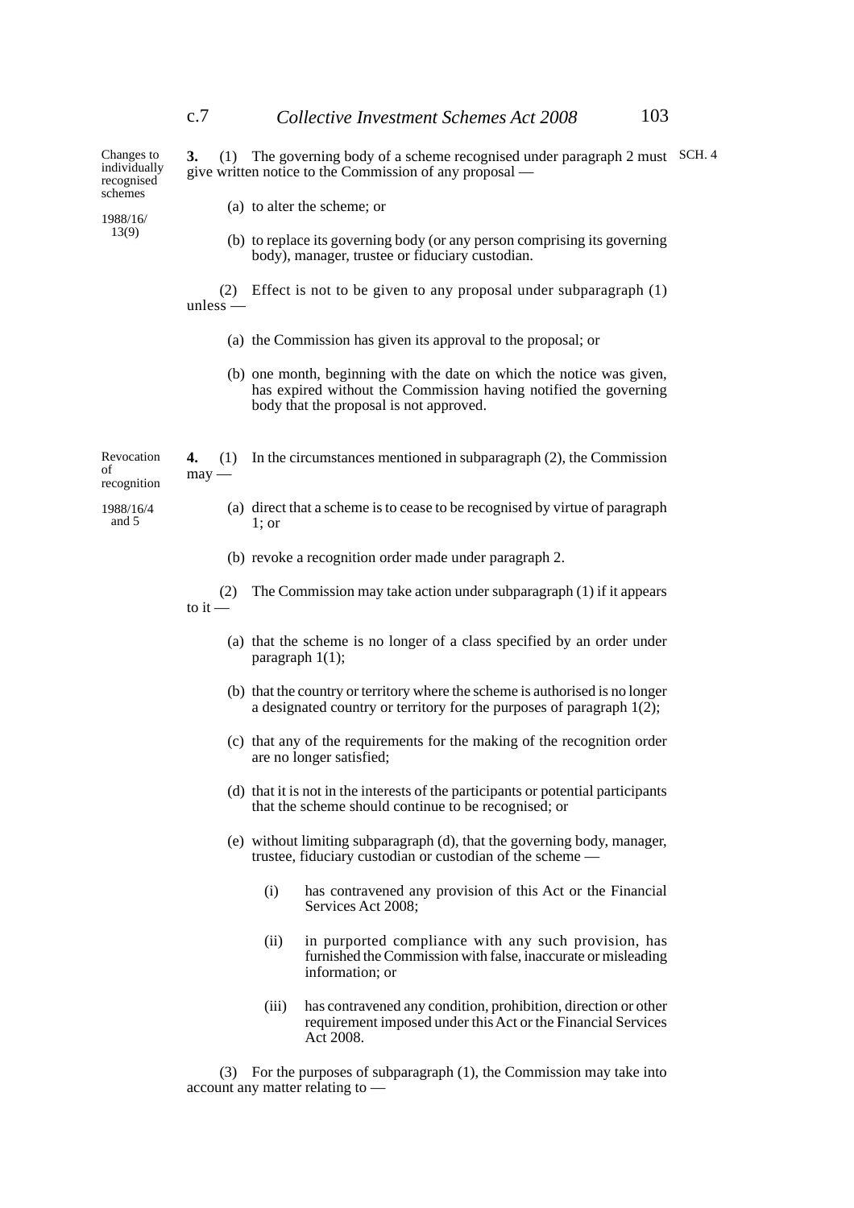Changes to individually recognised schemes

1988/16/13(9)

**3.** (1) The governing body of a scheme recognised under paragraph 2 must give written notice to the Commission of any proposal —

(a) to alter the scheme; or

(b) to replace its governing body (or any person comprising its governing body), manager, trustee or fiduciary custodian.

(2) Effect is not to be given to any proposal under subparagraph (1) unless —

(a) the Commission has given its approval to the proposal; or

(b) one month, beginning with the date on which the notice was given, has expired without the Commission having notified the governing body that the proposal is not approved.

Revocation of recognition

1988/16/4 and 5

**4.** (1) In the circumstances mentioned in subparagraph (2), the Commission may —

(a) direct that a scheme is to cease to be recognised by virtue of paragraph 1; or

(b) revoke a recognition order made under paragraph 2.

(2) The Commission may take action under subparagraph (1) if it appears to it —

(a) that the scheme is no longer of a class specified by an order under paragraph 1(1);

(b) that the country or territory where the scheme is authorised is no longer a designated country or territory for the purposes of paragraph 1(2);

(c) that any of the requirements for the making of the recognition order are no longer satisfied;

(d) that it is not in the interests of the participants or potential participants that the scheme should continue to be recognised; or

(e) without limiting subparagraph (d), that the governing body, manager, trustee, fiduciary custodian or custodian of the scheme —

(i) has contravened any provision of this Act or the Financial Services Act 2008;

(ii) in purported compliance with any such provision, has furnished the Commission with false, inaccurate or misleading information; or

(iii) has contravened any condition, prohibition, direction or other requirement imposed under this Act or the Financial Services Act 2008.

(3) For the purposes of subparagraph (1), the Commission may take into account any matter relating to —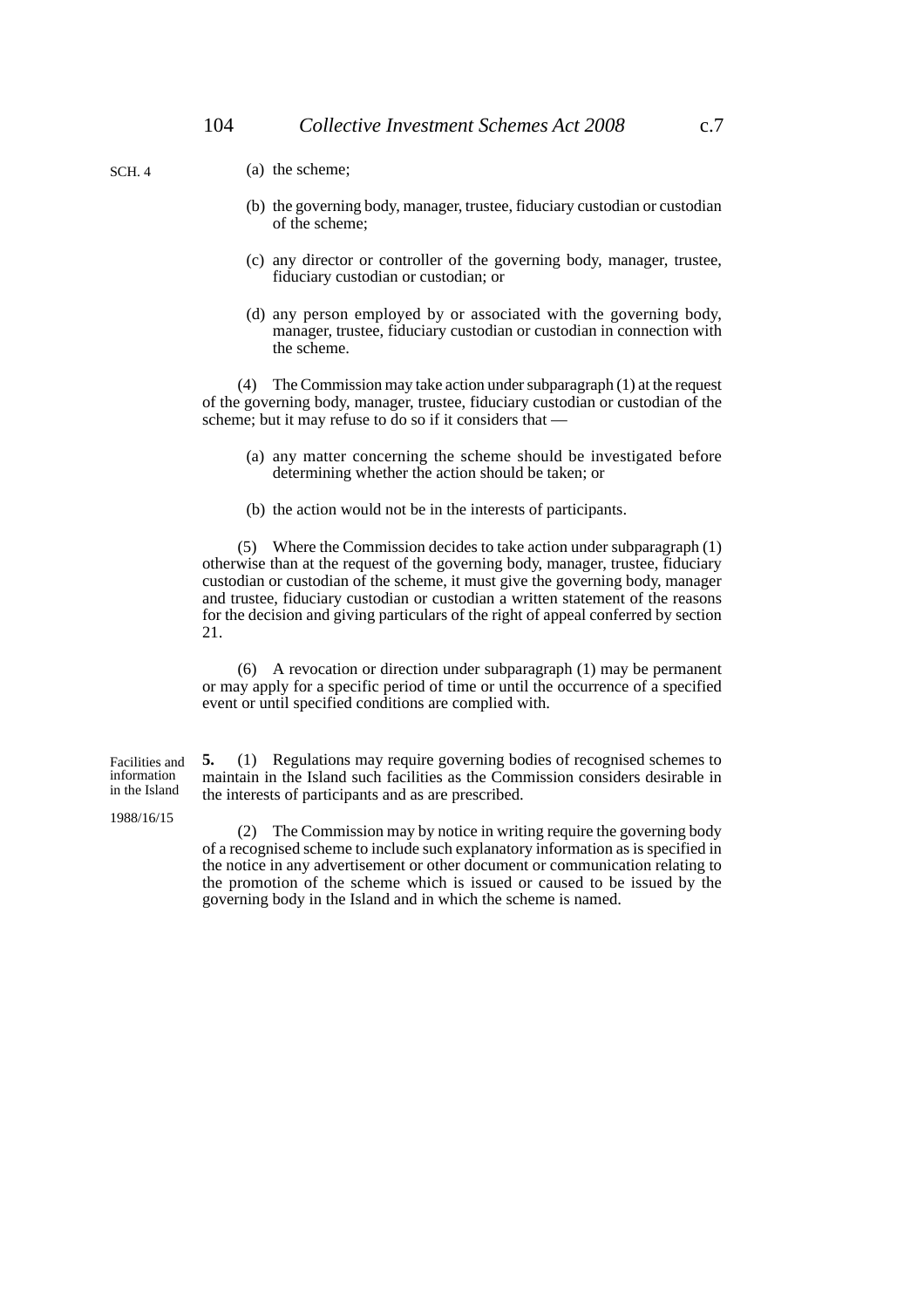(a) the scheme;

(b) the governing body, manager, trustee, fiduciary custodian or custodian of the scheme;

(c) any director or controller of the governing body, manager, trustee, fiduciary custodian or custodian; or

(d) any person employed by or associated with the governing body, manager, trustee, fiduciary custodian or custodian in connection with the scheme.

(4) The Commission may take action under subparagraph (1) at the request of the governing body, manager, trustee, fiduciary custodian or custodian of the scheme; but it may refuse to do so if it considers that —

(a) any matter concerning the scheme should be investigated before determining whether the action should be taken; or

(b) the action would not be in the interests of participants.

(5) Where the Commission decides to take action under subparagraph (1) otherwise than at the request of the governing body, manager, trustee, fiduciary custodian or custodian of the scheme, it must give the governing body, manager and trustee, fiduciary custodian or custodian a written statement of the reasons for the decision and giving particulars of the right of appeal conferred by section 21.

(6) A revocation or direction under subparagraph (1) may be permanent or may apply for a specific period of time or until the occurrence of a specified event or until specified conditions are complied with.

*Facilities and information in the Island*

*1988/16/15*

**5.** (1) Regulations may require governing bodies of recognised schemes to maintain in the Island such facilities as the Commission considers desirable in the interests of participants and as are prescribed.

(2) The Commission may by notice in writing require the governing body of a recognised scheme to include such explanatory information as is specified in the notice in any advertisement or other document or communication relating to the promotion of the scheme which is issued or caused to be issued by the governing body in the Island and in which the scheme is named.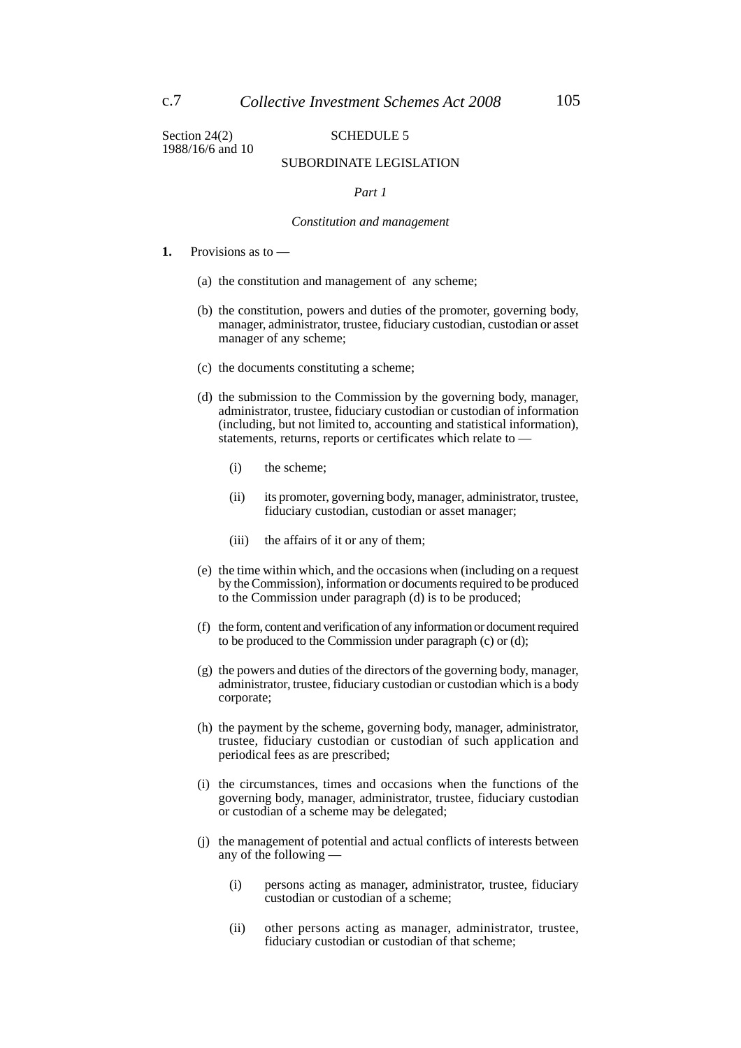Section 24(2)
1988/16/6 and 10

## SCHEDULE 5

## SUBORDINATE LEGISLATION

### *Part 1*

### *Constitution and management*

**1.** Provisions as to —

(a) the constitution and management of any scheme;

(b) the constitution, powers and duties of the promoter, governing body, manager, administrator, trustee, fiduciary custodian, custodian or asset manager of any scheme;

(c) the documents constituting a scheme;

(d) the submission to the Commission by the governing body, manager, administrator, trustee, fiduciary custodian or custodian of information (including, but not limited to, accounting and statistical information), statements, returns, reports or certificates which relate to —

(i) the scheme;

(ii) its promoter, governing body, manager, administrator, trustee, fiduciary custodian, custodian or asset manager;

(iii) the affairs of it or any of them;

(e) the time within which, and the occasions when (including on a request by the Commission), information or documents required to be produced to the Commission under paragraph (d) is to be produced;

(f) the form, content and verification of any information or document required to be produced to the Commission under paragraph (c) or (d);

(g) the powers and duties of the directors of the governing body, manager, administrator, trustee, fiduciary custodian or custodian which is a body corporate;

(h) the payment by the scheme, governing body, manager, administrator, trustee, fiduciary custodian or custodian of such application and periodical fees as are prescribed;

(i) the circumstances, times and occasions when the functions of the governing body, manager, administrator, trustee, fiduciary custodian or custodian of a scheme may be delegated;

(j) the management of potential and actual conflicts of interests between any of the following —

(i) persons acting as manager, administrator, trustee, fiduciary custodian or custodian of a scheme;

(ii) other persons acting as manager, administrator, trustee, fiduciary custodian or custodian of that scheme;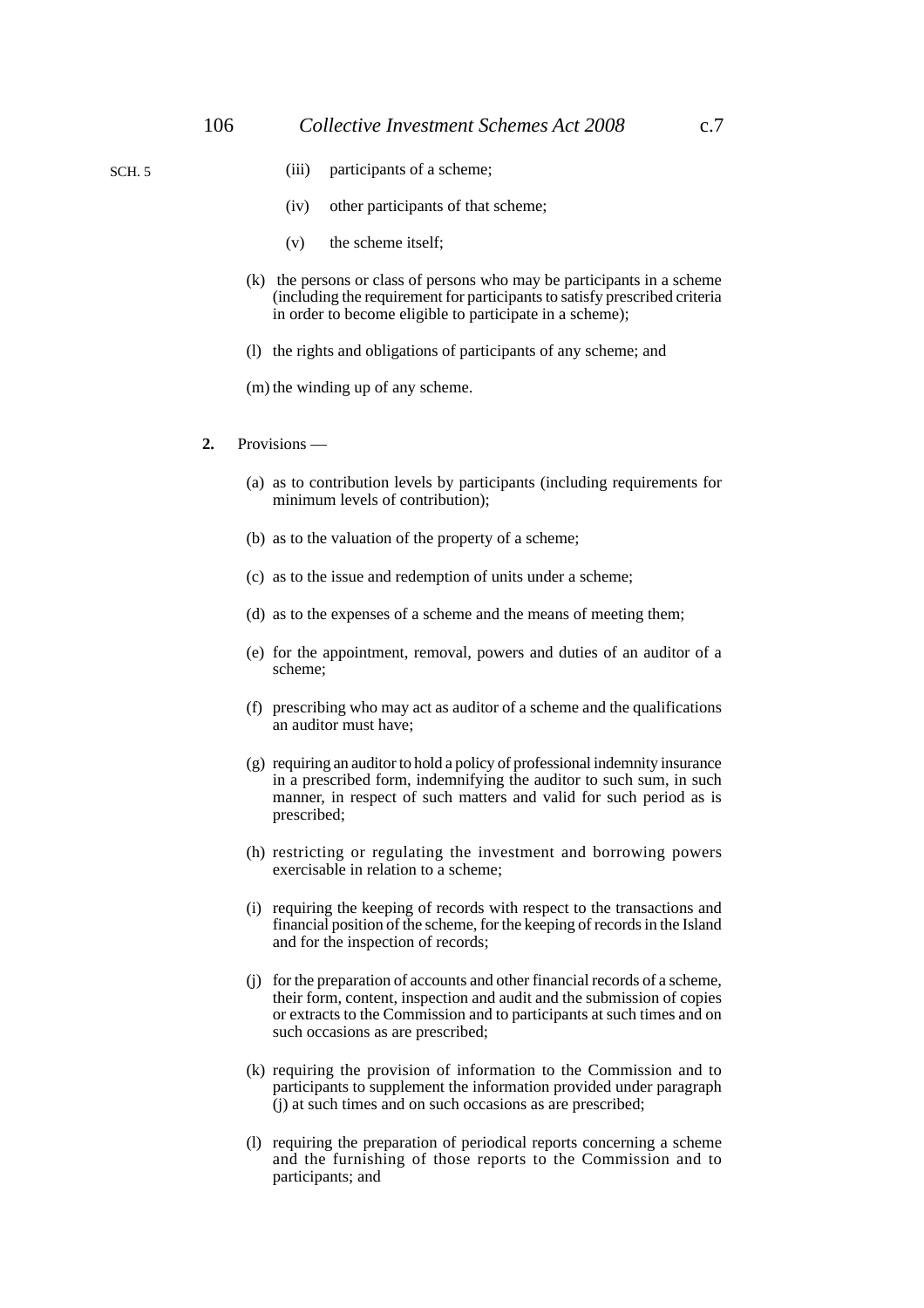(iii) participants of a scheme;

(iv) other participants of that scheme;

(v) the scheme itself;

(k) the persons or class of persons who may be participants in a scheme (including the requirement for participants to satisfy prescribed criteria in order to become eligible to participate in a scheme);

(l) the rights and obligations of participants of any scheme; and

(m) the winding up of any scheme.

**2.** Provisions —

(a) as to contribution levels by participants (including requirements for minimum levels of contribution);

(b) as to the valuation of the property of a scheme;

(c) as to the issue and redemption of units under a scheme;

(d) as to the expenses of a scheme and the means of meeting them;

(e) for the appointment, removal, powers and duties of an auditor of a scheme;

(f) prescribing who may act as auditor of a scheme and the qualifications an auditor must have;

(g) requiring an auditor to hold a policy of professional indemnity insurance in a prescribed form, indemnifying the auditor to such sum, in such manner, in respect of such matters and valid for such period as is prescribed;

(h) restricting or regulating the investment and borrowing powers exercisable in relation to a scheme;

(i) requiring the keeping of records with respect to the transactions and financial position of the scheme, for the keeping of records in the Island and for the inspection of records;

(j) for the preparation of accounts and other financial records of a scheme, their form, content, inspection and audit and the submission of copies or extracts to the Commission and to participants at such times and on such occasions as are prescribed;

(k) requiring the provision of information to the Commission and to participants to supplement the information provided under paragraph (j) at such times and on such occasions as are prescribed;

(l) requiring the preparation of periodical reports concerning a scheme and the furnishing of those reports to the Commission and to participants; and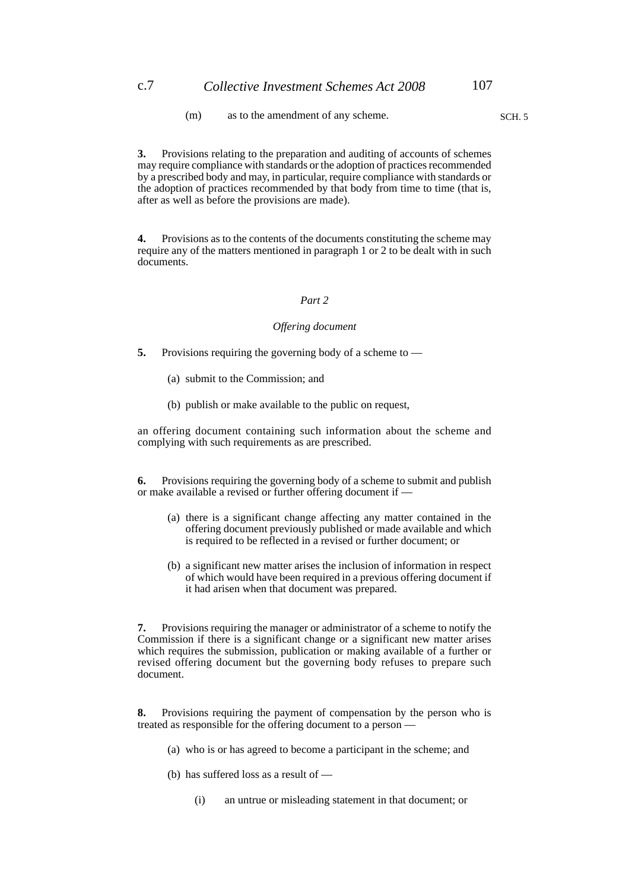(m) as to the amendment of any scheme.

**3.** Provisions relating to the preparation and auditing of accounts of schemes may require compliance with standards or the adoption of practices recommended by a prescribed body and may, in particular, require compliance with standards or the adoption of practices recommended by that body from time to time (that is, after as well as before the provisions are made).

**4.** Provisions as to the contents of the documents constituting the scheme may require any of the matters mentioned in paragraph 1 or 2 to be dealt with in such documents.

### *Part 2*

### *Offering document*

**5.** Provisions requiring the governing body of a scheme to —

(a) submit to the Commission; and

(b) publish or make available to the public on request,

an offering document containing such information about the scheme and complying with such requirements as are prescribed.

**6.** Provisions requiring the governing body of a scheme to submit and publish or make available a revised or further offering document if —

(a) there is a significant change affecting any matter contained in the offering document previously published or made available and which is required to be reflected in a revised or further document; or

(b) a significant new matter arises the inclusion of information in respect of which would have been required in a previous offering document if it had arisen when that document was prepared.

**7.** Provisions requiring the manager or administrator of a scheme to notify the Commission if there is a significant change or a significant new matter arises which requires the submission, publication or making available of a further or revised offering document but the governing body refuses to prepare such document.

**8.** Provisions requiring the payment of compensation by the person who is treated as responsible for the offering document to a person —

(a) who is or has agreed to become a participant in the scheme; and

(b) has suffered loss as a result of —

(i) an untrue or misleading statement in that document; or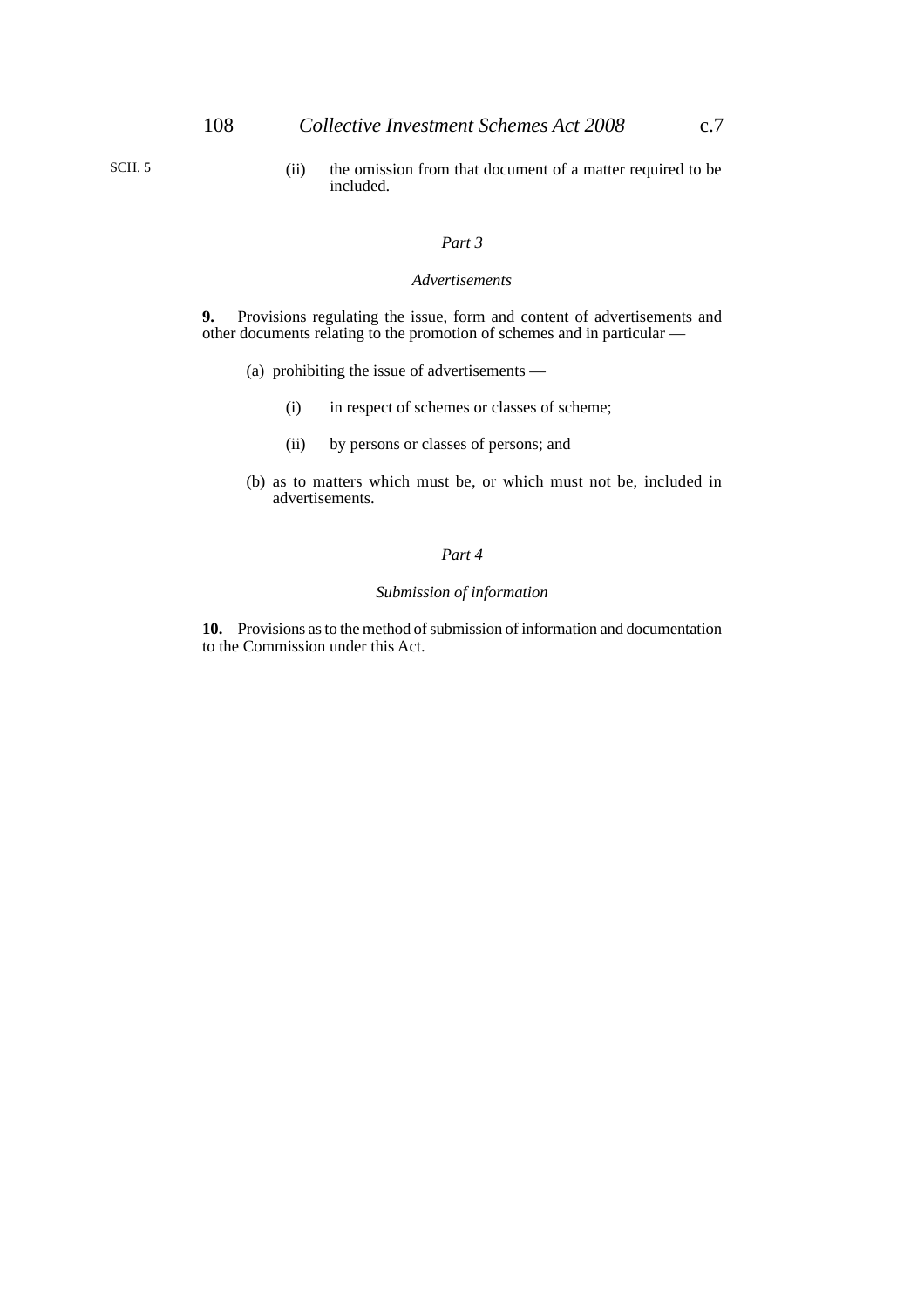(ii) the omission from that document of a matter required to be included.

*Part 3*

*Advertisements*

**9.** Provisions regulating the issue, form and content of advertisements and other documents relating to the promotion of schemes and in particular —

(a) prohibiting the issue of advertisements —

(i) in respect of schemes or classes of scheme;

(ii) by persons or classes of persons; and

(b) as to matters which must be, or which must not be, included in advertisements.

*Part 4*

*Submission of information*

**10.** Provisions as to the method of submission of information and documentation to the Commission under this Act.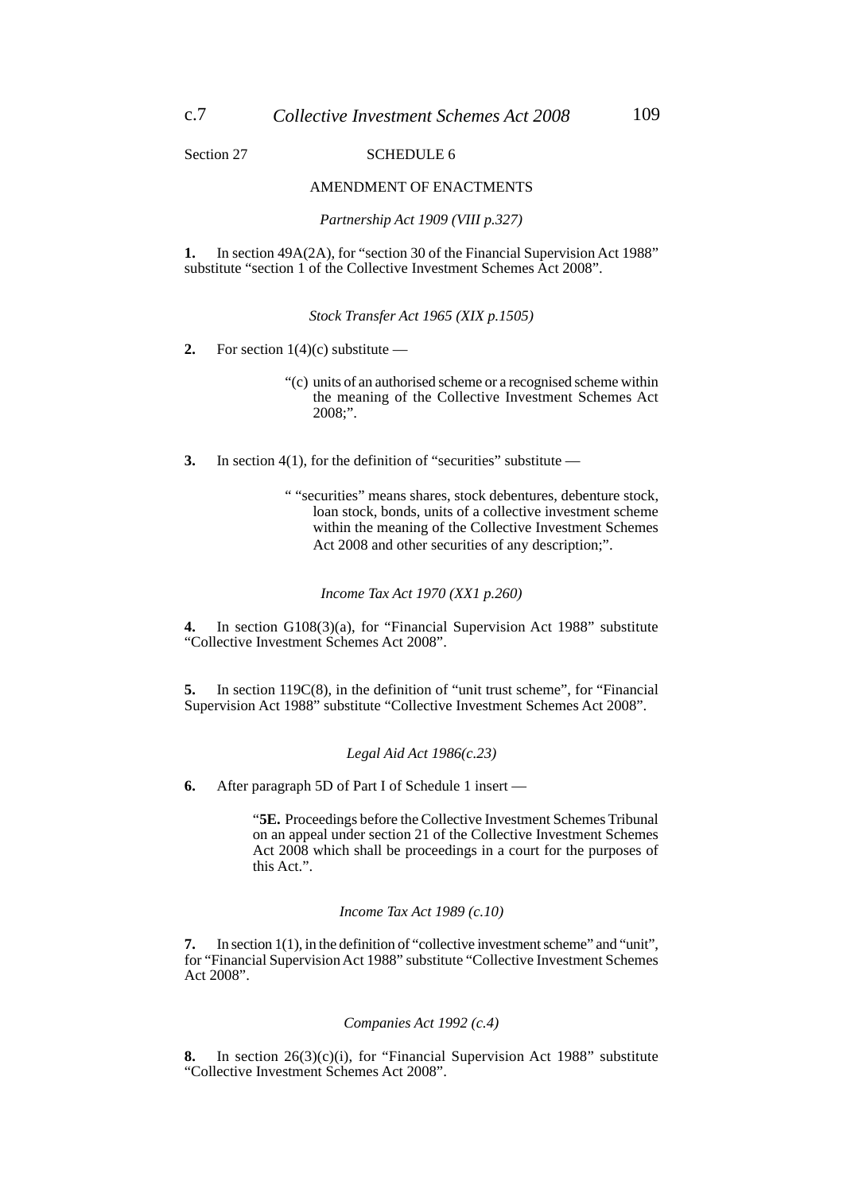Section 27

## SCHEDULE 6

## AMENDMENT OF ENACTMENTS

*Partnership Act 1909 (VIII p.327)*

**1.** In section 49A(2A), for "section 30 of the Financial Supervision Act 1988" substitute "section 1 of the Collective Investment Schemes Act 2008".

*Stock Transfer Act 1965 (XIX p.1505)*

**2.** For section 1(4)(c) substitute —

> "(c) units of an authorised scheme or a recognised scheme within the meaning of the Collective Investment Schemes Act 2008;".

**3.** In section 4(1), for the definition of "securities" substitute —

> " "securities" means shares, stock debentures, debenture stock, loan stock, bonds, units of a collective investment scheme within the meaning of the Collective Investment Schemes Act 2008 and other securities of any description;".

*Income Tax Act 1970 (XX1 p.260)*

**4.** In section G108(3)(a), for "Financial Supervision Act 1988" substitute "Collective Investment Schemes Act 2008".

**5.** In section 119C(8), in the definition of "unit trust scheme", for "Financial Supervision Act 1988" substitute "Collective Investment Schemes Act 2008".

*Legal Aid Act 1986(c.23)*

**6.** After paragraph 5D of Part I of Schedule 1 insert —

> "**5E.** Proceedings before the Collective Investment Schemes Tribunal on an appeal under section 21 of the Collective Investment Schemes Act 2008 which shall be proceedings in a court for the purposes of this Act.".

*Income Tax Act 1989 (c.10)*

**7.** In section 1(1), in the definition of "collective investment scheme" and "unit", for "Financial Supervision Act 1988" substitute "Collective Investment Schemes Act 2008".

*Companies Act 1992 (c.4)*

**8.** In section 26(3)(c)(i), for "Financial Supervision Act 1988" substitute "Collective Investment Schemes Act 2008".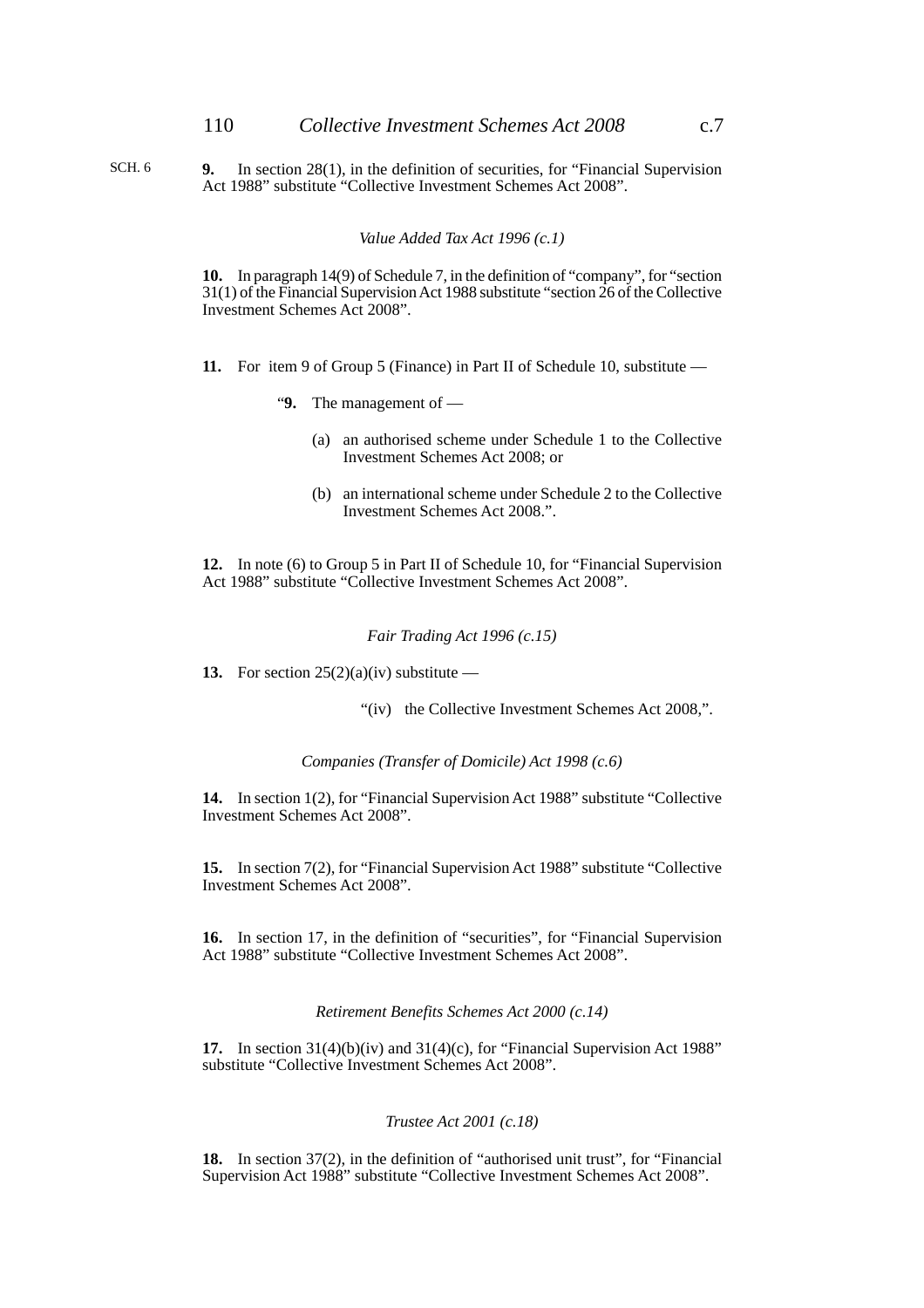**9.** In section 28(1), in the definition of securities, for "Financial Supervision Act 1988" substitute "Collective Investment Schemes Act 2008".

*Value Added Tax Act 1996 (c.1)*

**10.** In paragraph 14(9) of Schedule 7, in the definition of "company", for "section 31(1) of the Financial Supervision Act 1988 substitute "section 26 of the Collective Investment Schemes Act 2008".

**11.** For item 9 of Group 5 (Finance) in Part II of Schedule 10, substitute —

> "**9.** The management of —
>
> (a) an authorised scheme under Schedule 1 to the Collective Investment Schemes Act 2008; or
>
> (b) an international scheme under Schedule 2 to the Collective Investment Schemes Act 2008.".

**12.** In note (6) to Group 5 in Part II of Schedule 10, for "Financial Supervision Act 1988" substitute "Collective Investment Schemes Act 2008".

*Fair Trading Act 1996 (c.15)*

**13.** For section 25(2)(a)(iv) substitute —

> "(iv) the Collective Investment Schemes Act 2008,".

*Companies (Transfer of Domicile) Act 1998 (c.6)*

**14.** In section 1(2), for "Financial Supervision Act 1988" substitute "Collective Investment Schemes Act 2008".

**15.** In section 7(2), for "Financial Supervision Act 1988" substitute "Collective Investment Schemes Act 2008".

**16.** In section 17, in the definition of "securities", for "Financial Supervision Act 1988" substitute "Collective Investment Schemes Act 2008".

*Retirement Benefits Schemes Act 2000 (c.14)*

**17.** In section 31(4)(b)(iv) and 31(4)(c), for "Financial Supervision Act 1988" substitute "Collective Investment Schemes Act 2008".

*Trustee Act 2001 (c.18)*

**18.** In section 37(2), in the definition of "authorised unit trust", for "Financial Supervision Act 1988" substitute "Collective Investment Schemes Act 2008".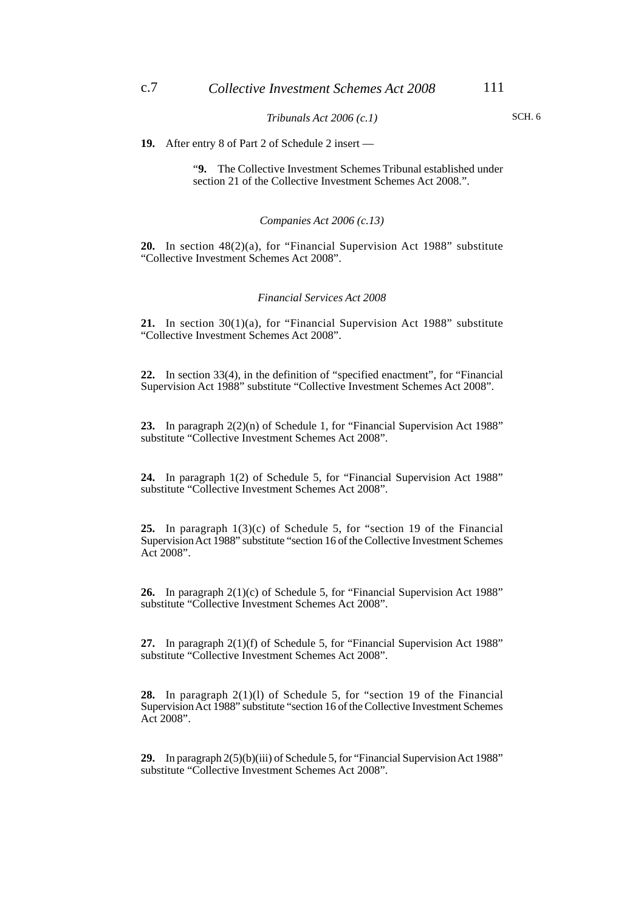*Tribunals Act 2006 (c.1)*

**19.** After entry 8 of Part 2 of Schedule 2 insert —

> "**9.** The Collective Investment Schemes Tribunal established under section 21 of the Collective Investment Schemes Act 2008.".

*Companies Act 2006 (c.13)*

**20.** In section 48(2)(a), for "Financial Supervision Act 1988" substitute "Collective Investment Schemes Act 2008".

*Financial Services Act 2008*

**21.** In section 30(1)(a), for "Financial Supervision Act 1988" substitute "Collective Investment Schemes Act 2008".

**22.** In section 33(4), in the definition of "specified enactment", for "Financial Supervision Act 1988" substitute "Collective Investment Schemes Act 2008".

**23.** In paragraph 2(2)(n) of Schedule 1, for "Financial Supervision Act 1988" substitute "Collective Investment Schemes Act 2008".

**24.** In paragraph 1(2) of Schedule 5, for "Financial Supervision Act 1988" substitute "Collective Investment Schemes Act 2008".

**25.** In paragraph 1(3)(c) of Schedule 5, for "section 19 of the Financial Supervision Act 1988" substitute "section 16 of the Collective Investment Schemes Act 2008".

**26.** In paragraph 2(1)(c) of Schedule 5, for "Financial Supervision Act 1988" substitute "Collective Investment Schemes Act 2008".

**27.** In paragraph 2(1)(f) of Schedule 5, for "Financial Supervision Act 1988" substitute "Collective Investment Schemes Act 2008".

**28.** In paragraph 2(1)(l) of Schedule 5, for "section 19 of the Financial Supervision Act 1988" substitute "section 16 of the Collective Investment Schemes Act 2008".

**29.** In paragraph 2(5)(b)(iii) of Schedule 5, for "Financial Supervision Act 1988" substitute "Collective Investment Schemes Act 2008".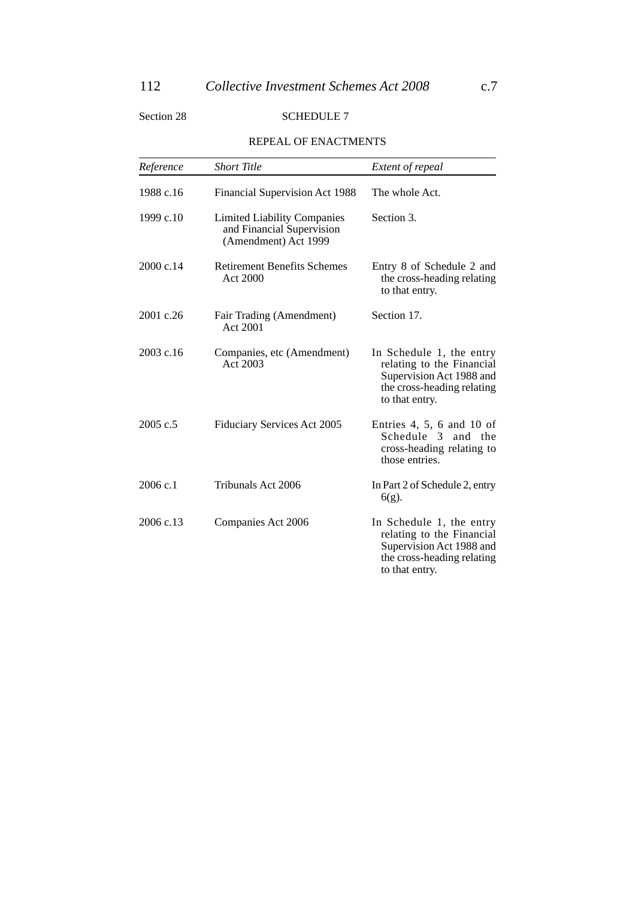Section 28

## SCHEDULE 7

### REPEAL OF ENACTMENTS

| *Reference* | *Short Title* | *Extent of repeal* |
|---|---|---|
| 1988 c.16 | Financial Supervision Act 1988 | The whole Act. |
| 1999 c.10 | Limited Liability Companies and Financial Supervision (Amendment) Act 1999 | Section 3. |
| 2000 c.14 | Retirement Benefits Schemes Act 2000 | Entry 8 of Schedule 2 and the cross-heading relating to that entry. |
| 2001 c.26 | Fair Trading (Amendment) Act 2001 | Section 17. |
| 2003 c.16 | Companies, etc (Amendment) Act 2003 | In Schedule 1, the entry relating to the Financial Supervision Act 1988 and the cross-heading relating to that entry. |
| 2005 c.5 | Fiduciary Services Act 2005 | Entries 4, 5, 6 and 10 of Schedule 3 and the cross-heading relating to those entries. |
| 2006 c.1 | Tribunals Act 2006 | In Part 2 of Schedule 2, entry 6(g). |
| 2006 c.13 | Companies Act 2006 | In Schedule 1, the entry relating to the Financial Supervision Act 1988 and the cross-heading relating to that entry. |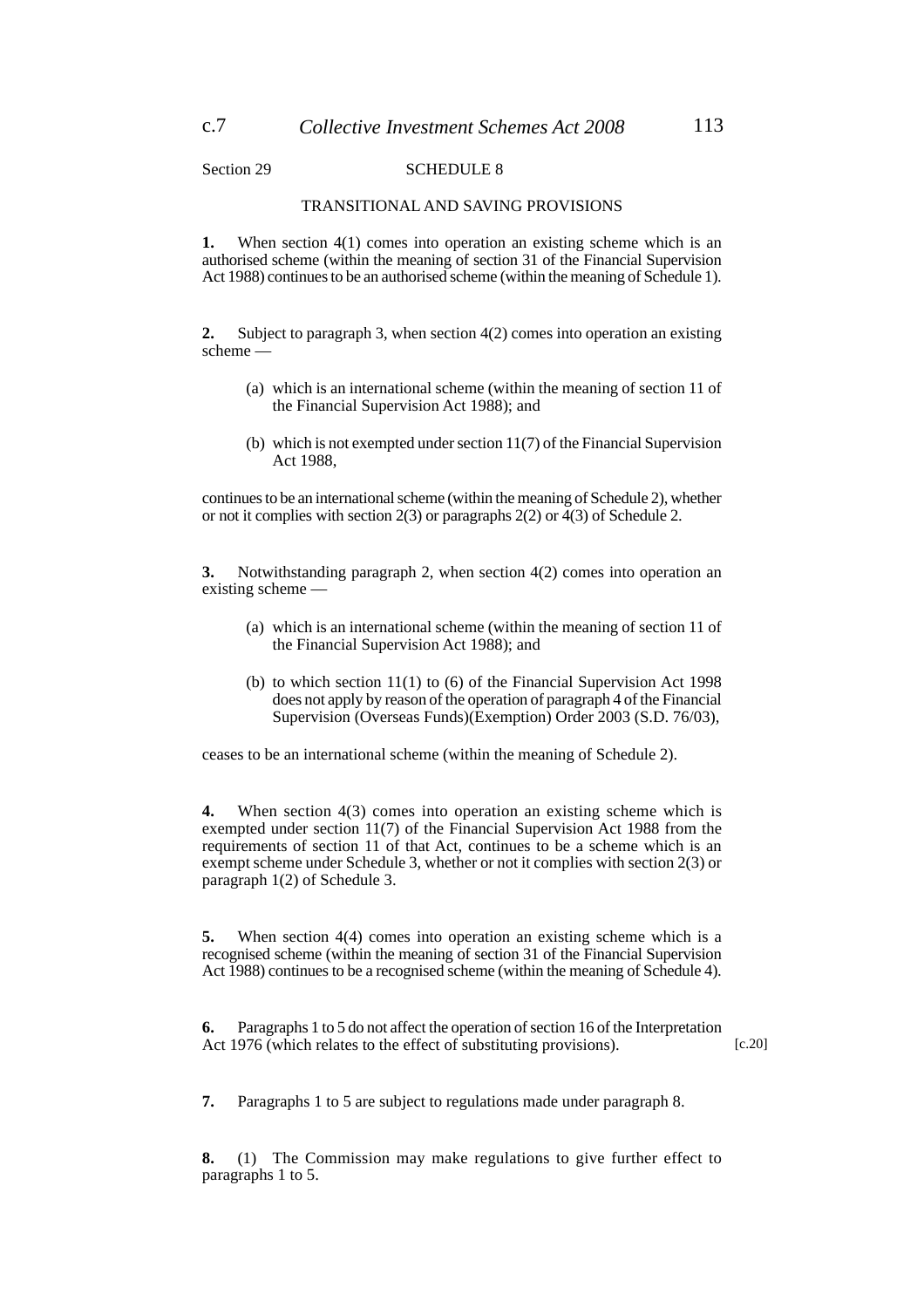Section 29

## SCHEDULE 8

### TRANSITIONAL AND SAVING PROVISIONS

**1.** When section 4(1) comes into operation an existing scheme which is an authorised scheme (within the meaning of section 31 of the Financial Supervision Act 1988) continues to be an authorised scheme (within the meaning of Schedule 1).

**2.** Subject to paragraph 3, when section 4(2) comes into operation an existing scheme —

(a) which is an international scheme (within the meaning of section 11 of the Financial Supervision Act 1988); and

(b) which is not exempted under section 11(7) of the Financial Supervision Act 1988,

continues to be an international scheme (within the meaning of Schedule 2), whether or not it complies with section 2(3) or paragraphs 2(2) or 4(3) of Schedule 2.

**3.** Notwithstanding paragraph 2, when section 4(2) comes into operation an existing scheme —

(a) which is an international scheme (within the meaning of section 11 of the Financial Supervision Act 1988); and

(b) to which section 11(1) to (6) of the Financial Supervision Act 1998 does not apply by reason of the operation of paragraph 4 of the Financial Supervision (Overseas Funds)(Exemption) Order 2003 (S.D. 76/03),

ceases to be an international scheme (within the meaning of Schedule 2).

**4.** When section 4(3) comes into operation an existing scheme which is exempted under section 11(7) of the Financial Supervision Act 1988 from the requirements of section 11 of that Act, continues to be a scheme which is an exempt scheme under Schedule 3, whether or not it complies with section 2(3) or paragraph 1(2) of Schedule 3.

**5.** When section 4(4) comes into operation an existing scheme which is a recognised scheme (within the meaning of section 31 of the Financial Supervision Act 1988) continues to be a recognised scheme (within the meaning of Schedule 4).

**6.** Paragraphs 1 to 5 do not affect the operation of section 16 of the Interpretation Act 1976 (which relates to the effect of substituting provisions). [c.20]

**7.** Paragraphs 1 to 5 are subject to regulations made under paragraph 8.

**8.** (1) The Commission may make regulations to give further effect to paragraphs 1 to 5.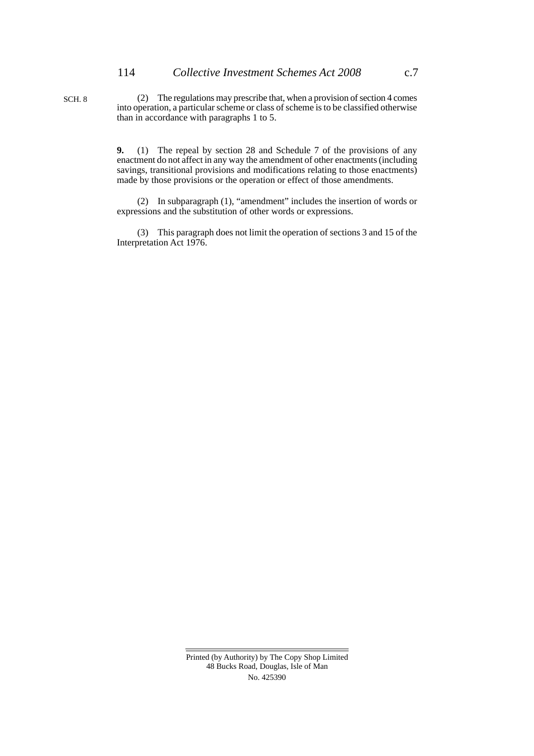(2) The regulations may prescribe that, when a provision of section 4 comes into operation, a particular scheme or class of scheme is to be classified otherwise than in accordance with paragraphs 1 to 5.

**9.** (1) The repeal by section 28 and Schedule 7 of the provisions of any enactment do not affect in any way the amendment of other enactments (including savings, transitional provisions and modifications relating to those enactments) made by those provisions or the operation or effect of those amendments.

(2) In subparagraph (1), "amendment" includes the insertion of words or expressions and the substitution of other words or expressions.

(3) This paragraph does not limit the operation of sections 3 and 15 of the Interpretation Act 1976.

Printed (by Authority) by The Copy Shop Limited
48 Bucks Road, Douglas, Isle of Man
No. 425390